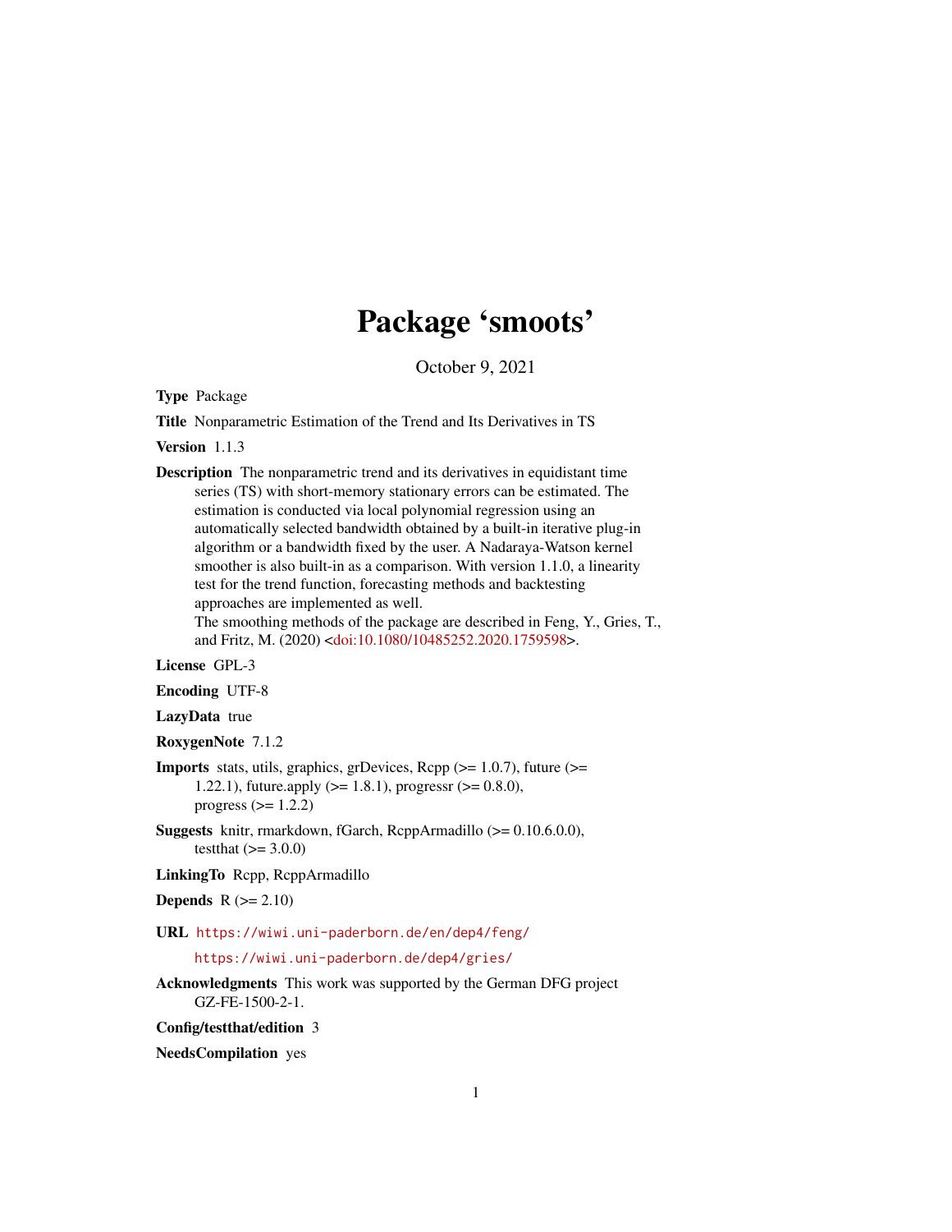# Package 'smoots'

October 9, 2021

**Type** Package

**Title** Nonparametric Estimation of the Trend and Its Derivatives in TS

**Version** 1.1.3

**Description** The nonparametric trend and its derivatives in equidistant time series (TS) with short-memory stationary errors can be estimated. The estimation is conducted via local polynomial regression using an automatically selected bandwidth obtained by a built-in iterative plug-in algorithm or a bandwidth fixed by the user. A Nadaraya-Watson kernel smoother is also built-in as a comparison. With version 1.1.0, a linearity test for the trend function, forecasting methods and backtesting approaches are implemented as well.
The smoothing methods of the package are described in Feng, Y., Gries, T., and Fritz, M. (2020) <doi:10.1080/10485252.2020.1759598>.

**License** GPL-3

**Encoding** UTF-8

**LazyData** true

**RoxygenNote** 7.1.2

**Imports** stats, utils, graphics, grDevices, Rcpp (>= 1.0.7), future (>= 1.22.1), future.apply (>= 1.8.1), progressr (>= 0.8.0), progress (>= 1.2.2)

**Suggests** knitr, rmarkdown, fGarch, RcppArmadillo (>= 0.10.6.0.0), testthat (>= 3.0.0)

**LinkingTo** Rcpp, RcppArmadillo

**Depends** R (>= 2.10)

**URL** https://wiwi.uni-paderborn.de/en/dep4/feng/
https://wiwi.uni-paderborn.de/dep4/gries/

**Acknowledgments** This work was supported by the German DFG project GZ-FE-1500-2-1.

**Config/testthat/edition** 3

**NeedsCompilation** yes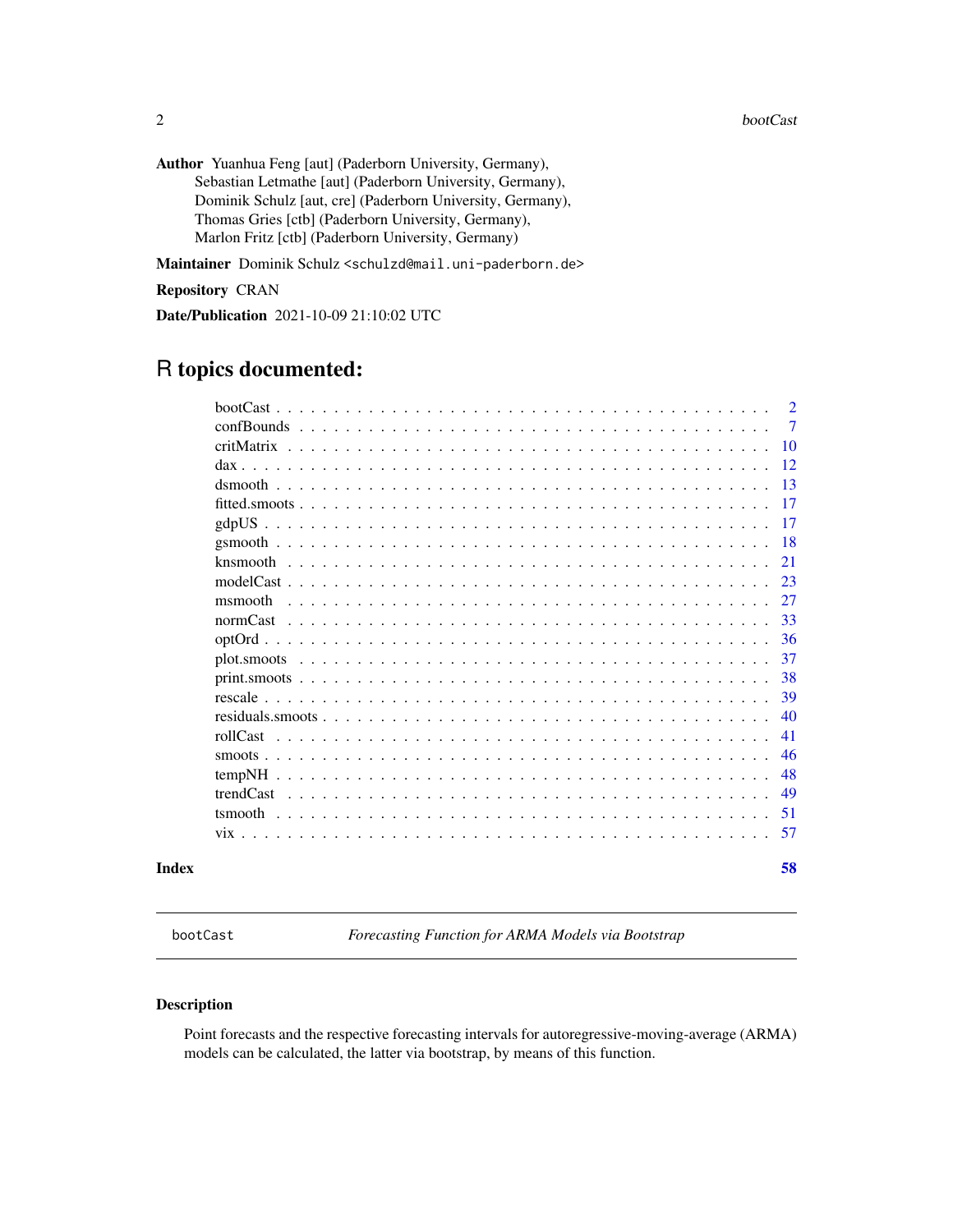**Author** Yuanhua Feng [aut] (Paderborn University, Germany),
Sebastian Letmathe [aut] (Paderborn University, Germany),
Dominik Schulz [aut, cre] (Paderborn University, Germany),
Thomas Gries [ctb] (Paderborn University, Germany),
Marlon Fritz [ctb] (Paderborn University, Germany)

**Maintainer** Dominik Schulz <schulzd@mail.uni-paderborn.de>

**Repository** CRAN

**Date/Publication** 2021-10-09 21:10:02 UTC

# R topics documented:

| | |
|---|---|
| bootCast | 2 |
| confBounds | 7 |
| critMatrix | 10 |
| dax | 12 |
| dsmooth | 13 |
| fitted.smoots | 17 |
| gdpUS | 17 |
| gsmooth | 18 |
| knsmooth | 21 |
| modelCast | 23 |
| msmooth | 27 |
| normCast | 33 |
| optOrd | 36 |
| plot.smoots | 37 |
| print.smoots | 38 |
| rescale | 39 |
| residuals.smoots | 40 |
| rollCast | 41 |
| smoots | 46 |
| tempNH | 48 |
| trendCast | 49 |
| tsmooth | 51 |
| vix | 57 |
| **Index** | **58** |

---

`bootCast` *Forecasting Function for ARMA Models via Bootstrap*

---

## Description

Point forecasts and the respective forecasting intervals for autoregressive-moving-average (ARMA) models can be calculated, the latter via bootstrap, by means of this function.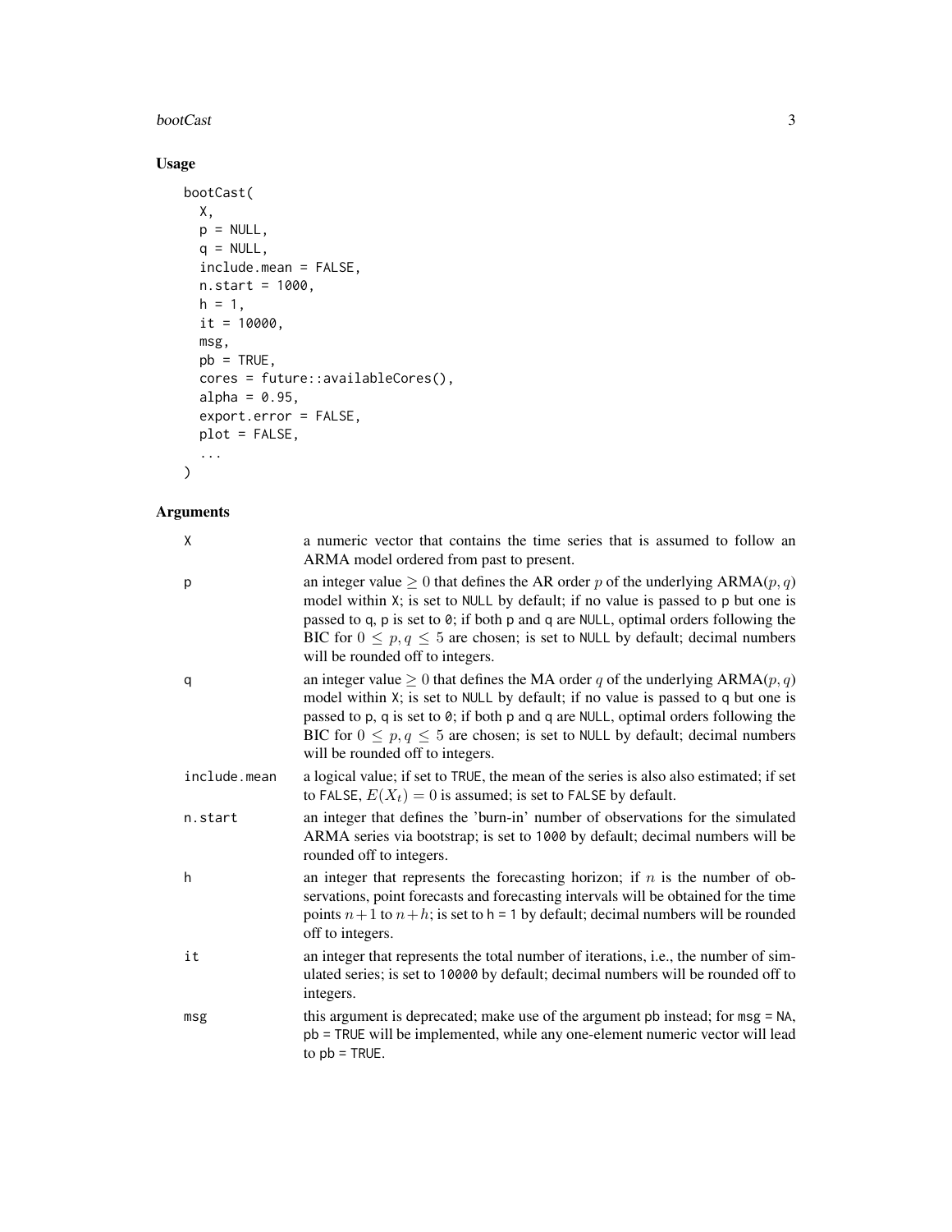## Usage

```
bootCast(
  X,
  p = NULL,
  q = NULL,
  include.mean = FALSE,
  n.start = 1000,
  h = 1,
  it = 10000,
  msg,
  pb = TRUE,
  cores = future::availableCores(),
  alpha = 0.95,
  export.error = FALSE,
  plot = FALSE,
  ...
)
```

## Arguments

| Argument | Description |
|---|---|
| X | a numeric vector that contains the time series that is assumed to follow an ARMA model ordered from past to present. |
| p | an integer value $\geq 0$ that defines the AR order $p$ of the underlying ARMA($p, q$) model within X; is set to NULL by default; if no value is passed to p but one is passed to q, p is set to 0; if both p and q are NULL, optimal orders following the BIC for $0 \leq p, q \leq 5$ are chosen; is set to NULL by default; decimal numbers will be rounded off to integers. |
| q | an integer value $\geq 0$ that defines the MA order $q$ of the underlying ARMA($p, q$) model within X; is set to NULL by default; if no value is passed to q but one is passed to p, q is set to 0; if both p and q are NULL, optimal orders following the BIC for $0 \leq p, q \leq 5$ are chosen; is set to NULL by default; decimal numbers will be rounded off to integers. |
| include.mean | a logical value; if set to TRUE, the mean of the series is also also estimated; if set to FALSE, $E(X_t) = 0$ is assumed; is set to FALSE by default. |
| n.start | an integer that defines the 'burn-in' number of observations for the simulated ARMA series via bootstrap; is set to 1000 by default; decimal numbers will be rounded off to integers. |
| h | an integer that represents the forecasting horizon; if $n$ is the number of observations, point forecasts and forecasting intervals will be obtained for the time points $n+1$ to $n+h$; is set to h = 1 by default; decimal numbers will be rounded off to integers. |
| it | an integer that represents the total number of iterations, i.e., the number of simulated series; is set to 10000 by default; decimal numbers will be rounded off to integers. |
| msg | this argument is deprecated; make use of the argument pb instead; for msg = NA, pb = TRUE will be implemented, while any one-element numeric vector will lead to pb = TRUE. |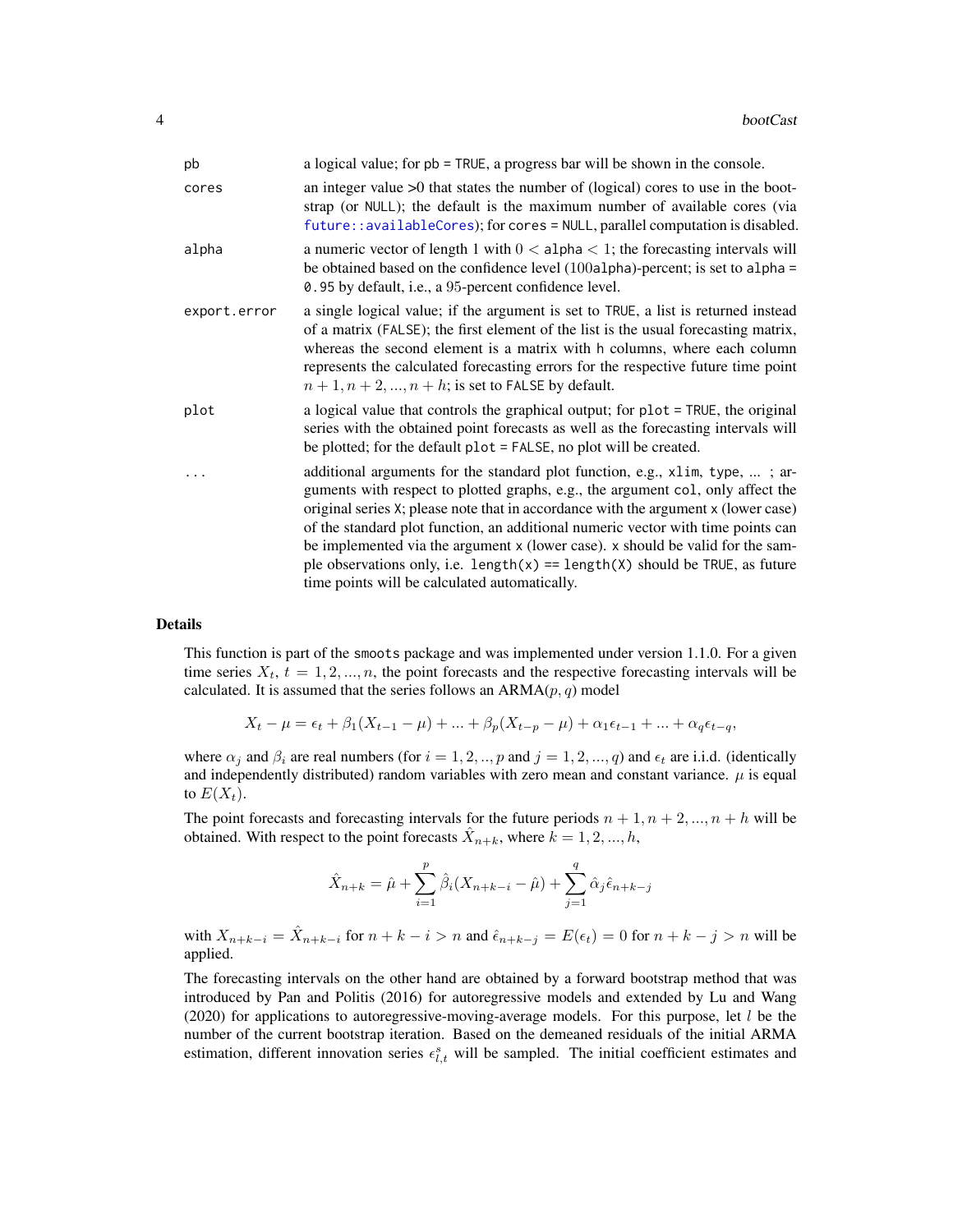| | |
|---|---|
| pb | a logical value; for `pb = TRUE`, a progress bar will be shown in the console. |
| cores | an integer value >0 that states the number of (logical) cores to use in the bootstrap (or `NULL`); the default is the maximum number of available cores (via `future::availableCores`); for `cores = NULL`, parallel computation is disabled. |
| alpha | a numeric vector of length 1 with $0 <$ `alpha` $< 1$; the forecasting intervals will be obtained based on the confidence level (100`alpha`)-percent; is set to `alpha = 0.95` by default, i.e., a 95-percent confidence level. |
| export.error | a single logical value; if the argument is set to `TRUE`, a list is returned instead of a matrix (`FALSE`); the first element of the list is the usual forecasting matrix, whereas the second element is a matrix with `h` columns, where each column represents the calculated forecasting errors for the respective future time point $n+1, n+2, ..., n+h$; is set to `FALSE` by default. |
| plot | a logical value that controls the graphical output; for `plot = TRUE`, the original series with the obtained point forecasts as well as the forecasting intervals will be plotted; for the default `plot = FALSE`, no plot will be created. |
| ... | additional arguments for the standard plot function, e.g., `xlim`, `type`, ... ; arguments with respect to plotted graphs, e.g., the argument `col`, only affect the original series `X`; please note that in accordance with the argument `x` (lower case) of the standard plot function, an additional numeric vector with time points can be implemented via the argument `x` (lower case). `x` should be valid for the sample observations only, i.e. `length(x) == length(X)` should be `TRUE`, as future time points will be calculated automatically. |

## Details

This function is part of the `smoots` package and was implemented under version 1.1.0. For a given time series $X_t$, $t = 1, 2, ..., n$, the point forecasts and the respective forecasting intervals will be calculated. It is assumed that the series follows an ARMA($p, q$) model

$$X_t - \mu = \epsilon_t + \beta_1(X_{t-1} - \mu) + ... + \beta_p(X_{t-p} - \mu) + \alpha_1\epsilon_{t-1} + ... + \alpha_q\epsilon_{t-q},$$

where $\alpha_j$ and $\beta_i$ are real numbers (for $i = 1, 2, .., p$ and $j = 1, 2, ..., q$) and $\epsilon_t$ are i.i.d. (identically and independently distributed) random variables with zero mean and constant variance. $\mu$ is equal to $E(X_t)$.

The point forecasts and forecasting intervals for the future periods $n+1, n+2, ..., n+h$ will be obtained. With respect to the point forecasts $\hat{X}_{n+k}$, where $k = 1, 2, ..., h$,

$$\hat{X}_{n+k} = \hat{\mu} + \sum_{i=1}^{p} \hat{\beta}_i(X_{n+k-i} - \hat{\mu}) + \sum_{j=1}^{q} \hat{\alpha}_j \hat{\epsilon}_{n+k-j}$$

with $X_{n+k-i} = \hat{X}_{n+k-i}$ for $n+k-i > n$ and $\hat{\epsilon}_{n+k-j} = E(\epsilon_t) = 0$ for $n+k-j > n$ will be applied.

The forecasting intervals on the other hand are obtained by a forward bootstrap method that was introduced by Pan and Politis (2016) for autoregressive models and extended by Lu and Wang (2020) for applications to autoregressive-moving-average models. For this purpose, let $l$ be the number of the current bootstrap iteration. Based on the demeaned residuals of the initial ARMA estimation, different innovation series $\epsilon_{l,t}^s$ will be sampled. The initial coefficient estimates and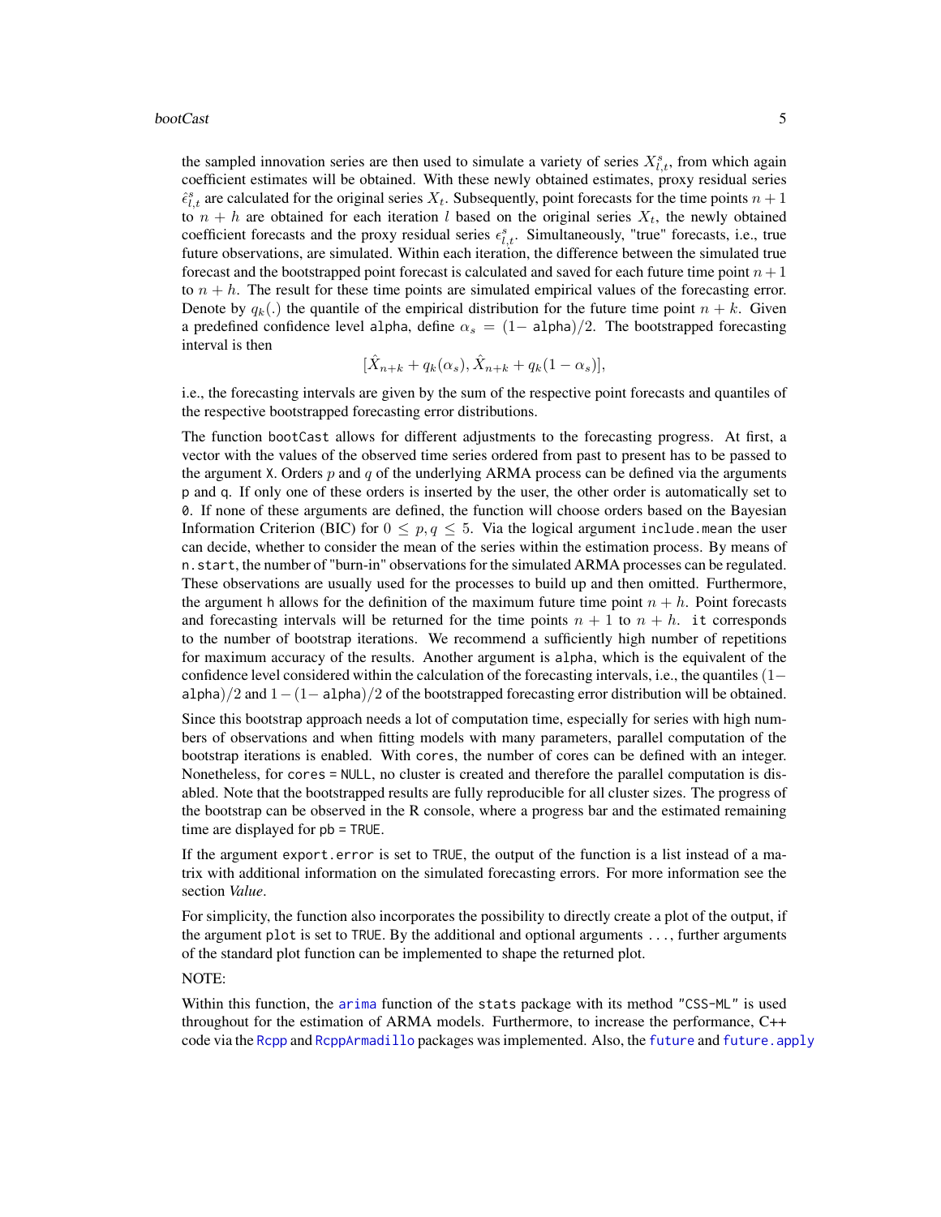the sampled innovation series are then used to simulate a variety of series $X^s_{l,t}$, from which again coefficient estimates will be obtained. With these newly obtained estimates, proxy residual series $\hat{\epsilon}^s_{l,t}$ are calculated for the original series $X_t$. Subsequently, point forecasts for the time points $n+1$ to $n+h$ are obtained for each iteration $l$ based on the original series $X_t$, the newly obtained coefficient forecasts and the proxy residual series $\epsilon^s_{l,t}$. Simultaneously, "true" forecasts, i.e., true future observations, are simulated. Within each iteration, the difference between the simulated true forecast and the bootstrapped point forecast is calculated and saved for each future time point $n+1$ to $n+h$. The result for these time points are simulated empirical values of the forecasting error. Denote by $q_k(.)$ the quantile of the empirical distribution for the future time point $n+k$. Given a predefined confidence level `alpha`, define $\alpha_s = (1-$ `alpha`$)/2$. The bootstrapped forecasting interval is then

$$[\hat{X}_{n+k} + q_k(\alpha_s), \hat{X}_{n+k} + q_k(1-\alpha_s)],$$

i.e., the forecasting intervals are given by the sum of the respective point forecasts and quantiles of the respective bootstrapped forecasting error distributions.

The function `bootCast` allows for different adjustments to the forecasting progress. At first, a vector with the values of the observed time series ordered from past to present has to be passed to the argument `X`. Orders $p$ and $q$ of the underlying ARMA process can be defined via the arguments `p` and `q`. If only one of these orders is inserted by the user, the other order is automatically set to `0`. If none of these arguments are defined, the function will choose orders based on the Bayesian Information Criterion (BIC) for $0 \leq p, q \leq 5$. Via the logical argument `include.mean` the user can decide, whether to consider the mean of the series within the estimation process. By means of `n.start`, the number of "burn-in" observations for the simulated ARMA processes can be regulated. These observations are usually used for the processes to build up and then omitted. Furthermore, the argument `h` allows for the definition of the maximum future time point $n+h$. Point forecasts and forecasting intervals will be returned for the time points $n+1$ to $n+h$. `it` corresponds to the number of bootstrap iterations. We recommend a sufficiently high number of repetitions for maximum accuracy of the results. Another argument is `alpha`, which is the equivalent of the confidence level considered within the calculation of the forecasting intervals, i.e., the quantiles $(1-$ `alpha`$)/2$ and $1-(1-$ `alpha`$)/2$ of the bootstrapped forecasting error distribution will be obtained.

Since this bootstrap approach needs a lot of computation time, especially for series with high numbers of observations and when fitting models with many parameters, parallel computation of the bootstrap iterations is enabled. With `cores`, the number of cores can be defined with an integer. Nonetheless, for `cores = NULL`, no cluster is created and therefore the parallel computation is disabled. Note that the bootstrapped results are fully reproducible for all cluster sizes. The progress of the bootstrap can be observed in the R console, where a progress bar and the estimated remaining time are displayed for `pb = TRUE`.

If the argument `export.error` is set to `TRUE`, the output of the function is a list instead of a matrix with additional information on the simulated forecasting errors. For more information see the section *Value*.

For simplicity, the function also incorporates the possibility to directly create a plot of the output, if the argument `plot` is set to `TRUE`. By the additional and optional arguments `...`, further arguments of the standard plot function can be implemented to shape the returned plot.

NOTE:

Within this function, the `arima` function of the `stats` package with its method `"CSS-ML"` is used throughout for the estimation of ARMA models. Furthermore, to increase the performance, C++ code via the `Rcpp` and `RcppArmadillo` packages was implemented. Also, the `future` and `future.apply`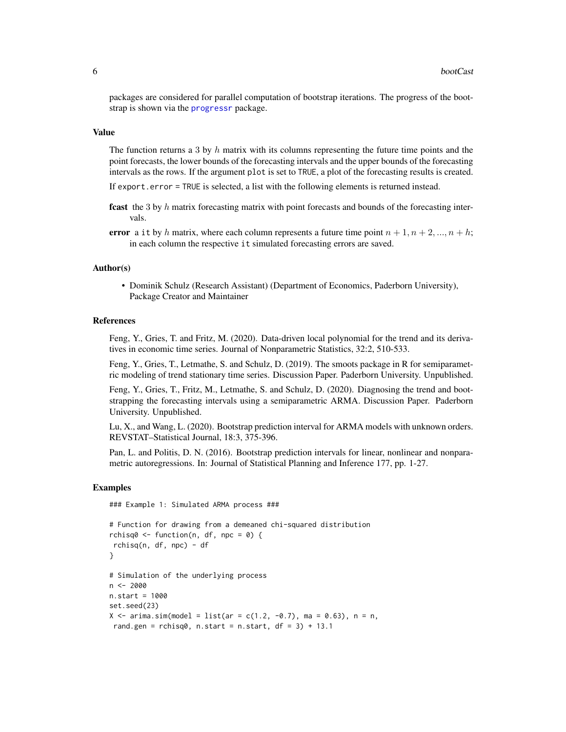packages are considered for parallel computation of bootstrap iterations. The progress of the bootstrap is shown via the progressr package.

## Value

The function returns a 3 by $h$ matrix with its columns representing the future time points and the point forecasts, the lower bounds of the forecasting intervals and the upper bounds of the forecasting intervals as the rows. If the argument `plot` is set to `TRUE`, a plot of the forecasting results is created.

If `export.error = TRUE` is selected, a list with the following elements is returned instead.

- **fcast** the 3 by $h$ matrix forecasting matrix with point forecasts and bounds of the forecasting intervals.
- **error** a `it` by $h$ matrix, where each column represents a future time point $n+1, n+2, ..., n+h$; in each column the respective `it` simulated forecasting errors are saved.

## Author(s)

- Dominik Schulz (Research Assistant) (Department of Economics, Paderborn University), Package Creator and Maintainer

## References

Feng, Y., Gries, T. and Fritz, M. (2020). Data-driven local polynomial for the trend and its derivatives in economic time series. Journal of Nonparametric Statistics, 32:2, 510-533.

Feng, Y., Gries, T., Letmathe, S. and Schulz, D. (2019). The smoots package in R for semiparametric modeling of trend stationary time series. Discussion Paper. Paderborn University. Unpublished.

Feng, Y., Gries, T., Fritz, M., Letmathe, S. and Schulz, D. (2020). Diagnosing the trend and bootstrapping the forecasting intervals using a semiparametric ARMA. Discussion Paper. Paderborn University. Unpublished.

Lu, X., and Wang, L. (2020). Bootstrap prediction interval for ARMA models with unknown orders. REVSTAT–Statistical Journal, 18:3, 375-396.

Pan, L. and Politis, D. N. (2016). Bootstrap prediction intervals for linear, nonlinear and nonparametric autoregressions. In: Journal of Statistical Planning and Inference 177, pp. 1-27.

## Examples

```
### Example 1: Simulated ARMA process ###

# Function for drawing from a demeaned chi-squared distribution
rchisq0 <- function(n, df, npc = 0) {
 rchisq(n, df, npc) - df
}

# Simulation of the underlying process
n <- 2000
n.start = 1000
set.seed(23)
X <- arima.sim(model = list(ar = c(1.2, -0.7), ma = 0.63), n = n,
 rand.gen = rchisq0, n.start = n.start, df = 3) + 13.1
```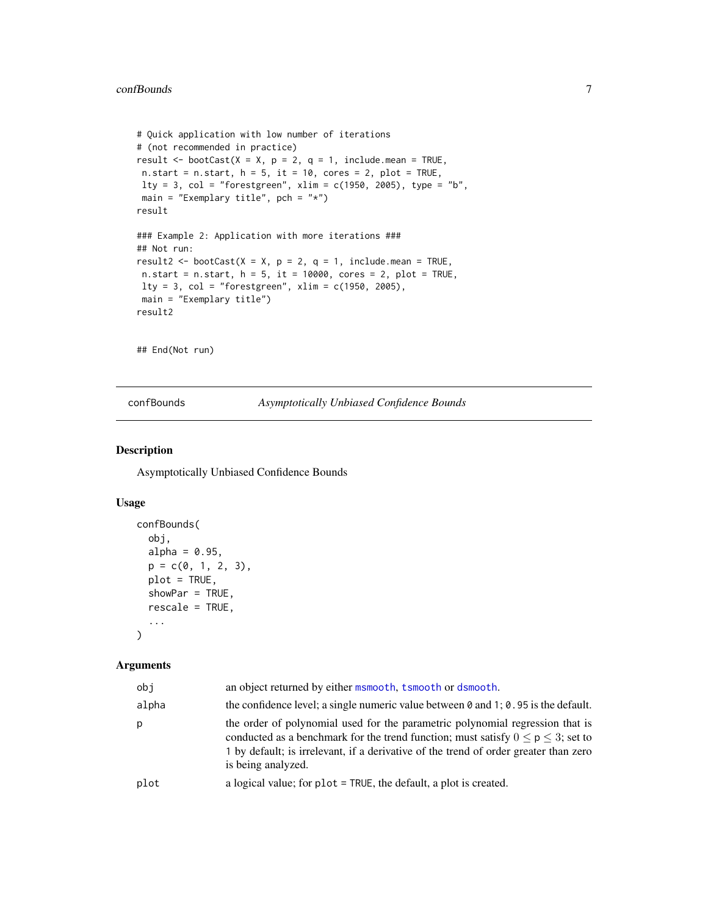```
# Quick application with low number of iterations
# (not recommended in practice)
result <- bootCast(X = X, p = 2, q = 1, include.mean = TRUE,
 n.start = n.start, h = 5, it = 10, cores = 2, plot = TRUE,
 lty = 3, col = "forestgreen", xlim = c(1950, 2005), type = "b",
 main = "Exemplary title", pch = "*")
result

### Example 2: Application with more iterations ###
## Not run:
result2 <- bootCast(X = X, p = 2, q = 1, include.mean = TRUE,
 n.start = n.start, h = 5, it = 10000, cores = 2, plot = TRUE,
 lty = 3, col = "forestgreen", xlim = c(1950, 2005),
 main = "Exemplary title")
result2


## End(Not run)
```

---

## confBounds — *Asymptotically Unbiased Confidence Bounds*

### Description

Asymptotically Unbiased Confidence Bounds

### Usage

```
confBounds(
  obj,
  alpha = 0.95,
  p = c(0, 1, 2, 3),
  plot = TRUE,
  showPar = TRUE,
  rescale = TRUE,
  ...
)
```

### Arguments

| | |
|---|---|
| `obj` | an object returned by either `msmooth`, `tsmooth` or `dsmooth`. |
| `alpha` | the confidence level; a single numeric value between `0` and `1`; `0.95` is the default. |
| `p` | the order of polynomial used for the parametric polynomial regression that is conducted as a benchmark for the trend function; must satisfy $0 \leq p \leq 3$; set to `1` by default; is irrelevant, if a derivative of the trend of order greater than zero is being analyzed. |
| `plot` | a logical value; for `plot = TRUE`, the default, a plot is created. |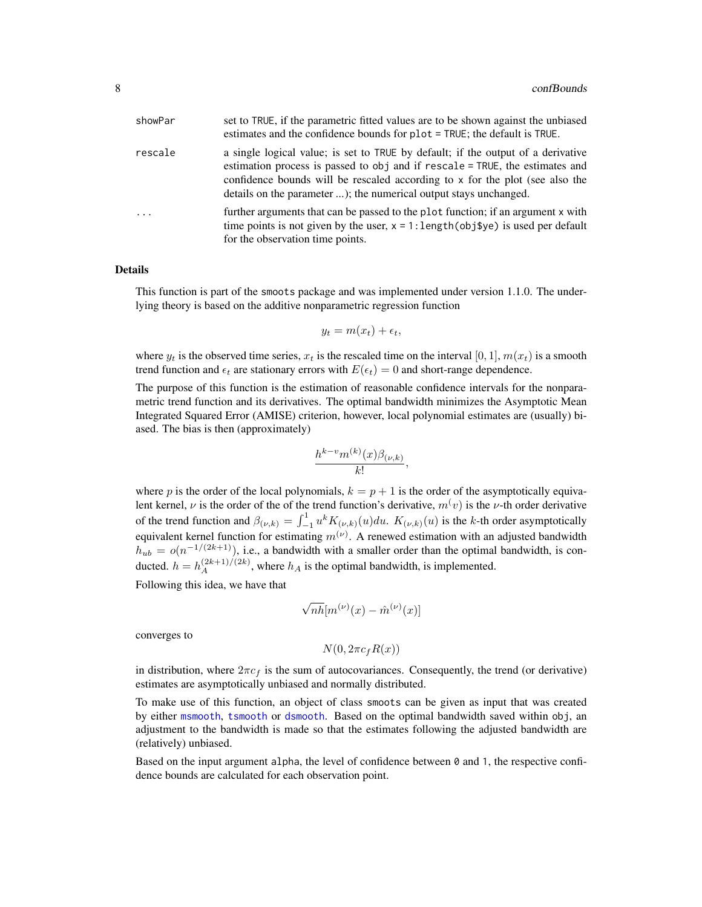| | |
|---|---|
| showPar | set to TRUE, if the parametric fitted values are to be shown against the unbiased estimates and the confidence bounds for plot = TRUE; the default is TRUE. |
| rescale | a single logical value; is set to TRUE by default; if the output of a derivative estimation process is passed to obj and if rescale = TRUE, the estimates and confidence bounds will be rescaled according to x for the plot (see also the details on the parameter ...); the numerical output stays unchanged. |
| ... | further arguments that can be passed to the plot function; if an argument x with time points is not given by the user, x = 1:length(obj$ye) is used per default for the observation time points. |

## Details

This function is part of the smoots package and was implemented under version 1.1.0. The underlying theory is based on the additive nonparametric regression function

$$y_t = m(x_t) + \epsilon_t,$$

where $y_t$ is the observed time series, $x_t$ is the rescaled time on the interval $[0, 1]$, $m(x_t)$ is a smooth trend function and $\epsilon_t$ are stationary errors with $E(\epsilon_t) = 0$ and short-range dependence.

The purpose of this function is the estimation of reasonable confidence intervals for the nonparametric trend function and its derivatives. The optimal bandwidth minimizes the Asymptotic Mean Integrated Squared Error (AMISE) criterion, however, local polynomial estimates are (usually) biased. The bias is then (approximately)

$$\frac{h^{k-v} m^{(k)}(x) \beta_{(\nu,k)}}{k!},$$

where $p$ is the order of the local polynomials, $k = p + 1$ is the order of the asymptotically equivalent kernel, $\nu$ is the order of the of the trend function's derivative, $m^(v)$ is the $\nu$-th order derivative of the trend function and $\beta_{(\nu,k)} = \int_{-1}^{1} u^k K_{(\nu,k)}(u) du$. $K_{(\nu,k)}(u)$ is the $k$-th order asymptotically equivalent kernel function for estimating $m^{(\nu)}$. A renewed estimation with an adjusted bandwidth $h_{ub} = o(n^{-1/(2k+1)})$, i.e., a bandwidth with a smaller order than the optimal bandwidth, is conducted. $h = h_A^{(2k+1)/(2k)}$, where $h_A$ is the optimal bandwidth, is implemented.

Following this idea, we have that

$$\sqrt{nh}[m^{(\nu)}(x) - \hat{m}^{(\nu)}(x)]$$

converges to

$$N(0, 2\pi c_f R(x))$$

in distribution, where $2\pi c_f$ is the sum of autocovariances. Consequently, the trend (or derivative) estimates are asymptotically unbiased and normally distributed.

To make use of this function, an object of class smoots can be given as input that was created by either msmooth, tsmooth or dsmooth. Based on the optimal bandwidth saved within obj, an adjustment to the bandwidth is made so that the estimates following the adjusted bandwidth are (relatively) unbiased.

Based on the input argument alpha, the level of confidence between 0 and 1, the respective confidence bounds are calculated for each observation point.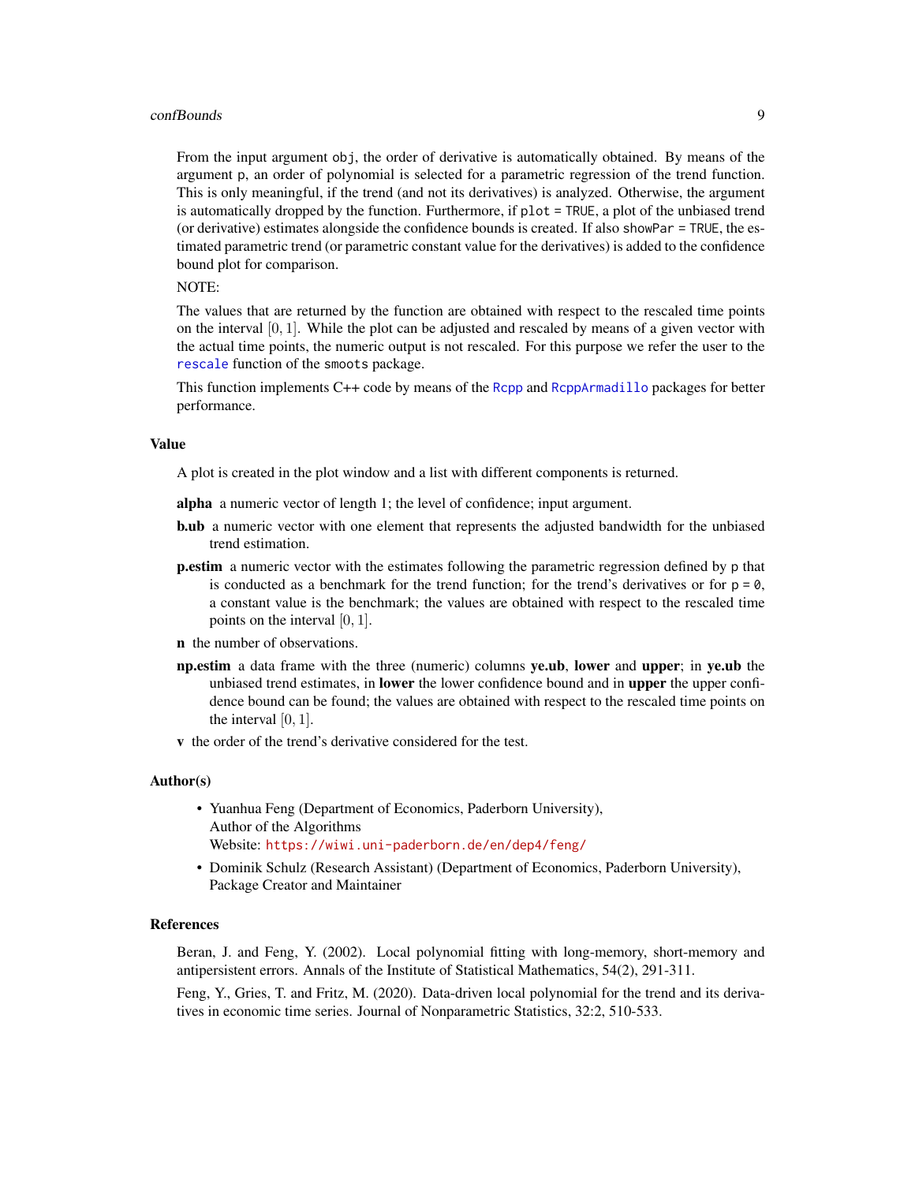From the input argument `obj`, the order of derivative is automatically obtained. By means of the argument `p`, an order of polynomial is selected for a parametric regression of the trend function. This is only meaningful, if the trend (and not its derivatives) is analyzed. Otherwise, the argument is automatically dropped by the function. Furthermore, if `plot = TRUE`, a plot of the unbiased trend (or derivative) estimates alongside the confidence bounds is created. If also `showPar = TRUE`, the estimated parametric trend (or parametric constant value for the derivatives) is added to the confidence bound plot for comparison.

NOTE:

The values that are returned by the function are obtained with respect to the rescaled time points on the interval $[0, 1]$. While the plot can be adjusted and rescaled by means of a given vector with the actual time points, the numeric output is not rescaled. For this purpose we refer the user to the `rescale` function of the `smoots` package.

This function implements C++ code by means of the `Rcpp` and `RcppArmadillo` packages for better performance.

### Value

A plot is created in the plot window and a list with different components is returned.

**alpha** a numeric vector of length 1; the level of confidence; input argument.

**b.ub** a numeric vector with one element that represents the adjusted bandwidth for the unbiased trend estimation.

**p.estim** a numeric vector with the estimates following the parametric regression defined by `p` that is conducted as a benchmark for the trend function; for the trend's derivatives or for `p = 0`, a constant value is the benchmark; the values are obtained with respect to the rescaled time points on the interval $[0, 1]$.

**n** the number of observations.

**np.estim** a data frame with the three (numeric) columns **ye.ub**, **lower** and **upper**; in **ye.ub** the unbiased trend estimates, in **lower** the lower confidence bound and in **upper** the upper confidence bound can be found; the values are obtained with respect to the rescaled time points on the interval $[0, 1]$.

**v** the order of the trend's derivative considered for the test.

### Author(s)

- Yuanhua Feng (Department of Economics, Paderborn University),
  Author of the Algorithms
  Website: https://wiwi.uni-paderborn.de/en/dep4/feng/
- Dominik Schulz (Research Assistant) (Department of Economics, Paderborn University),
  Package Creator and Maintainer

### References

Beran, J. and Feng, Y. (2002). Local polynomial fitting with long-memory, short-memory and antipersistent errors. Annals of the Institute of Statistical Mathematics, 54(2), 291-311.

Feng, Y., Gries, T. and Fritz, M. (2020). Data-driven local polynomial for the trend and its derivatives in economic time series. Journal of Nonparametric Statistics, 32:2, 510-533.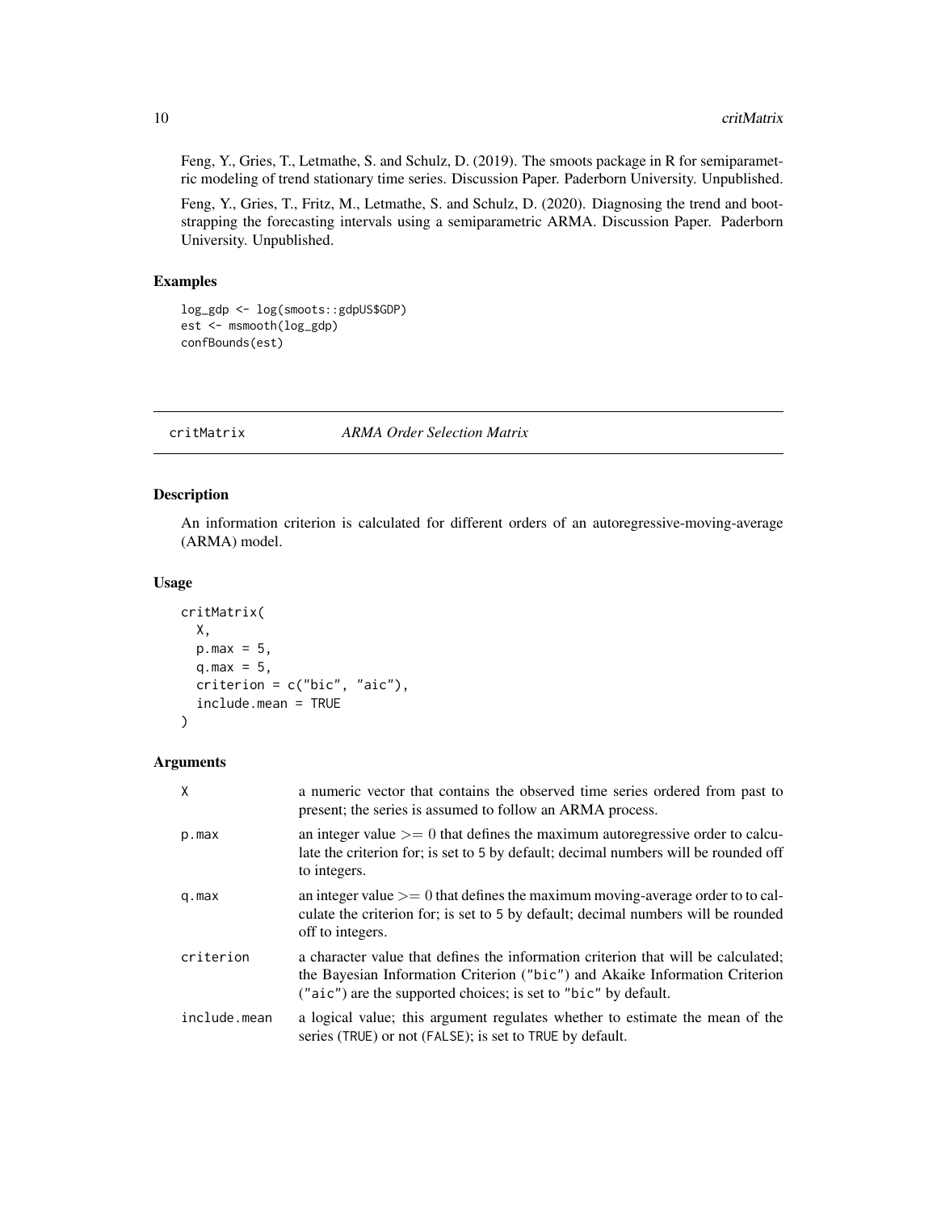Feng, Y., Gries, T., Letmathe, S. and Schulz, D. (2019). The smoots package in R for semiparametric modeling of trend stationary time series. Discussion Paper. Paderborn University. Unpublished.

Feng, Y., Gries, T., Fritz, M., Letmathe, S. and Schulz, D. (2020). Diagnosing the trend and bootstrapping the forecasting intervals using a semiparametric ARMA. Discussion Paper. Paderborn University. Unpublished.

### Examples

```
log_gdp <- log(smoots::gdpUS$GDP)
est <- msmooth(log_gdp)
confBounds(est)
```

---

## critMatrix *ARMA Order Selection Matrix*

---

### Description

An information criterion is calculated for different orders of an autoregressive-moving-average (ARMA) model.

### Usage

```
critMatrix(
  X,
  p.max = 5,
  q.max = 5,
  criterion = c("bic", "aic"),
  include.mean = TRUE
)
```

### Arguments

| | |
|---|---|
| X | a numeric vector that contains the observed time series ordered from past to present; the series is assumed to follow an ARMA process. |
| p.max | an integer value $>= 0$ that defines the maximum autoregressive order to calculate the criterion for; is set to 5 by default; decimal numbers will be rounded off to integers. |
| q.max | an integer value $>= 0$ that defines the maximum moving-average order to to calculate the criterion for; is set to 5 by default; decimal numbers will be rounded off to integers. |
| criterion | a character value that defines the information criterion that will be calculated; the Bayesian Information Criterion ("bic") and Akaike Information Criterion ("aic") are the supported choices; is set to "bic" by default. |
| include.mean | a logical value; this argument regulates whether to estimate the mean of the series (TRUE) or not (FALSE); is set to TRUE by default. |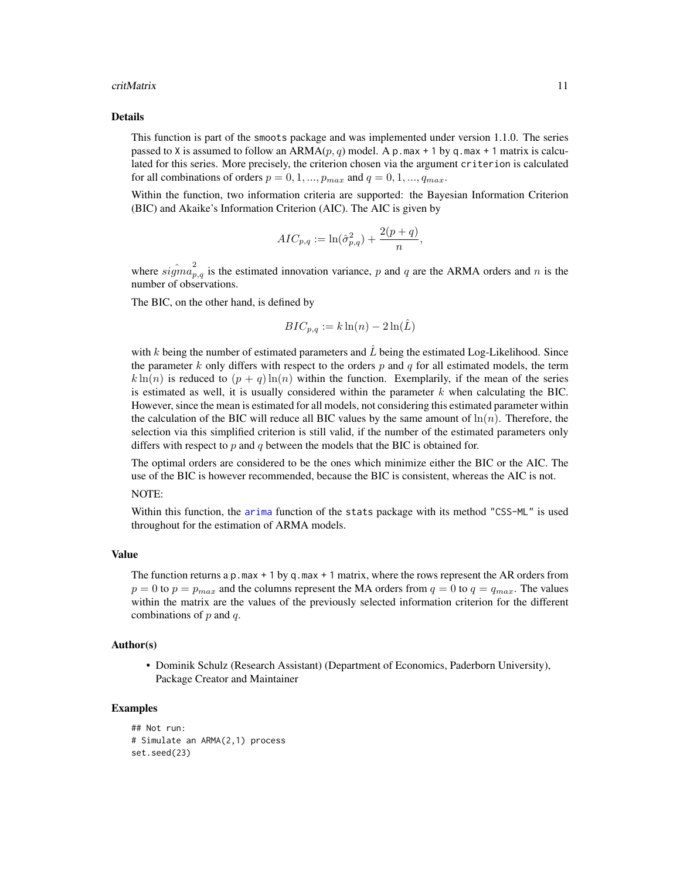### Details

This function is part of the `smoots` package and was implemented under version 1.1.0. The series passed to `X` is assumed to follow an ARMA$(p, q)$ model. A `p.max + 1` by `q.max + 1` matrix is calculated for this series. More precisely, the criterion chosen via the argument `criterion` is calculated for all combinations of orders $p = 0, 1, ..., p_{max}$ and $q = 0, 1, ..., q_{max}$.

Within the function, two information criteria are supported: the Bayesian Information Criterion (BIC) and Akaike's Information Criterion (AIC). The AIC is given by

$$AIC_{p,q} := \ln(\hat{\sigma}_{p,q}^2) + \frac{2(p+q)}{n},$$

where $\hat{sigma}_{p,q}^2$ is the estimated innovation variance, $p$ and $q$ are the ARMA orders and $n$ is the number of observations.

The BIC, on the other hand, is defined by

$$BIC_{p,q} := k\ln(n) - 2\ln(\hat{L})$$

with $k$ being the number of estimated parameters and $\hat{L}$ being the estimated Log-Likelihood. Since the parameter $k$ only differs with respect to the orders $p$ and $q$ for all estimated models, the term $k\ln(n)$ is reduced to $(p+q)\ln(n)$ within the function. Exemplarily, if the mean of the series is estimated as well, it is usually considered within the parameter $k$ when calculating the BIC. However, since the mean is estimated for all models, not considering this estimated parameter within the calculation of the BIC will reduce all BIC values by the same amount of $\ln(n)$. Therefore, the selection via this simplified criterion is still valid, if the number of the estimated parameters only differs with respect to $p$ and $q$ between the models that the BIC is obtained for.

The optimal orders are considered to be the ones which minimize either the BIC or the AIC. The use of the BIC is however recommended, because the BIC is consistent, whereas the AIC is not.

NOTE:

Within this function, the `arima` function of the `stats` package with its method `"CSS-ML"` is used throughout for the estimation of ARMA models.

### Value

The function returns a `p.max + 1` by `q.max + 1` matrix, where the rows represent the AR orders from $p = 0$ to $p = p_{max}$ and the columns represent the MA orders from $q = 0$ to $q = q_{max}$. The values within the matrix are the values of the previously selected information criterion for the different combinations of $p$ and $q$.

### Author(s)

- Dominik Schulz (Research Assistant) (Department of Economics, Paderborn University), Package Creator and Maintainer

### Examples

```
## Not run:
# Simulate an ARMA(2,1) process
set.seed(23)
```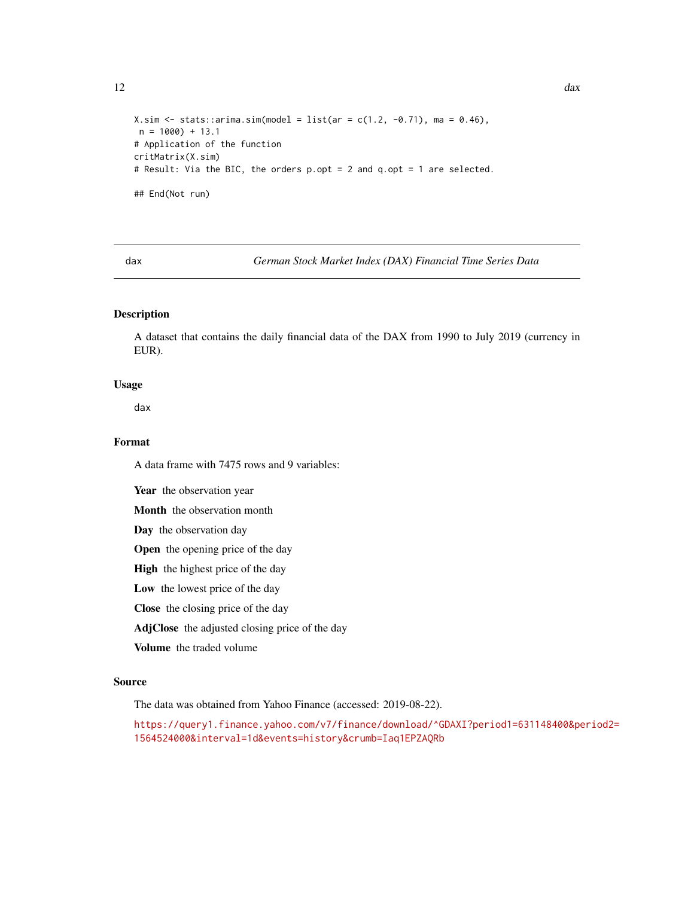```
X.sim <- stats::arima.sim(model = list(ar = c(1.2, -0.71), ma = 0.46),
 n = 1000) + 13.1
# Application of the function
critMatrix(X.sim)
# Result: Via the BIC, the orders p.opt = 2 and q.opt = 1 are selected.

## End(Not run)
```

---

## dax — *German Stock Market Index (DAX) Financial Time Series Data*

### Description

A dataset that contains the daily financial data of the DAX from 1990 to July 2019 (currency in EUR).

### Usage

```
dax
```

### Format

A data frame with 7475 rows and 9 variables:

**Year** the observation year

**Month** the observation month

**Day** the observation day

**Open** the opening price of the day

**High** the highest price of the day

**Low** the lowest price of the day

**Close** the closing price of the day

**AdjClose** the adjusted closing price of the day

**Volume** the traded volume

### Source

The data was obtained from Yahoo Finance (accessed: 2019-08-22).

https://query1.finance.yahoo.com/v7/finance/download/^GDAXI?period1=631148400&period2=1564524000&interval=1d&events=history&crumb=Iaq1EPZAQRb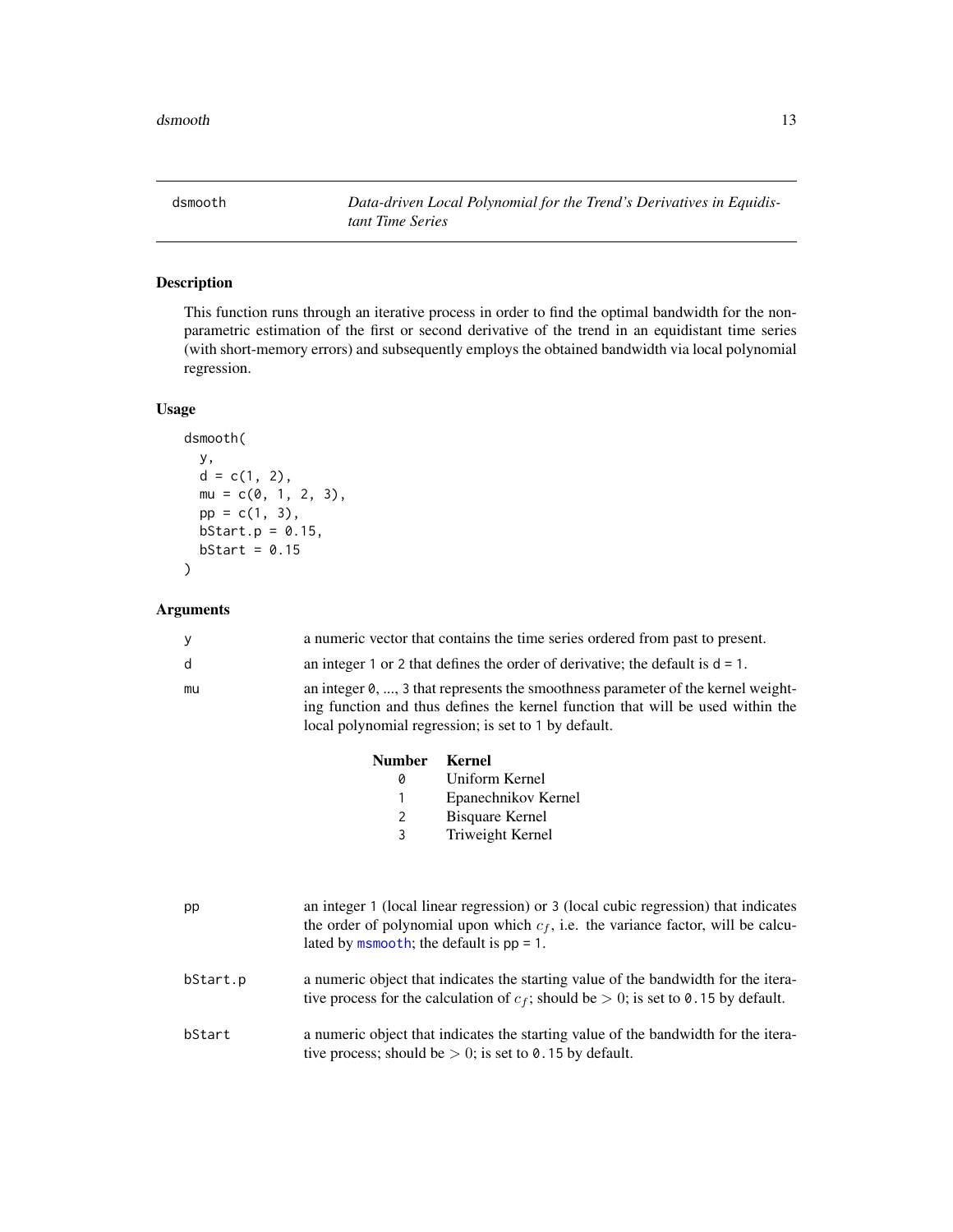## dsmooth — *Data-driven Local Polynomial for the Trend's Derivatives in Equidistant Time Series*

### Description

This function runs through an iterative process in order to find the optimal bandwidth for the nonparametric estimation of the first or second derivative of the trend in an equidistant time series (with short-memory errors) and subsequently employs the obtained bandwidth via local polynomial regression.

### Usage

```
dsmooth(
  y,
  d = c(1, 2),
  mu = c(0, 1, 2, 3),
  pp = c(1, 3),
  bStart.p = 0.15,
  bStart = 0.15
)
```

### Arguments

`y` — a numeric vector that contains the time series ordered from past to present.

`d` — an integer `1` or `2` that defines the order of derivative; the default is `d = 1`.

`mu` — an integer `0`, ..., `3` that represents the smoothness parameter of the kernel weighting function and thus defines the kernel function that will be used within the local polynomial regression; is set to `1` by default.

| Number | Kernel |
|---|---|
| 0 | Uniform Kernel |
| 1 | Epanechnikov Kernel |
| 2 | Bisquare Kernel |
| 3 | Triweight Kernel |

`pp` — an integer `1` (local linear regression) or `3` (local cubic regression) that indicates the order of polynomial upon which $c_f$, i.e. the variance factor, will be calculated by `msmooth`; the default is `pp = 1`.

`bStart.p` — a numeric object that indicates the starting value of the bandwidth for the iterative process for the calculation of $c_f$; should be $> 0$; is set to `0.15` by default.

`bStart` — a numeric object that indicates the starting value of the bandwidth for the iterative process; should be $> 0$; is set to `0.15` by default.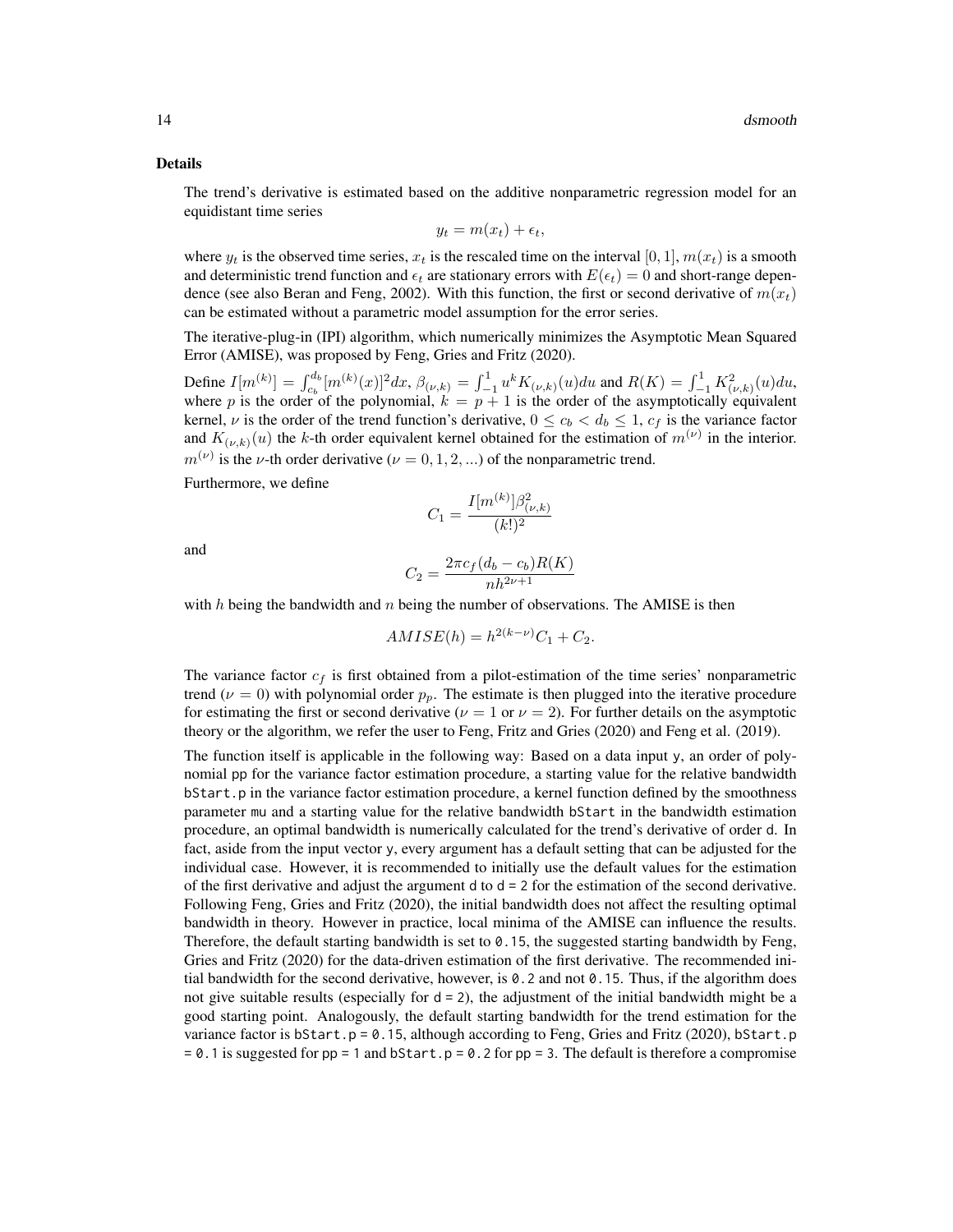### Details

The trend's derivative is estimated based on the additive nonparametric regression model for an equidistant time series

$$y_t = m(x_t) + \epsilon_t,$$

where $y_t$ is the observed time series, $x_t$ is the rescaled time on the interval $[0, 1]$, $m(x_t)$ is a smooth and deterministic trend function and $\epsilon_t$ are stationary errors with $E(\epsilon_t) = 0$ and short-range dependence (see also Beran and Feng, 2002). With this function, the first or second derivative of $m(x_t)$ can be estimated without a parametric model assumption for the error series.

The iterative-plug-in (IPI) algorithm, which numerically minimizes the Asymptotic Mean Squared Error (AMISE), was proposed by Feng, Gries and Fritz (2020).

Define $I[m^{(k)}] = \int_{c_b}^{d_b} [m^{(k)}(x)]^2 dx$, $\beta_{(\nu,k)} = \int_{-1}^{1} u^k K_{(\nu,k)}(u) du$ and $R(K) = \int_{-1}^{1} K_{(\nu,k)}^2(u) du$, where $p$ is the order of the polynomial, $k = p + 1$ is the order of the asymptotically equivalent kernel, $\nu$ is the order of the trend function's derivative, $0 \leq c_b < d_b \leq 1$, $c_f$ is the variance factor and $K_{(\nu,k)}(u)$ the $k$-th order equivalent kernel obtained for the estimation of $m^{(\nu)}$ in the interior. $m^{(\nu)}$ is the $\nu$-th order derivative ($\nu = 0, 1, 2, ...$) of the nonparametric trend.

Furthermore, we define

$$C_1 = \frac{I[m^{(k)}]\beta_{(\nu,k)}^2}{(k!)^2}$$

and

$$C_2 = \frac{2\pi c_f (d_b - c_b) R(K)}{n h^{2\nu+1}}$$

with $h$ being the bandwidth and $n$ being the number of observations. The AMISE is then

$$AMISE(h) = h^{2(k-\nu)} C_1 + C_2.$$

The variance factor $c_f$ is first obtained from a pilot-estimation of the time series' nonparametric trend ($\nu = 0$) with polynomial order $p_p$. The estimate is then plugged into the iterative procedure for estimating the first or second derivative ($\nu = 1$ or $\nu = 2$). For further details on the asymptotic theory or the algorithm, we refer the user to Feng, Fritz and Gries (2020) and Feng et al. (2019).

The function itself is applicable in the following way: Based on a data input `y`, an order of polynomial `pp` for the variance factor estimation procedure, a starting value for the relative bandwidth `bStart.p` in the variance factor estimation procedure, a kernel function defined by the smoothness parameter `mu` and a starting value for the relative bandwidth `bStart` in the bandwidth estimation procedure, an optimal bandwidth is numerically calculated for the trend's derivative of order `d`. In fact, aside from the input vector `y`, every argument has a default setting that can be adjusted for the individual case. However, it is recommended to initially use the default values for the estimation of the first derivative and adjust the argument `d` to `d = 2` for the estimation of the second derivative. Following Feng, Gries and Fritz (2020), the initial bandwidth does not affect the resulting optimal bandwidth in theory. However in practice, local minima of the AMISE can influence the results. Therefore, the default starting bandwidth is set to `0.15`, the suggested starting bandwidth by Feng, Gries and Fritz (2020) for the data-driven estimation of the first derivative. The recommended initial bandwidth for the second derivative, however, is `0.2` and not `0.15`. Thus, if the algorithm does not give suitable results (especially for `d = 2`), the adjustment of the initial bandwidth might be a good starting point. Analogously, the default starting bandwidth for the trend estimation for the variance factor is `bStart.p = 0.15`, although according to Feng, Gries and Fritz (2020), `bStart.p = 0.1` is suggested for `pp = 1` and `bStart.p = 0.2` for `pp = 3`. The default is therefore a compromise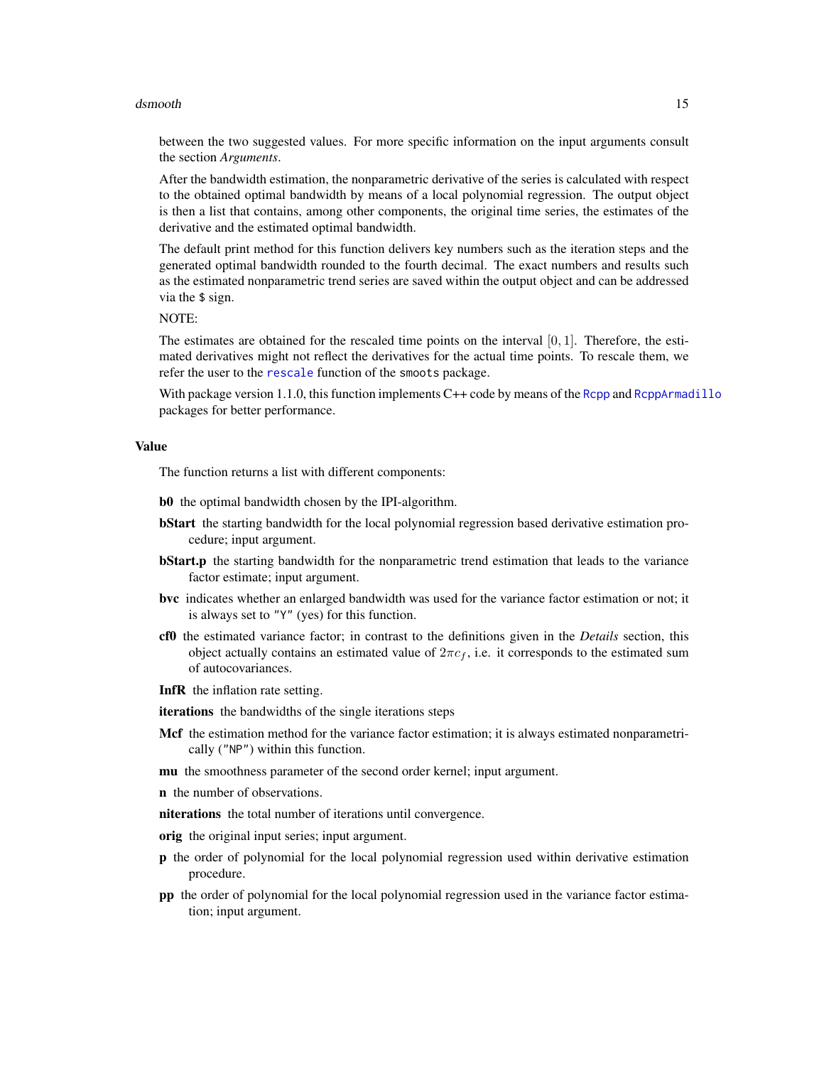between the two suggested values. For more specific information on the input arguments consult the section *Arguments*.

After the bandwidth estimation, the nonparametric derivative of the series is calculated with respect to the obtained optimal bandwidth by means of a local polynomial regression. The output object is then a list that contains, among other components, the original time series, the estimates of the derivative and the estimated optimal bandwidth.

The default print method for this function delivers key numbers such as the iteration steps and the generated optimal bandwidth rounded to the fourth decimal. The exact numbers and results such as the estimated nonparametric trend series are saved within the output object and can be addressed via the `$` sign.

NOTE:

The estimates are obtained for the rescaled time points on the interval $[0, 1]$. Therefore, the estimated derivatives might not reflect the derivatives for the actual time points. To rescale them, we refer the user to the `rescale` function of the `smoots` package.

With package version 1.1.0, this function implements C++ code by means of the `Rcpp` and `RcppArmadillo` packages for better performance.

## Value

The function returns a list with different components:

**b0** the optimal bandwidth chosen by the IPI-algorithm.

**bStart** the starting bandwidth for the local polynomial regression based derivative estimation procedure; input argument.

**bStart.p** the starting bandwidth for the nonparametric trend estimation that leads to the variance factor estimate; input argument.

**bvc** indicates whether an enlarged bandwidth was used for the variance factor estimation or not; it is always set to `"Y"` (yes) for this function.

**cf0** the estimated variance factor; in contrast to the definitions given in the *Details* section, this object actually contains an estimated value of $2\pi c_f$, i.e. it corresponds to the estimated sum of autocovariances.

**InfR** the inflation rate setting.

**iterations** the bandwidths of the single iterations steps

**Mcf** the estimation method for the variance factor estimation; it is always estimated nonparametrically (`"NP"`) within this function.

**mu** the smoothness parameter of the second order kernel; input argument.

**n** the number of observations.

**niterations** the total number of iterations until convergence.

**orig** the original input series; input argument.

**p** the order of polynomial for the local polynomial regression used within derivative estimation procedure.

**pp** the order of polynomial for the local polynomial regression used in the variance factor estimation; input argument.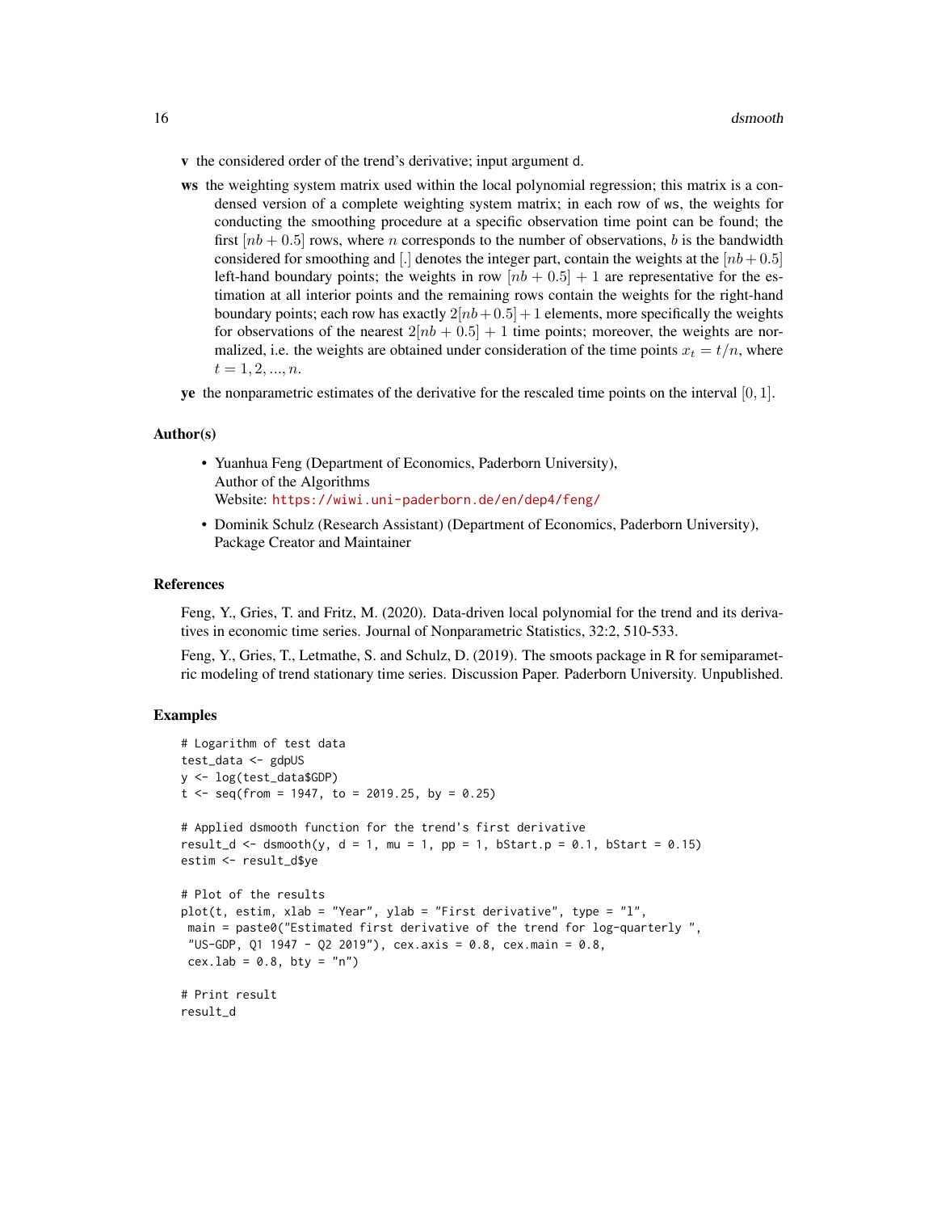**v** the considered order of the trend's derivative; input argument d.

**ws** the weighting system matrix used within the local polynomial regression; this matrix is a condensed version of a complete weighting system matrix; in each row of ws, the weights for conducting the smoothing procedure at a specific observation time point can be found; the first $[nb + 0.5]$ rows, where $n$ corresponds to the number of observations, $b$ is the bandwidth considered for smoothing and $[.]$ denotes the integer part, contain the weights at the $[nb+0.5]$ left-hand boundary points; the weights in row $[nb + 0.5] + 1$ are representative for the estimation at all interior points and the remaining rows contain the weights for the right-hand boundary points; each row has exactly $2[nb+0.5]+1$ elements, more specifically the weights for observations of the nearest $2[nb + 0.5] + 1$ time points; moreover, the weights are normalized, i.e. the weights are obtained under consideration of the time points $x_t = t/n$, where $t = 1, 2, ..., n$.

**ye** the nonparametric estimates of the derivative for the rescaled time points on the interval $[0, 1]$.

## Author(s)

- Yuanhua Feng (Department of Economics, Paderborn University),
  Author of the Algorithms
  Website: https://wiwi.uni-paderborn.de/en/dep4/feng/
- Dominik Schulz (Research Assistant) (Department of Economics, Paderborn University),
  Package Creator and Maintainer

## References

Feng, Y., Gries, T. and Fritz, M. (2020). Data-driven local polynomial for the trend and its derivatives in economic time series. Journal of Nonparametric Statistics, 32:2, 510-533.

Feng, Y., Gries, T., Letmathe, S. and Schulz, D. (2019). The smoots package in R for semiparametric modeling of trend stationary time series. Discussion Paper. Paderborn University. Unpublished.

## Examples

```
# Logarithm of test data
test_data <- gdpUS
y <- log(test_data$GDP)
t <- seq(from = 1947, to = 2019.25, by = 0.25)

# Applied dsmooth function for the trend's first derivative
result_d <- dsmooth(y, d = 1, mu = 1, pp = 1, bStart.p = 0.1, bStart = 0.15)
estim <- result_d$ye

# Plot of the results
plot(t, estim, xlab = "Year", ylab = "First derivative", type = "l",
 main = paste0("Estimated first derivative of the trend for log-quarterly ",
 "US-GDP, Q1 1947 - Q2 2019"), cex.axis = 0.8, cex.main = 0.8,
 cex.lab = 0.8, bty = "n")

# Print result
result_d
```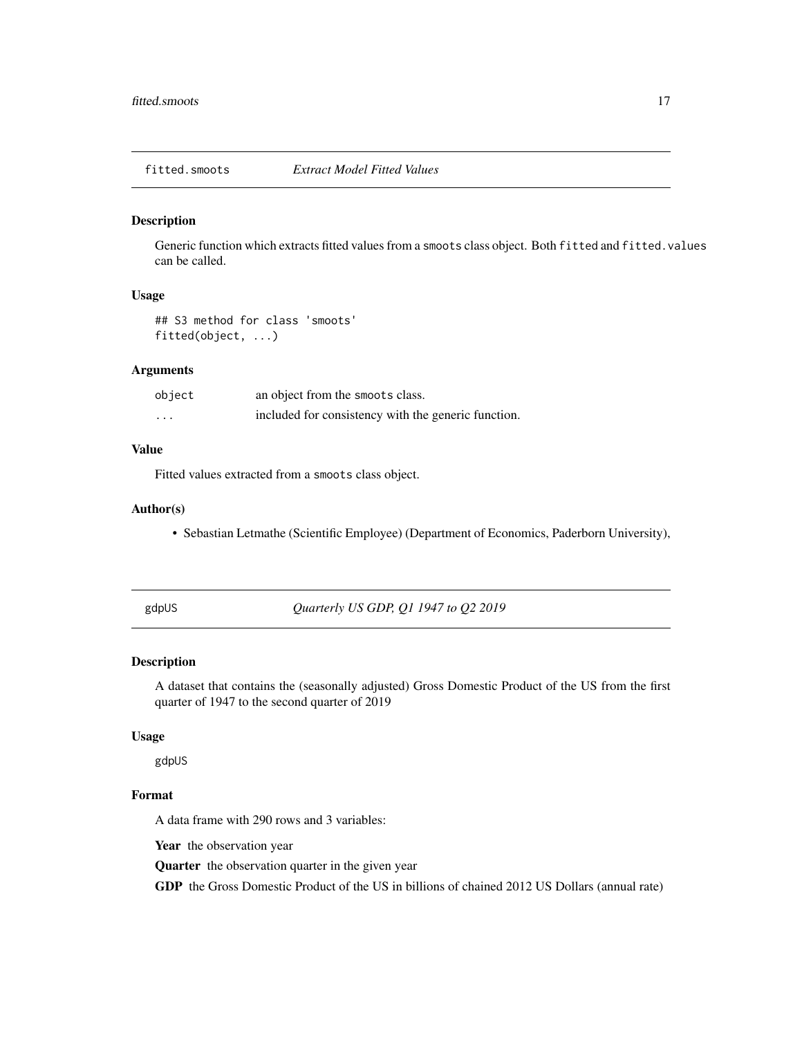## fitted.smoots *Extract Model Fitted Values*

### Description

Generic function which extracts fitted values from a `smoots` class object. Both `fitted` and `fitted.values` can be called.

### Usage

```
## S3 method for class 'smoots'
fitted(object, ...)
```

### Arguments

| | |
|---|---|
| `object` | an object from the `smoots` class. |
| `...` | included for consistency with the generic function. |

### Value

Fitted values extracted from a `smoots` class object.

### Author(s)

- Sebastian Letmathe (Scientific Employee) (Department of Economics, Paderborn University),

## gdpUS *Quarterly US GDP, Q1 1947 to Q2 2019*

### Description

A dataset that contains the (seasonally adjusted) Gross Domestic Product of the US from the first quarter of 1947 to the second quarter of 2019

### Usage

`gdpUS`

### Format

A data frame with 290 rows and 3 variables:

**Year** the observation year

**Quarter** the observation quarter in the given year

**GDP** the Gross Domestic Product of the US in billions of chained 2012 US Dollars (annual rate)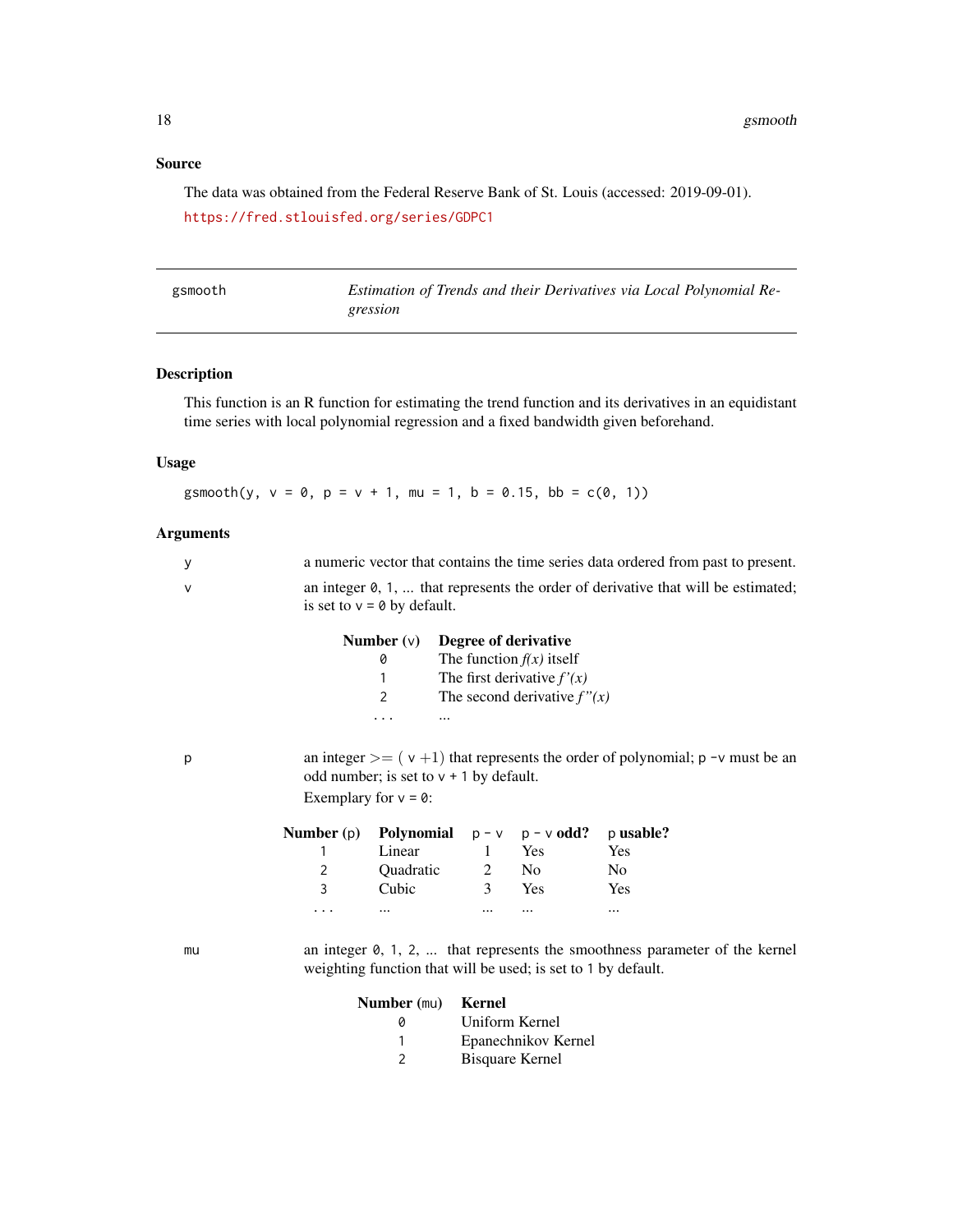## Source

The data was obtained from the Federal Reserve Bank of St. Louis (accessed: 2019-09-01).

https://fred.stlouisfed.org/series/GDPC1

---

# gsmooth

*Estimation of Trends and their Derivatives via Local Polynomial Regression*

---

## Description

This function is an R function for estimating the trend function and its derivatives in an equidistant time series with local polynomial regression and a fixed bandwidth given beforehand.

## Usage

```
gsmooth(y, v = 0, p = v + 1, mu = 1, b = 0.15, bb = c(0, 1))
```

## Arguments

**y** a numeric vector that contains the time series data ordered from past to present.

**v** an integer `0`, `1`, ... that represents the order of derivative that will be estimated; is set to `v = 0` by default.

| **Number (v)** | **Degree of derivative** |
|---|---|
| 0 | The function *f(x)* itself |
| 1 | The first derivative *f'(x)* |
| 2 | The second derivative *f''(x)* |
| ... | ... |

**p** an integer $>=$ ( `v` $+1$) that represents the order of polynomial; `p` `-v` must be an odd number; is set to `v + 1` by default.

Exemplary for `v = 0`:

| **Number (p)** | **Polynomial** | p - v | p - v **odd?** | p **usable?** |
|---|---|---|---|---|
| 1 | Linear | 1 | Yes | Yes |
| 2 | Quadratic | 2 | No | No |
| 3 | Cubic | 3 | Yes | Yes |
| ... | ... | ... | ... | ... |

**mu** an integer `0`, `1`, `2`, ... that represents the smoothness parameter of the kernel weighting function that will be used; is set to `1` by default.

| **Number (mu)** | **Kernel** |
|---|---|
| 0 | Uniform Kernel |
| 1 | Epanechnikov Kernel |
| 2 | Bisquare Kernel |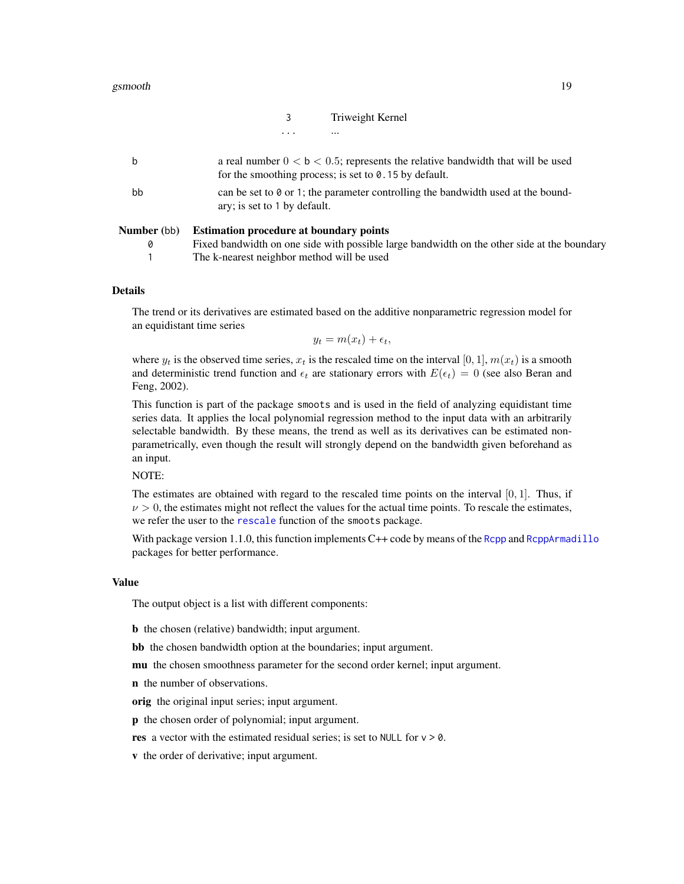| | |
|---|---|
| 3 | Triweight Kernel |
| ... | ... |

**b** a real number $0 < \mathsf{b} < 0.5$; represents the relative bandwidth that will be used for the smoothing process; is set to `0.15` by default.

**bb** can be set to `0` or `1`; the parameter controlling the bandwidth used at the boundary; is set to `1` by default.

| Number (bb) | Estimation procedure at boundary points |
|---|---|
| 0 | Fixed bandwidth on one side with possible large bandwidth on the other side at the boundary |
| 1 | The k-nearest neighbor method will be used |

## Details

The trend or its derivatives are estimated based on the additive nonparametric regression model for an equidistant time series

$$y_t = m(x_t) + \epsilon_t,$$

where $y_t$ is the observed time series, $x_t$ is the rescaled time on the interval $[0, 1]$, $m(x_t)$ is a smooth and deterministic trend function and $\epsilon_t$ are stationary errors with $E(\epsilon_t) = 0$ (see also Beran and Feng, 2002).

This function is part of the package `smoots` and is used in the field of analyzing equidistant time series data. It applies the local polynomial regression method to the input data with an arbitrarily selectable bandwidth. By these means, the trend as well as its derivatives can be estimated nonparametrically, even though the result will strongly depend on the bandwidth given beforehand as an input.

NOTE:

The estimates are obtained with regard to the rescaled time points on the interval $[0, 1]$. Thus, if $\nu > 0$, the estimates might not reflect the values for the actual time points. To rescale the estimates, we refer the user to the `rescale` function of the `smoots` package.

With package version 1.1.0, this function implements C++ code by means of the `Rcpp` and `RcppArmadillo` packages for better performance.

## Value

The output object is a list with different components:

**b** the chosen (relative) bandwidth; input argument.

**bb** the chosen bandwidth option at the boundaries; input argument.

**mu** the chosen smoothness parameter for the second order kernel; input argument.

**n** the number of observations.

**orig** the original input series; input argument.

**p** the chosen order of polynomial; input argument.

**res** a vector with the estimated residual series; is set to `NULL` for `v > 0`.

**v** the order of derivative; input argument.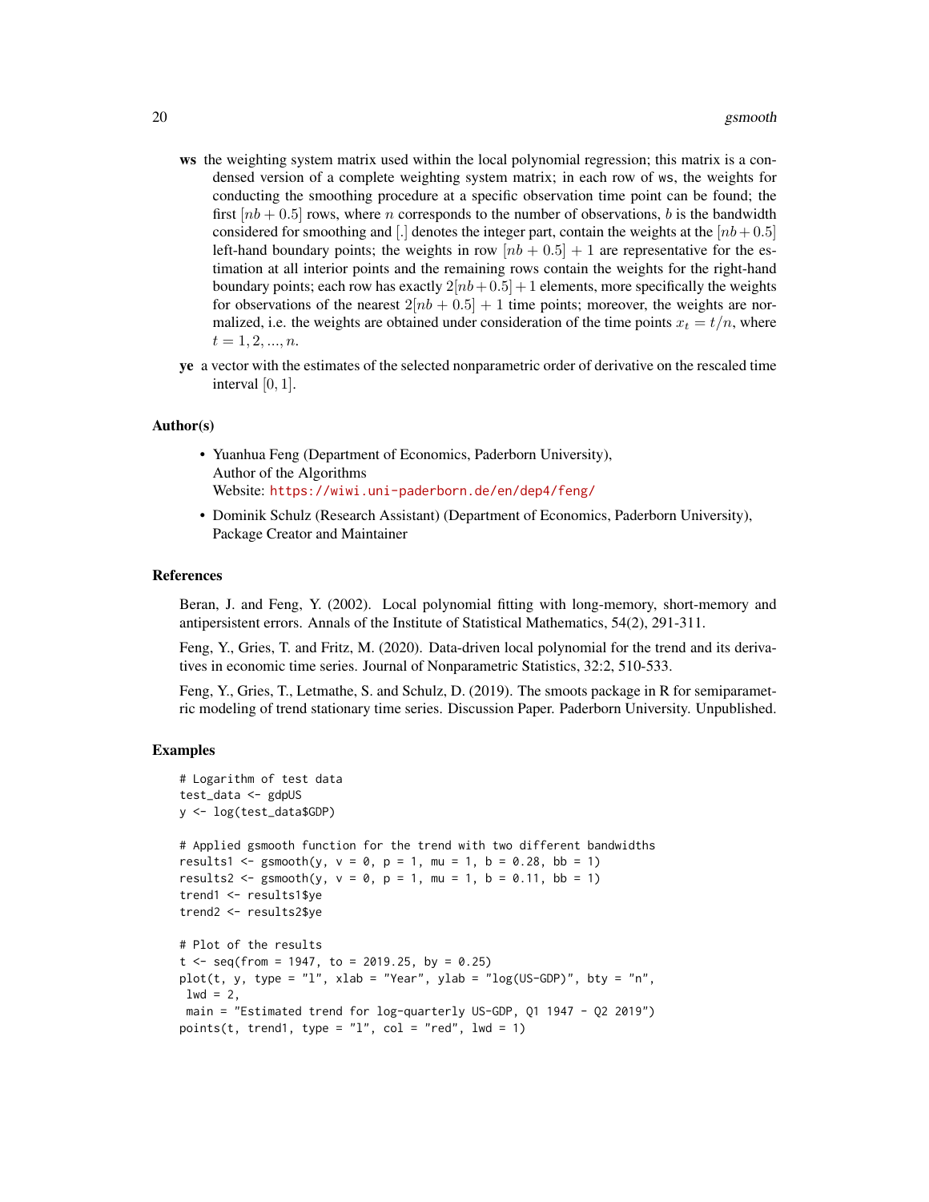**ws** the weighting system matrix used within the local polynomial regression; this matrix is a condensed version of a complete weighting system matrix; in each row of ws, the weights for conducting the smoothing procedure at a specific observation time point can be found; the first $[nb + 0.5]$ rows, where $n$ corresponds to the number of observations, $b$ is the bandwidth considered for smoothing and $[.]$ denotes the integer part, contain the weights at the $[nb+0.5]$ left-hand boundary points; the weights in row $[nb + 0.5] + 1$ are representative for the estimation at all interior points and the remaining rows contain the weights for the right-hand boundary points; each row has exactly $2[nb+0.5]+1$ elements, more specifically the weights for observations of the nearest $2[nb + 0.5] + 1$ time points; moreover, the weights are normalized, i.e. the weights are obtained under consideration of the time points $x_t = t/n$, where $t = 1, 2, ..., n$.

**ye** a vector with the estimates of the selected nonparametric order of derivative on the rescaled time interval $[0, 1]$.

## Author(s)

- Yuanhua Feng (Department of Economics, Paderborn University),
  Author of the Algorithms
  Website: https://wiwi.uni-paderborn.de/en/dep4/feng/
- Dominik Schulz (Research Assistant) (Department of Economics, Paderborn University),
  Package Creator and Maintainer

## References

Beran, J. and Feng, Y. (2002). Local polynomial fitting with long-memory, short-memory and antipersistent errors. Annals of the Institute of Statistical Mathematics, 54(2), 291-311.

Feng, Y., Gries, T. and Fritz, M. (2020). Data-driven local polynomial for the trend and its derivatives in economic time series. Journal of Nonparametric Statistics, 32:2, 510-533.

Feng, Y., Gries, T., Letmathe, S. and Schulz, D. (2019). The smoots package in R for semiparametric modeling of trend stationary time series. Discussion Paper. Paderborn University. Unpublished.

## Examples

```
# Logarithm of test data
test_data <- gdpUS
y <- log(test_data$GDP)

# Applied gsmooth function for the trend with two different bandwidths
results1 <- gsmooth(y, v = 0, p = 1, mu = 1, b = 0.28, bb = 1)
results2 <- gsmooth(y, v = 0, p = 1, mu = 1, b = 0.11, bb = 1)
trend1 <- results1$ye
trend2 <- results2$ye

# Plot of the results
t <- seq(from = 1947, to = 2019.25, by = 0.25)
plot(t, y, type = "l", xlab = "Year", ylab = "log(US-GDP)", bty = "n",
 lwd = 2,
 main = "Estimated trend for log-quarterly US-GDP, Q1 1947 - Q2 2019")
points(t, trend1, type = "l", col = "red", lwd = 1)
```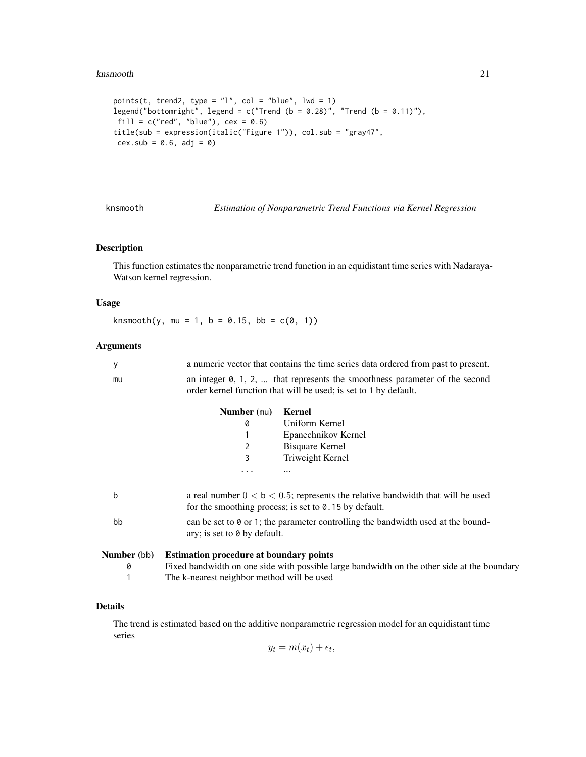```
points(t, trend2, type = "l", col = "blue", lwd = 1)
legend("bottomright", legend = c("Trend (b = 0.28)", "Trend (b = 0.11)"),
 fill = c("red", "blue"), cex = 0.6)
title(sub = expression(italic("Figure 1")), col.sub = "gray47",
 cex.sub = 0.6, adj = 0)
```

## knsmooth — *Estimation of Nonparametric Trend Functions via Kernel Regression*

### Description

This function estimates the nonparametric trend function in an equidistant time series with Nadaraya-Watson kernel regression.

### Usage

```
knsmooth(y, mu = 1, b = 0.15, bb = c(0, 1))
```

### Arguments

**y** — a numeric vector that contains the time series data ordered from past to present.

**mu** — an integer `0`, `1`, `2`, ... that represents the smoothness parameter of the second order kernel function that will be used; is set to `1` by default.

| **Number** (`mu`) | **Kernel** |
|---|---|
| `0` | Uniform Kernel |
| `1` | Epanechnikov Kernel |
| `2` | Bisquare Kernel |
| `3` | Triweight Kernel |
| `...` | ... |

**b** — a real number $0 < b < 0.5$; represents the relative bandwidth that will be used for the smoothing process; is set to `0.15` by default.

**bb** — can be set to `0` or `1`; the parameter controlling the bandwidth used at the boundary; is set to `0` by default.

| **Number** (`bb`) | **Estimation procedure at boundary points** |
|---|---|
| `0` | Fixed bandwidth on one side with possible large bandwidth on the other side at the boundary |
| `1` | The k-nearest neighbor method will be used |

### Details

The trend is estimated based on the additive nonparametric regression model for an equidistant time series

$$y_t = m(x_t) + \epsilon_t,$$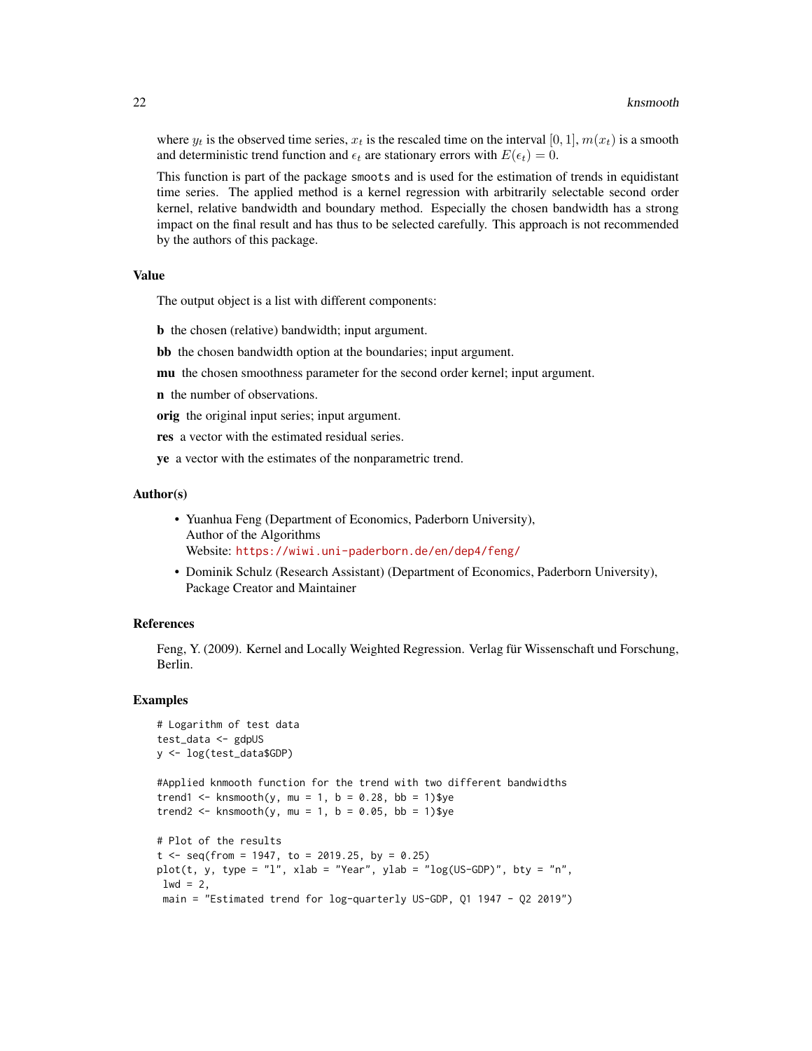where $y_t$ is the observed time series, $x_t$ is the rescaled time on the interval $[0, 1]$, $m(x_t)$ is a smooth and deterministic trend function and $\epsilon_t$ are stationary errors with $E(\epsilon_t) = 0$.

This function is part of the package `smoots` and is used for the estimation of trends in equidistant time series. The applied method is a kernel regression with arbitrarily selectable second order kernel, relative bandwidth and boundary method. Especially the chosen bandwidth has a strong impact on the final result and has thus to be selected carefully. This approach is not recommended by the authors of this package.

## Value

The output object is a list with different components:

**b** the chosen (relative) bandwidth; input argument.

**bb** the chosen bandwidth option at the boundaries; input argument.

**mu** the chosen smoothness parameter for the second order kernel; input argument.

**n** the number of observations.

**orig** the original input series; input argument.

**res** a vector with the estimated residual series.

**ye** a vector with the estimates of the nonparametric trend.

## Author(s)

- Yuanhua Feng (Department of Economics, Paderborn University),
  Author of the Algorithms
  Website: https://wiwi.uni-paderborn.de/en/dep4/feng/
- Dominik Schulz (Research Assistant) (Department of Economics, Paderborn University),
  Package Creator and Maintainer

## References

Feng, Y. (2009). Kernel and Locally Weighted Regression. Verlag für Wissenschaft und Forschung, Berlin.

## Examples

```
# Logarithm of test data
test_data <- gdpUS
y <- log(test_data$GDP)

#Applied knmooth function for the trend with two different bandwidths
trend1 <- knsmooth(y, mu = 1, b = 0.28, bb = 1)$ye
trend2 <- knsmooth(y, mu = 1, b = 0.05, bb = 1)$ye

# Plot of the results
t <- seq(from = 1947, to = 2019.25, by = 0.25)
plot(t, y, type = "l", xlab = "Year", ylab = "log(US-GDP)", bty = "n",
 lwd = 2,
 main = "Estimated trend for log-quarterly US-GDP, Q1 1947 - Q2 2019")
```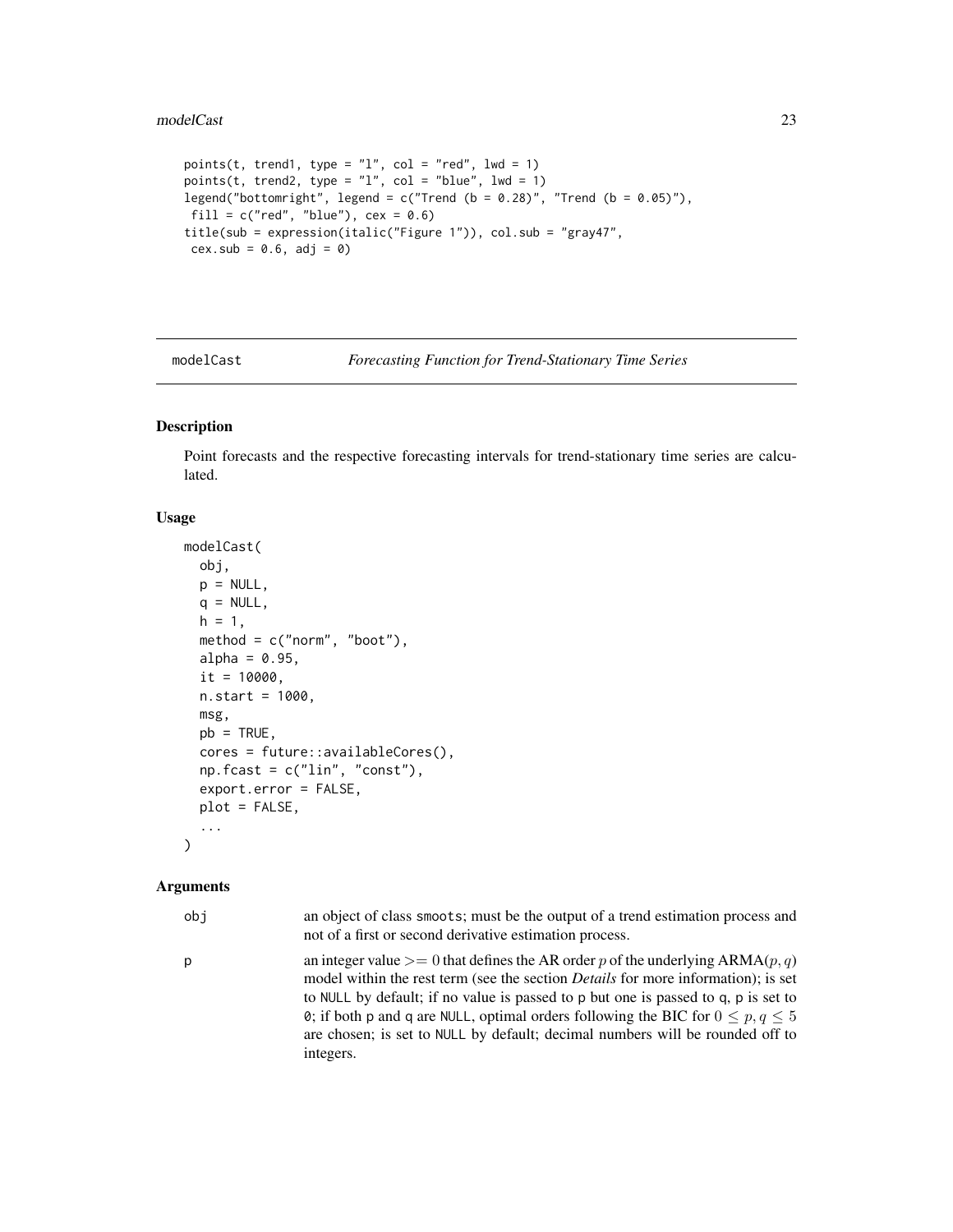```
points(t, trend1, type = "l", col = "red", lwd = 1)
points(t, trend2, type = "l", col = "blue", lwd = 1)
legend("bottomright", legend = c("Trend (b = 0.28)", "Trend (b = 0.05)"),
 fill = c("red", "blue"), cex = 0.6)
title(sub = expression(italic("Figure 1")), col.sub = "gray47",
 cex.sub = 0.6, adj = 0)
```

---

## modelCast — *Forecasting Function for Trend-Stationary Time Series*

### Description

Point forecasts and the respective forecasting intervals for trend-stationary time series are calculated.

### Usage

```
modelCast(
  obj,
  p = NULL,
  q = NULL,
  h = 1,
  method = c("norm", "boot"),
  alpha = 0.95,
  it = 10000,
  n.start = 1000,
  msg,
  pb = TRUE,
  cores = future::availableCores(),
  np.fcast = c("lin", "const"),
  export.error = FALSE,
  plot = FALSE,
  ...
)
```

### Arguments

| | |
|---|---|
| `obj` | an object of class `smoots`; must be the output of a trend estimation process and not of a first or second derivative estimation process. |
| `p` | an integer value $>= 0$ that defines the AR order $p$ of the underlying ARMA$(p, q)$ model within the rest term (see the section *Details* for more information); is set to `NULL` by default; if no value is passed to `p` but one is passed to `q`, `p` is set to `0`; if both `p` and `q` are `NULL`, optimal orders following the BIC for $0 \leq p, q \leq 5$ are chosen; is set to `NULL` by default; decimal numbers will be rounded off to integers. |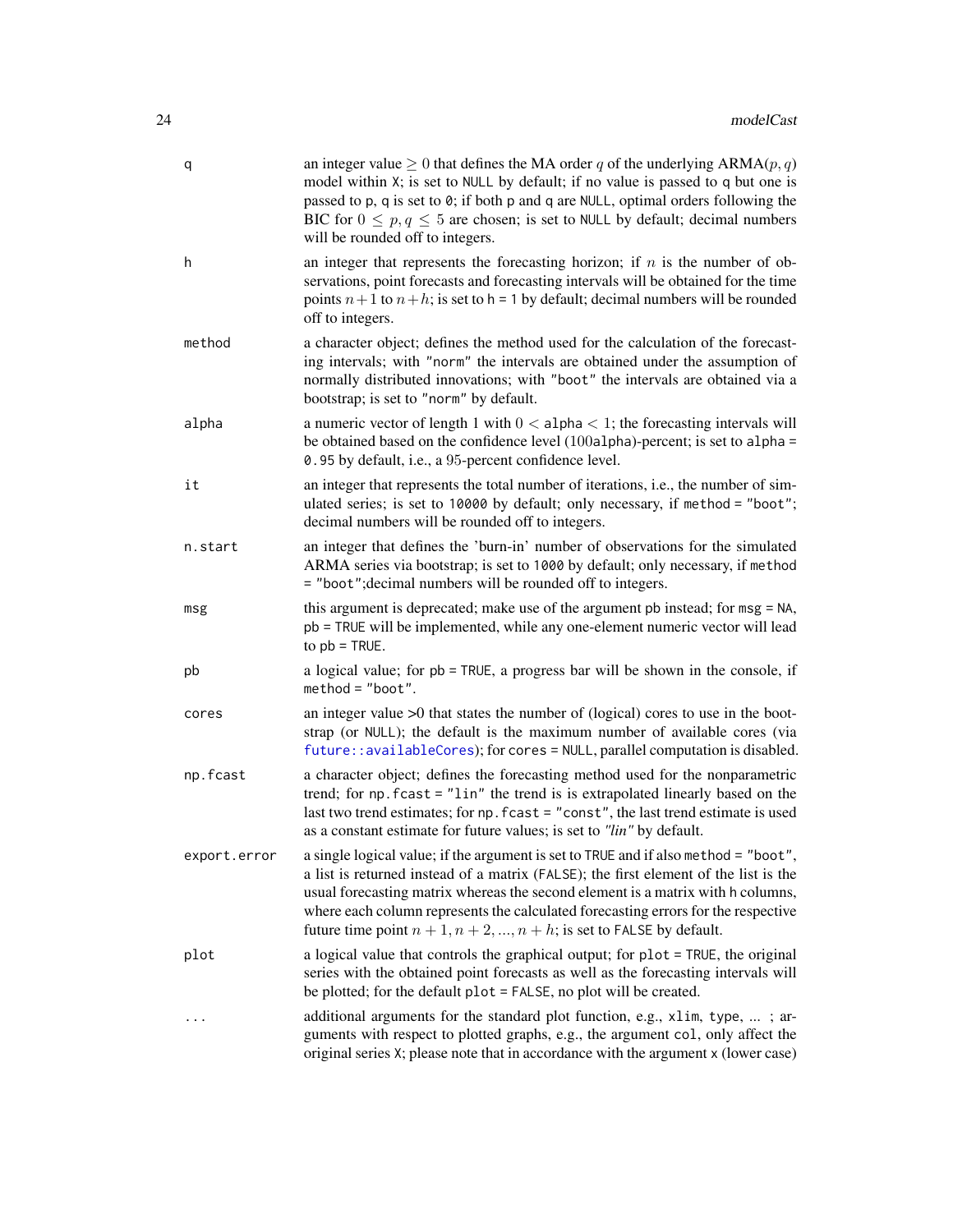| | |
|---|---|
| `q` | an integer value $\geq 0$ that defines the MA order $q$ of the underlying ARMA$(p, q)$ model within `X`; is set to `NULL` by default; if no value is passed to `q` but one is passed to `p`, `q` is set to `0`; if both `p` and `q` are `NULL`, optimal orders following the BIC for $0 \leq p, q \leq 5$ are chosen; is set to `NULL` by default; decimal numbers will be rounded off to integers. |
| `h` | an integer that represents the forecasting horizon; if $n$ is the number of observations, point forecasts and forecasting intervals will be obtained for the time points $n+1$ to $n+h$; is set to `h = 1` by default; decimal numbers will be rounded off to integers. |
| `method` | a character object; defines the method used for the calculation of the forecasting intervals; with `"norm"` the intervals are obtained under the assumption of normally distributed innovations; with `"boot"` the intervals are obtained via a bootstrap; is set to `"norm"` by default. |
| `alpha` | a numeric vector of length 1 with $0 <$ `alpha` $< 1$; the forecasting intervals will be obtained based on the confidence level (100`alpha`)-percent; is set to `alpha = 0.95` by default, i.e., a 95-percent confidence level. |
| `it` | an integer that represents the total number of iterations, i.e., the number of simulated series; is set to `10000` by default; only necessary, if `method = "boot"`; decimal numbers will be rounded off to integers. |
| `n.start` | an integer that defines the 'burn-in' number of observations for the simulated ARMA series via bootstrap; is set to `1000` by default; only necessary, if `method = "boot"`;decimal numbers will be rounded off to integers. |
| `msg` | this argument is deprecated; make use of the argument `pb` instead; for `msg = NA`, `pb = TRUE` will be implemented, while any one-element numeric vector will lead to `pb = TRUE`. |
| `pb` | a logical value; for `pb = TRUE`, a progress bar will be shown in the console, if `method = "boot"`. |
| `cores` | an integer value >0 that states the number of (logical) cores to use in the bootstrap (or `NULL`); the default is the maximum number of available cores (via `future::availableCores`); for `cores = NULL`, parallel computation is disabled. |
| `np.fcast` | a character object; defines the forecasting method used for the nonparametric trend; for `np.fcast = "lin"` the trend is is extrapolated linearly based on the last two trend estimates; for `np.fcast = "const"`, the last trend estimate is used as a constant estimate for future values; is set to *"lin"* by default. |
| `export.error` | a single logical value; if the argument is set to `TRUE` and if also `method = "boot"`, a list is returned instead of a matrix (`FALSE`); the first element of the list is the usual forecasting matrix whereas the second element is a matrix with `h` columns, where each column represents the calculated forecasting errors for the respective future time point $n+1, n+2, ..., n+h$; is set to `FALSE` by default. |
| `plot` | a logical value that controls the graphical output; for `plot = TRUE`, the original series with the obtained point forecasts as well as the forecasting intervals will be plotted; for the default `plot = FALSE`, no plot will be created. |
| `...` | additional arguments for the standard plot function, e.g., `xlim`, `type`, ... ; arguments with respect to plotted graphs, e.g., the argument `col`, only affect the original series `X`; please note that in accordance with the argument `x` (lower case) |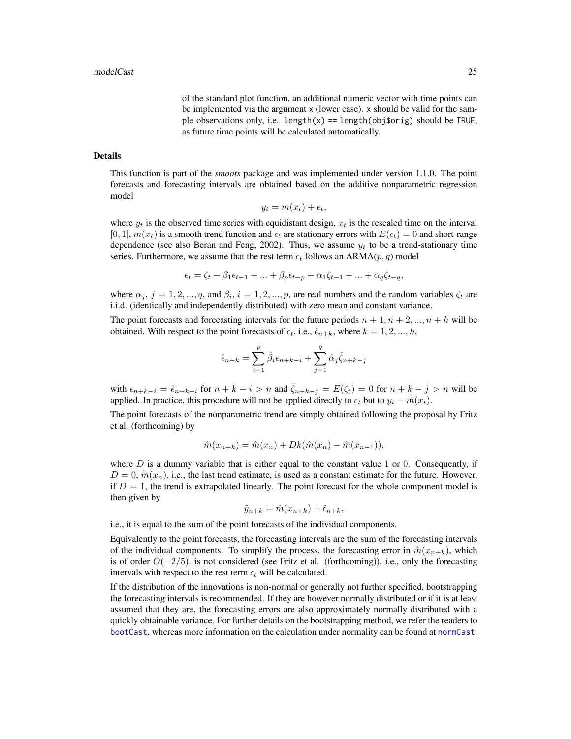of the standard plot function, an additional numeric vector with time points can be implemented via the argument `x` (lower case). `x` should be valid for the sample observations only, i.e. `length(x) == length(obj$orig)` should be `TRUE`, as future time points will be calculated automatically.

### Details

This function is part of the *smoots* package and was implemented under version 1.1.0. The point forecasts and forecasting intervals are obtained based on the additive nonparametric regression model

$$y_t = m(x_t) + \epsilon_t,$$

where $y_t$ is the observed time series with equidistant design, $x_t$ is the rescaled time on the interval $[0, 1]$, $m(x_t)$ is a smooth trend function and $\epsilon_t$ are stationary errors with $E(\epsilon_t) = 0$ and short-range dependence (see also Beran and Feng, 2002). Thus, we assume $y_t$ to be a trend-stationary time series. Furthermore, we assume that the rest term $\epsilon_t$ follows an ARMA$(p, q)$ model

$$\epsilon_t = \zeta_t + \beta_1 \epsilon_{t-1} + ... + \beta_p \epsilon_{t-p} + \alpha_1 \zeta_{t-1} + ... + \alpha_q \zeta_{t-q},$$

where $\alpha_j$, $j = 1, 2, ..., q$, and $\beta_i$, $i = 1, 2, ..., p$, are real numbers and the random variables $\zeta_t$ are i.i.d. (identically and independently distributed) with zero mean and constant variance.

The point forecasts and forecasting intervals for the future periods $n + 1, n + 2, ..., n + h$ will be obtained. With respect to the point forecasts of $\epsilon_t$, i.e., $\hat{\epsilon}_{n+k}$, where $k = 1, 2, ..., h$,

$$\hat{\epsilon}_{n+k} = \sum_{i=1}^{p} \hat{\beta}_i \epsilon_{n+k-i} + \sum_{j=1}^{q} \hat{\alpha}_j \hat{\zeta}_{n+k-j}$$

with $\epsilon_{n+k-i} = \hat{\epsilon}_{n+k-i}$ for $n + k - i > n$ and $\hat{\zeta}_{n+k-j} = E(\zeta_t) = 0$ for $n + k - j > n$ will be applied. In practice, this procedure will not be applied directly to $\epsilon_t$ but to $y_t - \hat{m}(x_t)$.

The point forecasts of the nonparametric trend are simply obtained following the proposal by Fritz et al. (forthcoming) by

$$\hat{m}(x_{n+k}) = \hat{m}(x_n) + Dk(\hat{m}(x_n) - \hat{m}(x_{n-1})),$$

where $D$ is a dummy variable that is either equal to the constant value 1 or 0. Consequently, if $D = 0$, $\hat{m}(x_n)$, i.e., the last trend estimate, is used as a constant estimate for the future. However, if $D = 1$, the trend is extrapolated linearly. The point forecast for the whole component model is then given by

$$\hat{y}_{n+k} = \hat{m}(x_{n+k}) + \hat{\epsilon}_{n+k},$$

i.e., it is equal to the sum of the point forecasts of the individual components.

Equivalently to the point forecasts, the forecasting intervals are the sum of the forecasting intervals of the individual components. To simplify the process, the forecasting error in $\hat{m}(x_{n+k})$, which is of order $O(-2/5)$, is not considered (see Fritz et al. (forthcoming)), i.e., only the forecasting intervals with respect to the rest term $\epsilon_t$ will be calculated.

If the distribution of the innovations is non-normal or generally not further specified, bootstrapping the forecasting intervals is recommended. If they are however normally distributed or if it is at least assumed that they are, the forecasting errors are also approximately normally distributed with a quickly obtainable variance. For further details on the bootstrapping method, we refer the readers to `bootCast`, whereas more information on the calculation under normality can be found at `normCast`.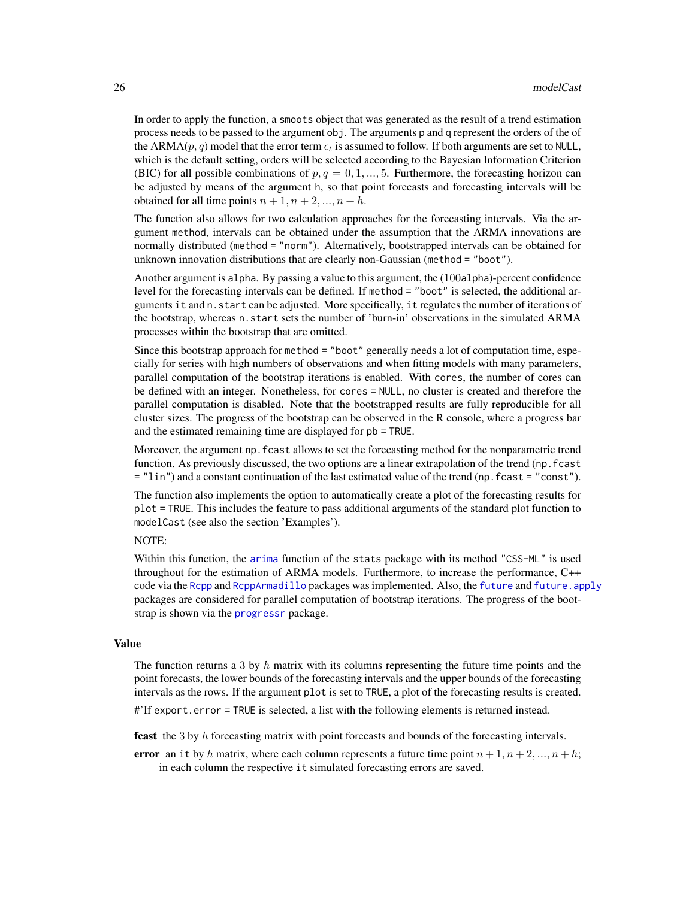In order to apply the function, a `smoots` object that was generated as the result of a trend estimation process needs to be passed to the argument `obj`. The arguments `p` and `q` represent the orders of the of the ARMA($p, q$) model that the error term $\epsilon_t$ is assumed to follow. If both arguments are set to `NULL`, which is the default setting, orders will be selected according to the Bayesian Information Criterion (BIC) for all possible combinations of $p, q = 0, 1, ..., 5$. Furthermore, the forecasting horizon can be adjusted by means of the argument `h`, so that point forecasts and forecasting intervals will be obtained for all time points $n + 1, n + 2, ..., n + h$.

The function also allows for two calculation approaches for the forecasting intervals. Via the argument `method`, intervals can be obtained under the assumption that the ARMA innovations are normally distributed (`method = "norm"`). Alternatively, bootstrapped intervals can be obtained for unknown innovation distributions that are clearly non-Gaussian (`method = "boot"`).

Another argument is `alpha`. By passing a value to this argument, the (100`alpha`)-percent confidence level for the forecasting intervals can be defined. If `method = "boot"` is selected, the additional arguments `it` and `n.start` can be adjusted. More specifically, `it` regulates the number of iterations of the bootstrap, whereas `n.start` sets the number of 'burn-in' observations in the simulated ARMA processes within the bootstrap that are omitted.

Since this bootstrap approach for `method = "boot"` generally needs a lot of computation time, especially for series with high numbers of observations and when fitting models with many parameters, parallel computation of the bootstrap iterations is enabled. With `cores`, the number of cores can be defined with an integer. Nonetheless, for `cores = NULL`, no cluster is created and therefore the parallel computation is disabled. Note that the bootstrapped results are fully reproducible for all cluster sizes. The progress of the bootstrap can be observed in the R console, where a progress bar and the estimated remaining time are displayed for `pb = TRUE`.

Moreover, the argument `np.fcast` allows to set the forecasting method for the nonparametric trend function. As previously discussed, the two options are a linear extrapolation of the trend (`np.fcast = "lin"`) and a constant continuation of the last estimated value of the trend (`np.fcast = "const"`).

The function also implements the option to automatically create a plot of the forecasting results for `plot = TRUE`. This includes the feature to pass additional arguments of the standard plot function to `modelCast` (see also the section 'Examples').

NOTE:

Within this function, the `arima` function of the `stats` package with its method `"CSS-ML"` is used throughout for the estimation of ARMA models. Furthermore, to increase the performance, C++ code via the `Rcpp` and `RcppArmadillo` packages was implemented. Also, the `future` and `future.apply` packages are considered for parallel computation of bootstrap iterations. The progress of the bootstrap is shown via the `progressr` package.

## Value

The function returns a 3 by $h$ matrix with its columns representing the future time points and the point forecasts, the lower bounds of the forecasting intervals and the upper bounds of the forecasting intervals as the rows. If the argument `plot` is set to `TRUE`, a plot of the forecasting results is created.

#'If `export.error = TRUE` is selected, a list with the following elements is returned instead.

**fcast** the 3 by $h$ forecasting matrix with point forecasts and bounds of the forecasting intervals.

**error** an `it` by $h$ matrix, where each column represents a future time point $n + 1, n + 2, ..., n + h$; in each column the respective `it` simulated forecasting errors are saved.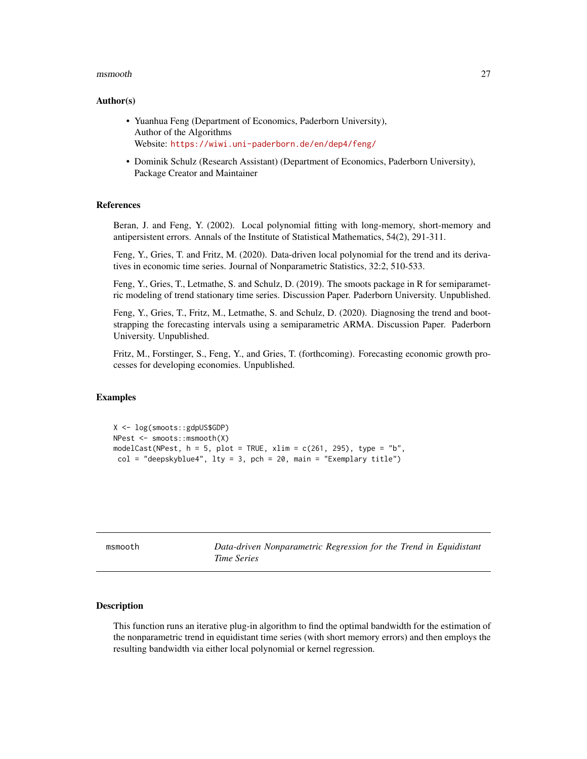### Author(s)

- Yuanhua Feng (Department of Economics, Paderborn University),
  Author of the Algorithms
  Website: https://wiwi.uni-paderborn.de/en/dep4/feng/
- Dominik Schulz (Research Assistant) (Department of Economics, Paderborn University),
  Package Creator and Maintainer

### References

Beran, J. and Feng, Y. (2002). Local polynomial fitting with long-memory, short-memory and antipersistent errors. Annals of the Institute of Statistical Mathematics, 54(2), 291-311.

Feng, Y., Gries, T. and Fritz, M. (2020). Data-driven local polynomial for the trend and its derivatives in economic time series. Journal of Nonparametric Statistics, 32:2, 510-533.

Feng, Y., Gries, T., Letmathe, S. and Schulz, D. (2019). The smoots package in R for semiparametric modeling of trend stationary time series. Discussion Paper. Paderborn University. Unpublished.

Feng, Y., Gries, T., Fritz, M., Letmathe, S. and Schulz, D. (2020). Diagnosing the trend and bootstrapping the forecasting intervals using a semiparametric ARMA. Discussion Paper. Paderborn University. Unpublished.

Fritz, M., Forstinger, S., Feng, Y., and Gries, T. (forthcoming). Forecasting economic growth processes for developing economies. Unpublished.

### Examples

```
X <- log(smoots::gdpUS$GDP)
NPest <- smoots::msmooth(X)
modelCast(NPest, h = 5, plot = TRUE, xlim = c(261, 295), type = "b",
 col = "deepskyblue4", lty = 3, pch = 20, main = "Exemplary title")
```

---

## msmooth — *Data-driven Nonparametric Regression for the Trend in Equidistant Time Series*

### Description

This function runs an iterative plug-in algorithm to find the optimal bandwidth for the estimation of the nonparametric trend in equidistant time series (with short memory errors) and then employs the resulting bandwidth via either local polynomial or kernel regression.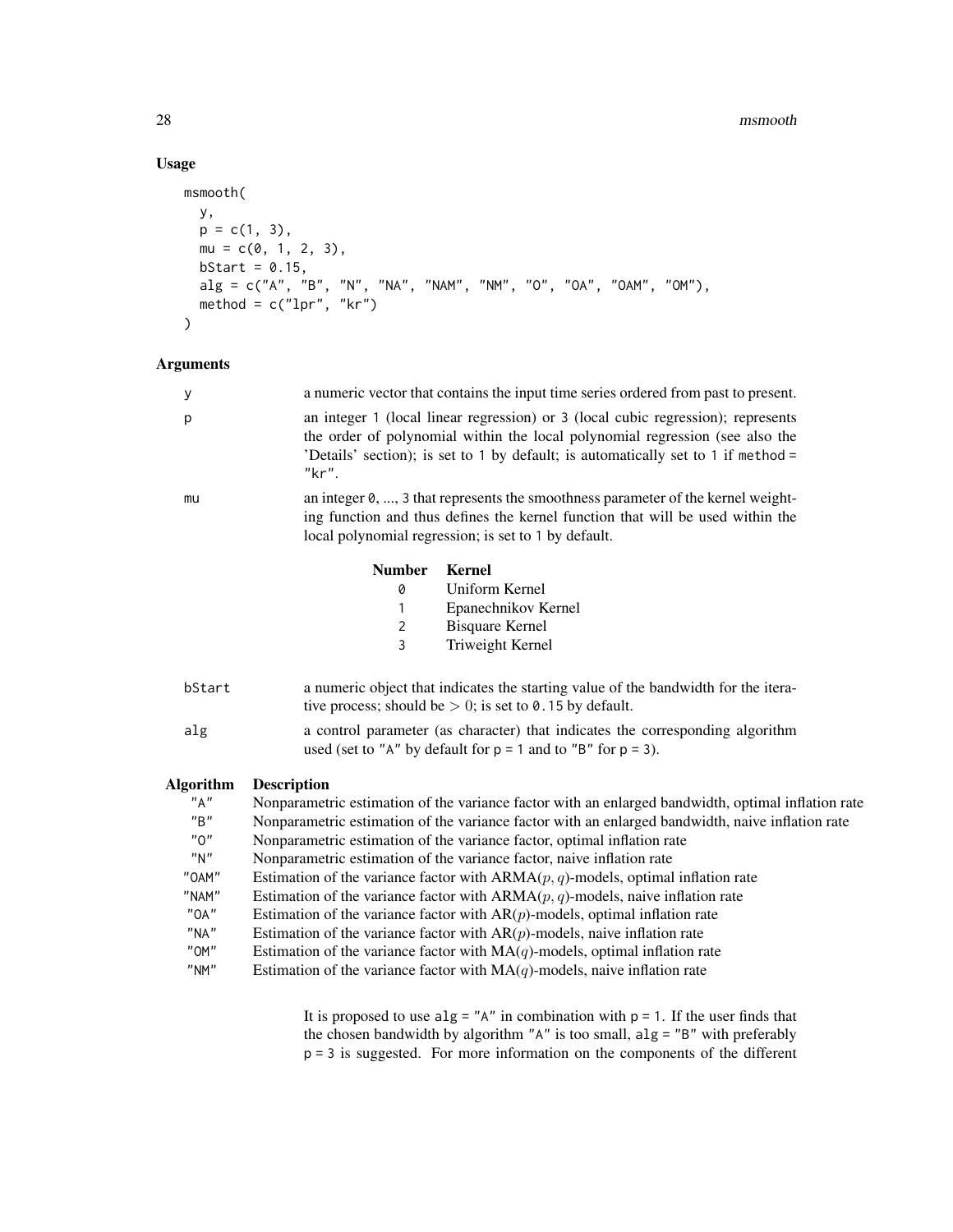### Usage

```
msmooth(
  y,
  p = c(1, 3),
  mu = c(0, 1, 2, 3),
  bStart = 0.15,
  alg = c("A", "B", "N", "NA", "NAM", "NM", "O", "OA", "OAM", "OM"),
  method = c("lpr", "kr")
)
```

### Arguments

**y** a numeric vector that contains the input time series ordered from past to present.

**p** an integer 1 (local linear regression) or 3 (local cubic regression); represents the order of polynomial within the local polynomial regression (see also the 'Details' section); is set to 1 by default; is automatically set to 1 if `method = "kr"`.

**mu** an integer 0, ..., 3 that represents the smoothness parameter of the kernel weighting function and thus defines the kernel function that will be used within the local polynomial regression; is set to 1 by default.

| Number | Kernel |
|---|---|
| 0 | Uniform Kernel |
| 1 | Epanechnikov Kernel |
| 2 | Bisquare Kernel |
| 3 | Triweight Kernel |

**bStart** a numeric object that indicates the starting value of the bandwidth for the iterative process; should be $> 0$; is set to 0.15 by default.

**alg** a control parameter (as character) that indicates the corresponding algorithm used (set to "A" by default for p = 1 and to "B" for p = 3).

| Algorithm | Description |
|---|---|
| "A" | Nonparametric estimation of the variance factor with an enlarged bandwidth, optimal inflation rate |
| "B" | Nonparametric estimation of the variance factor with an enlarged bandwidth, naive inflation rate |
| "O" | Nonparametric estimation of the variance factor, optimal inflation rate |
| "N" | Nonparametric estimation of the variance factor, naive inflation rate |
| "OAM" | Estimation of the variance factor with ARMA($p, q$)-models, optimal inflation rate |
| "NAM" | Estimation of the variance factor with ARMA($p, q$)-models, naive inflation rate |
| "OA" | Estimation of the variance factor with AR($p$)-models, optimal inflation rate |
| "NA" | Estimation of the variance factor with AR($p$)-models, naive inflation rate |
| "OM" | Estimation of the variance factor with MA($q$)-models, optimal inflation rate |
| "NM" | Estimation of the variance factor with MA($q$)-models, naive inflation rate |

It is proposed to use `alg = "A"` in combination with `p = 1`. If the user finds that the chosen bandwidth by algorithm "A" is too small, `alg = "B"` with preferably `p = 3` is suggested. For more information on the components of the different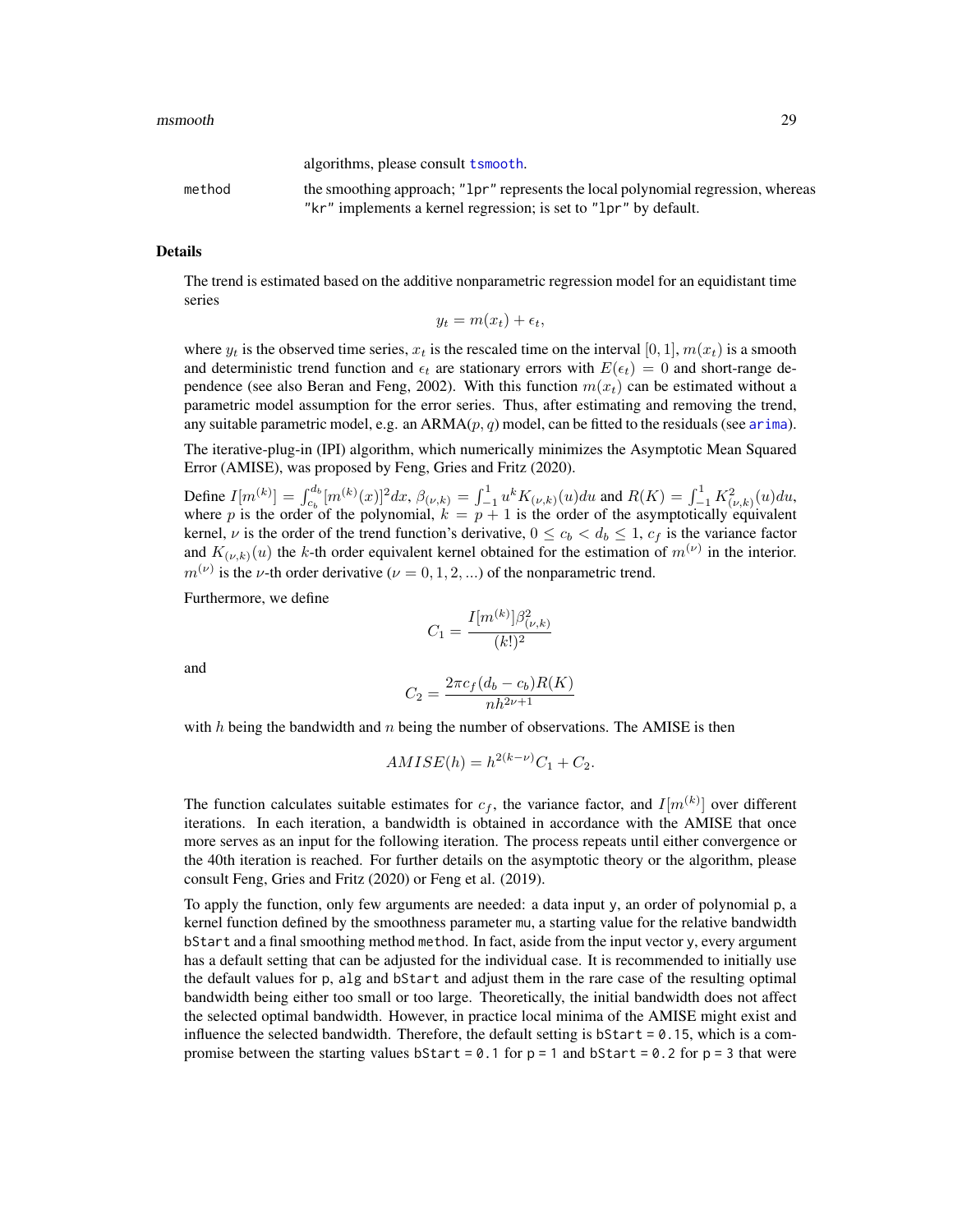algorithms, please consult `tsmooth`.

| | |
|---|---|
| `method` | the smoothing approach; `"lpr"` represents the local polynomial regression, whereas `"kr"` implements a kernel regression; is set to `"lpr"` by default. |

## Details

The trend is estimated based on the additive nonparametric regression model for an equidistant time series

$$y_t = m(x_t) + \epsilon_t,$$

where $y_t$ is the observed time series, $x_t$ is the rescaled time on the interval $[0, 1]$, $m(x_t)$ is a smooth and deterministic trend function and $\epsilon_t$ are stationary errors with $E(\epsilon_t) = 0$ and short-range dependence (see also Beran and Feng, 2002). With this function $m(x_t)$ can be estimated without a parametric model assumption for the error series. Thus, after estimating and removing the trend, any suitable parametric model, e.g. an ARMA$(p, q)$ model, can be fitted to the residuals (see `arima`).

The iterative-plug-in (IPI) algorithm, which numerically minimizes the Asymptotic Mean Squared Error (AMISE), was proposed by Feng, Gries and Fritz (2020).

Define $I[m^{(k)}] = \int_{c_b}^{d_b} [m^{(k)}(x)]^2 dx$, $\beta_{(\nu,k)} = \int_{-1}^{1} u^k K_{(\nu,k)}(u) du$ and $R(K) = \int_{-1}^{1} K_{(\nu,k)}^2(u) du$, where $p$ is the order of the polynomial, $k = p + 1$ is the order of the asymptotically equivalent kernel, $\nu$ is the order of the trend function's derivative, $0 \leq c_b < d_b \leq 1$, $c_f$ is the variance factor and $K_{(\nu,k)}(u)$ the $k$-th order equivalent kernel obtained for the estimation of $m^{(\nu)}$ in the interior. $m^{(\nu)}$ is the $\nu$-th order derivative ($\nu = 0, 1, 2, ...$) of the nonparametric trend.

Furthermore, we define

$$C_1 = \frac{I[m^{(k)}]\beta_{(\nu,k)}^2}{(k!)^2}$$

and

$$C_2 = \frac{2\pi c_f (d_b - c_b) R(K)}{nh^{2\nu+1}}$$

with $h$ being the bandwidth and $n$ being the number of observations. The AMISE is then

$$AMISE(h) = h^{2(k-\nu)} C_1 + C_2.$$

The function calculates suitable estimates for $c_f$, the variance factor, and $I[m^{(k)}]$ over different iterations. In each iteration, a bandwidth is obtained in accordance with the AMISE that once more serves as an input for the following iteration. The process repeats until either convergence or the 40th iteration is reached. For further details on the asymptotic theory or the algorithm, please consult Feng, Gries and Fritz (2020) or Feng et al. (2019).

To apply the function, only few arguments are needed: a data input `y`, an order of polynomial `p`, a kernel function defined by the smoothness parameter `mu`, a starting value for the relative bandwidth `bStart` and a final smoothing method `method`. In fact, aside from the input vector `y`, every argument has a default setting that can be adjusted for the individual case. It is recommended to initially use the default values for `p`, `alg` and `bStart` and adjust them in the rare case of the resulting optimal bandwidth being either too small or too large. Theoretically, the initial bandwidth does not affect the selected optimal bandwidth. However, in practice local minima of the AMISE might exist and influence the selected bandwidth. Therefore, the default setting is `bStart = 0.15`, which is a compromise between the starting values `bStart = 0.1` for `p = 1` and `bStart = 0.2` for `p = 3` that were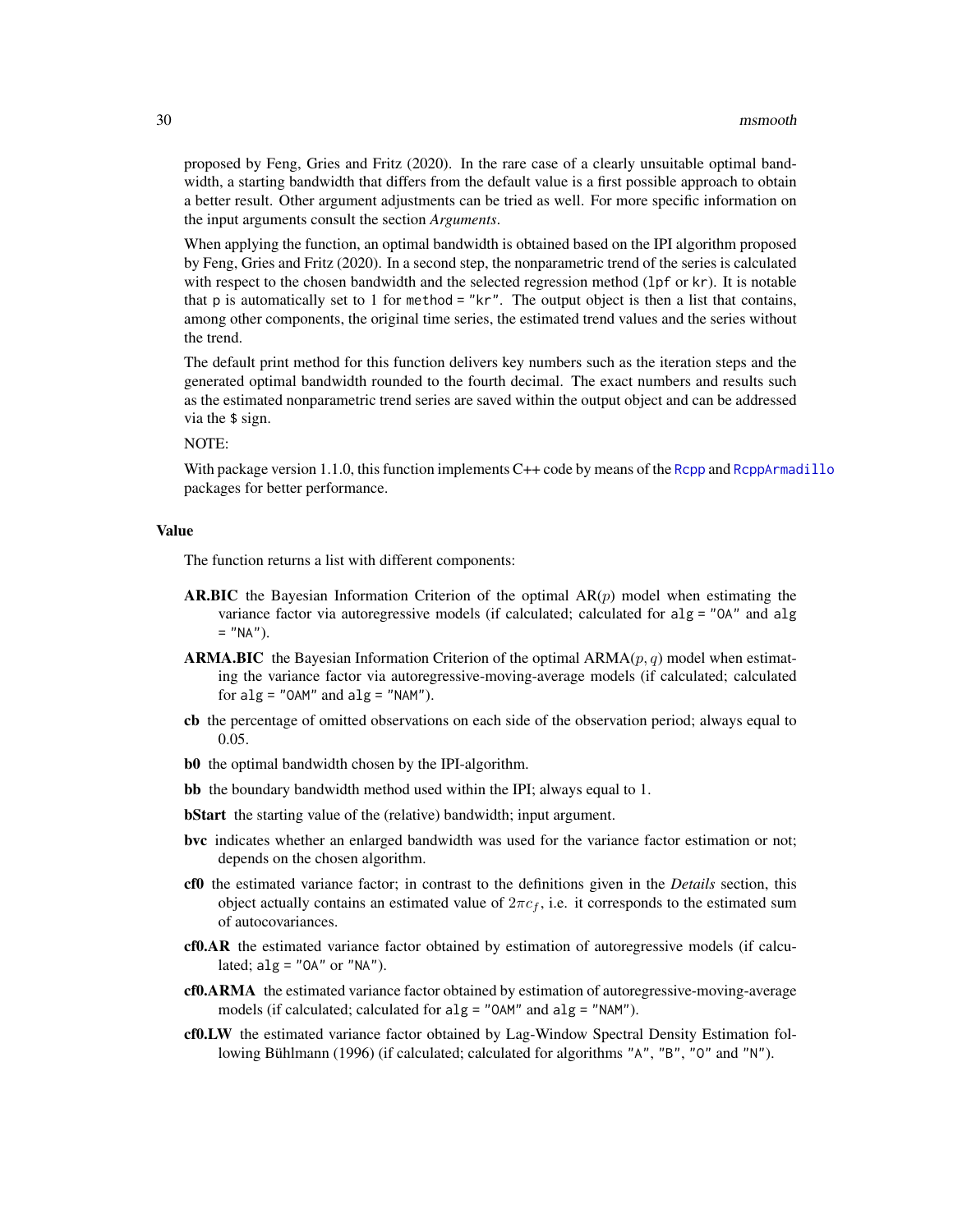proposed by Feng, Gries and Fritz (2020). In the rare case of a clearly unsuitable optimal bandwidth, a starting bandwidth that differs from the default value is a first possible approach to obtain a better result. Other argument adjustments can be tried as well. For more specific information on the input arguments consult the section *Arguments*.

When applying the function, an optimal bandwidth is obtained based on the IPI algorithm proposed by Feng, Gries and Fritz (2020). In a second step, the nonparametric trend of the series is calculated with respect to the chosen bandwidth and the selected regression method (`lpf` or `kr`). It is notable that `p` is automatically set to 1 for `method = "kr"`. The output object is then a list that contains, among other components, the original time series, the estimated trend values and the series without the trend.

The default print method for this function delivers key numbers such as the iteration steps and the generated optimal bandwidth rounded to the fourth decimal. The exact numbers and results such as the estimated nonparametric trend series are saved within the output object and can be addressed via the `$` sign.

NOTE:

With package version 1.1.0, this function implements C++ code by means of the `Rcpp` and `RcppArmadillo` packages for better performance.

## Value

The function returns a list with different components:

**AR.BIC** the Bayesian Information Criterion of the optimal AR($p$) model when estimating the variance factor via autoregressive models (if calculated; calculated for `alg = "OA"` and `alg = "NA"`).

**ARMA.BIC** the Bayesian Information Criterion of the optimal ARMA($p, q$) model when estimating the variance factor via autoregressive-moving-average models (if calculated; calculated for `alg = "OAM"` and `alg = "NAM"`).

**cb** the percentage of omitted observations on each side of the observation period; always equal to 0.05.

**b0** the optimal bandwidth chosen by the IPI-algorithm.

**bb** the boundary bandwidth method used within the IPI; always equal to 1.

**bStart** the starting value of the (relative) bandwidth; input argument.

**bvc** indicates whether an enlarged bandwidth was used for the variance factor estimation or not; depends on the chosen algorithm.

**cf0** the estimated variance factor; in contrast to the definitions given in the *Details* section, this object actually contains an estimated value of $2\pi c_f$, i.e. it corresponds to the estimated sum of autocovariances.

**cf0.AR** the estimated variance factor obtained by estimation of autoregressive models (if calculated; `alg = "OA"` or `"NA"`).

**cf0.ARMA** the estimated variance factor obtained by estimation of autoregressive-moving-average models (if calculated; calculated for `alg = "OAM"` and `alg = "NAM"`).

**cf0.LW** the estimated variance factor obtained by Lag-Window Spectral Density Estimation following Bühlmann (1996) (if calculated; calculated for algorithms `"A"`, `"B"`, `"O"` and `"N"`).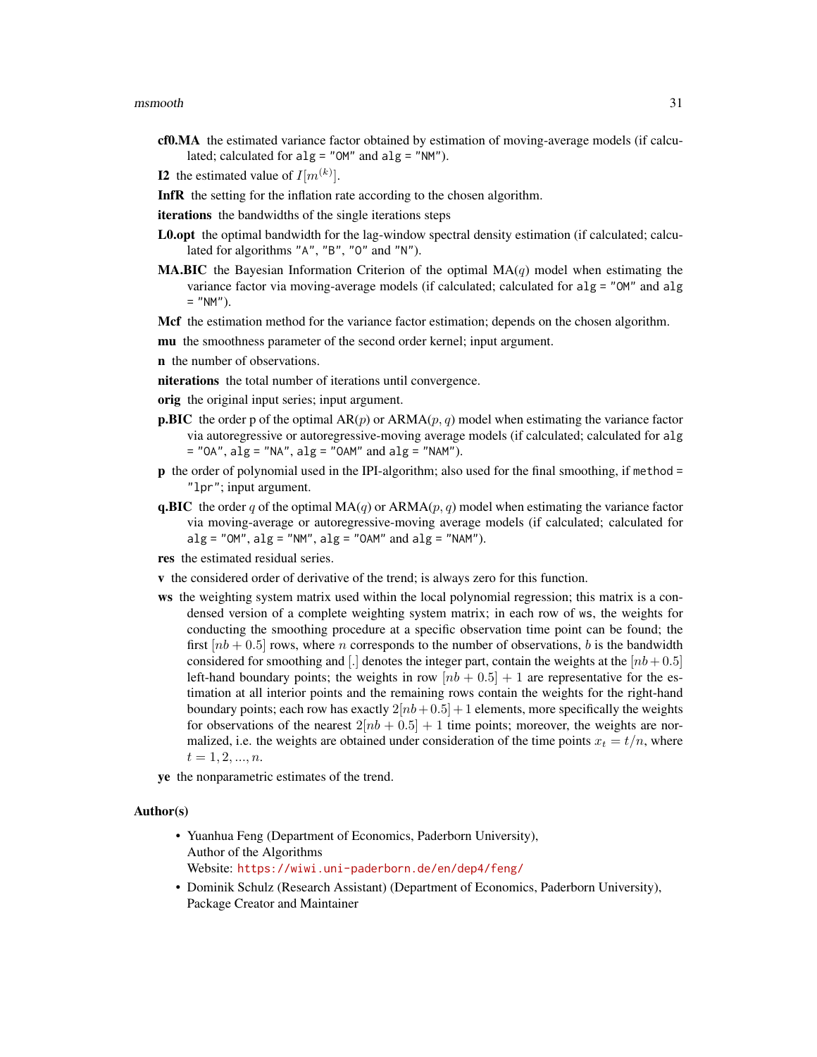**cf0.MA** the estimated variance factor obtained by estimation of moving-average models (if calculated; calculated for `alg = "OM"` and `alg = "NM"`).

**I2** the estimated value of $I[m^{(k)}]$.

**InfR** the setting for the inflation rate according to the chosen algorithm.

**iterations** the bandwidths of the single iterations steps

**L0.opt** the optimal bandwidth for the lag-window spectral density estimation (if calculated; calculated for algorithms "A", "B", "O" and "N").

**MA.BIC** the Bayesian Information Criterion of the optimal MA($q$) model when estimating the variance factor via moving-average models (if calculated; calculated for `alg = "OM"` and `alg = "NM"`).

**Mcf** the estimation method for the variance factor estimation; depends on the chosen algorithm.

**mu** the smoothness parameter of the second order kernel; input argument.

**n** the number of observations.

**niterations** the total number of iterations until convergence.

**orig** the original input series; input argument.

**p.BIC** the order p of the optimal AR($p$) or ARMA($p, q$) model when estimating the variance factor via autoregressive or autoregressive-moving average models (if calculated; calculated for `alg = "OA"`, `alg = "NA"`, `alg = "OAM"` and `alg = "NAM"`).

**p** the order of polynomial used in the IPI-algorithm; also used for the final smoothing, if `method = "lpr"`; input argument.

**q.BIC** the order $q$ of the optimal MA($q$) or ARMA($p, q$) model when estimating the variance factor via moving-average or autoregressive-moving average models (if calculated; calculated for `alg = "OM"`, `alg = "NM"`, `alg = "OAM"` and `alg = "NAM"`).

**res** the estimated residual series.

**v** the considered order of derivative of the trend; is always zero for this function.

**ws** the weighting system matrix used within the local polynomial regression; this matrix is a condensed version of a complete weighting system matrix; in each row of `ws`, the weights for conducting the smoothing procedure at a specific observation time point can be found; the first $[nb + 0.5]$ rows, where $n$ corresponds to the number of observations, $b$ is the bandwidth considered for smoothing and $[.]$ denotes the integer part, contain the weights at the $[nb+0.5]$ left-hand boundary points; the weights in row $[nb + 0.5] + 1$ are representative for the estimation at all interior points and the remaining rows contain the weights for the right-hand boundary points; each row has exactly $2[nb+0.5]+1$ elements, more specifically the weights for observations of the nearest $2[nb + 0.5] + 1$ time points; moreover, the weights are normalized, i.e. the weights are obtained under consideration of the time points $x_t = t/n$, where $t = 1, 2, ..., n$.

**ye** the nonparametric estimates of the trend.

## Author(s)

- Yuanhua Feng (Department of Economics, Paderborn University),
  Author of the Algorithms
  Website: https://wiwi.uni-paderborn.de/en/dep4/feng/
- Dominik Schulz (Research Assistant) (Department of Economics, Paderborn University),
  Package Creator and Maintainer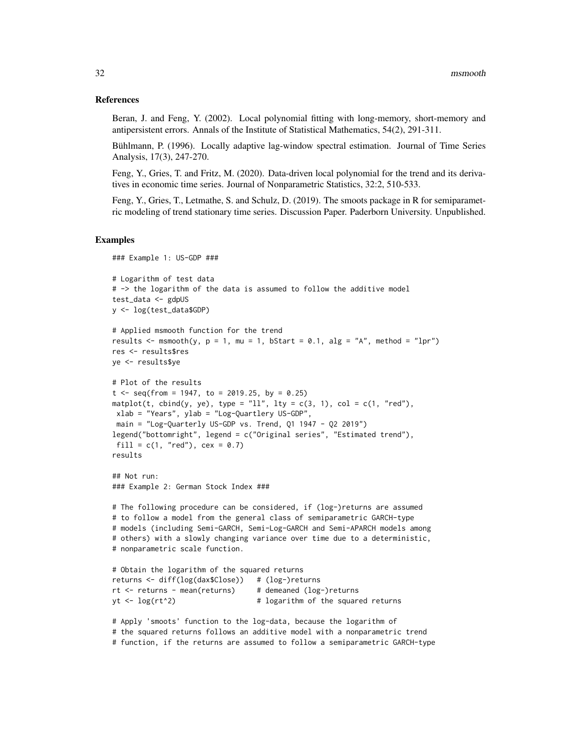## References

Beran, J. and Feng, Y. (2002). Local polynomial fitting with long-memory, short-memory and antipersistent errors. Annals of the Institute of Statistical Mathematics, 54(2), 291-311.

Bühlmann, P. (1996). Locally adaptive lag-window spectral estimation. Journal of Time Series Analysis, 17(3), 247-270.

Feng, Y., Gries, T. and Fritz, M. (2020). Data-driven local polynomial for the trend and its derivatives in economic time series. Journal of Nonparametric Statistics, 32:2, 510-533.

Feng, Y., Gries, T., Letmathe, S. and Schulz, D. (2019). The smoots package in R for semiparametric modeling of trend stationary time series. Discussion Paper. Paderborn University. Unpublished.

## Examples

```
### Example 1: US-GDP ###

# Logarithm of test data
# -> the logarithm of the data is assumed to follow the additive model
test_data <- gdpUS
y <- log(test_data$GDP)

# Applied msmooth function for the trend
results <- msmooth(y, p = 1, mu = 1, bStart = 0.1, alg = "A", method = "lpr")
res <- results$res
ye <- results$ye

# Plot of the results
t <- seq(from = 1947, to = 2019.25, by = 0.25)
matplot(t, cbind(y, ye), type = "ll", lty = c(3, 1), col = c(1, "red"),
 xlab = "Years", ylab = "Log-Quartlery US-GDP",
 main = "Log-Quarterly US-GDP vs. Trend, Q1 1947 - Q2 2019")
legend("bottomright", legend = c("Original series", "Estimated trend"),
 fill = c(1, "red"), cex = 0.7)
results

## Not run:
### Example 2: German Stock Index ###

# The following procedure can be considered, if (log-)returns are assumed
# to follow a model from the general class of semiparametric GARCH-type
# models (including Semi-GARCH, Semi-Log-GARCH and Semi-APARCH models among
# others) with a slowly changing variance over time due to a deterministic,
# nonparametric scale function.

# Obtain the logarithm of the squared returns
returns <- diff(log(dax$Close))   # (log-)returns
rt <- returns - mean(returns)     # demeaned (log-)returns
yt <- log(rt^2)                   # logarithm of the squared returns

# Apply 'smoots' function to the log-data, because the logarithm of
# the squared returns follows an additive model with a nonparametric trend
# function, if the returns are assumed to follow a semiparametric GARCH-type
```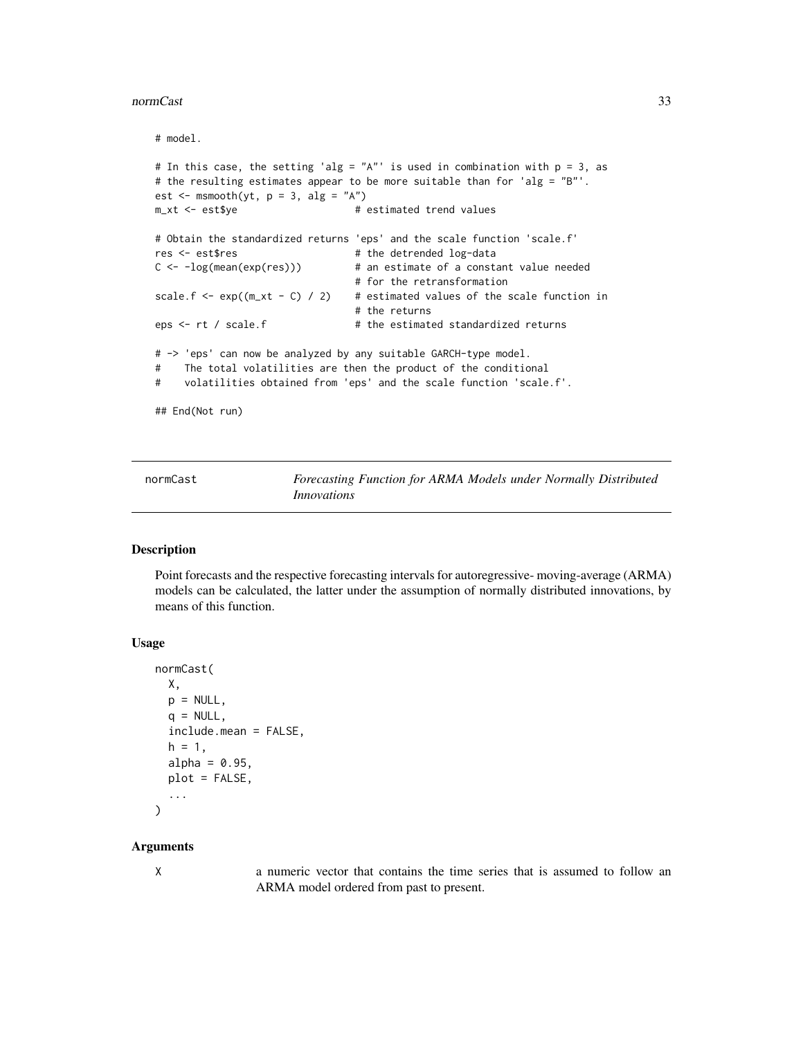```
# model.

# In this case, the setting 'alg = "A"' is used in combination with p = 3, as
# the resulting estimates appear to be more suitable than for 'alg = "B"'.
est <- msmooth(yt, p = 3, alg = "A")
m_xt <- est$ye                    # estimated trend values

# Obtain the standardized returns 'eps' and the scale function 'scale.f'
res <- est$res                    # the detrended log-data
C <- -log(mean(exp(res)))         # an estimate of a constant value needed
                                  # for the retransformation
scale.f <- exp((m_xt - C) / 2)    # estimated values of the scale function in
                                  # the returns
eps <- rt / scale.f               # the estimated standardized returns

# -> 'eps' can now be analyzed by any suitable GARCH-type model.
#    The total volatilities are then the product of the conditional
#    volatilities obtained from 'eps' and the scale function 'scale.f'.

## End(Not run)
```

## normCast — *Forecasting Function for ARMA Models under Normally Distributed Innovations*

### Description

Point forecasts and the respective forecasting intervals for autoregressive- moving-average (ARMA) models can be calculated, the latter under the assumption of normally distributed innovations, by means of this function.

### Usage

```
normCast(
  X,
  p = NULL,
  q = NULL,
  include.mean = FALSE,
  h = 1,
  alpha = 0.95,
  plot = FALSE,
  ...
)
```

### Arguments

X — a numeric vector that contains the time series that is assumed to follow an ARMA model ordered from past to present.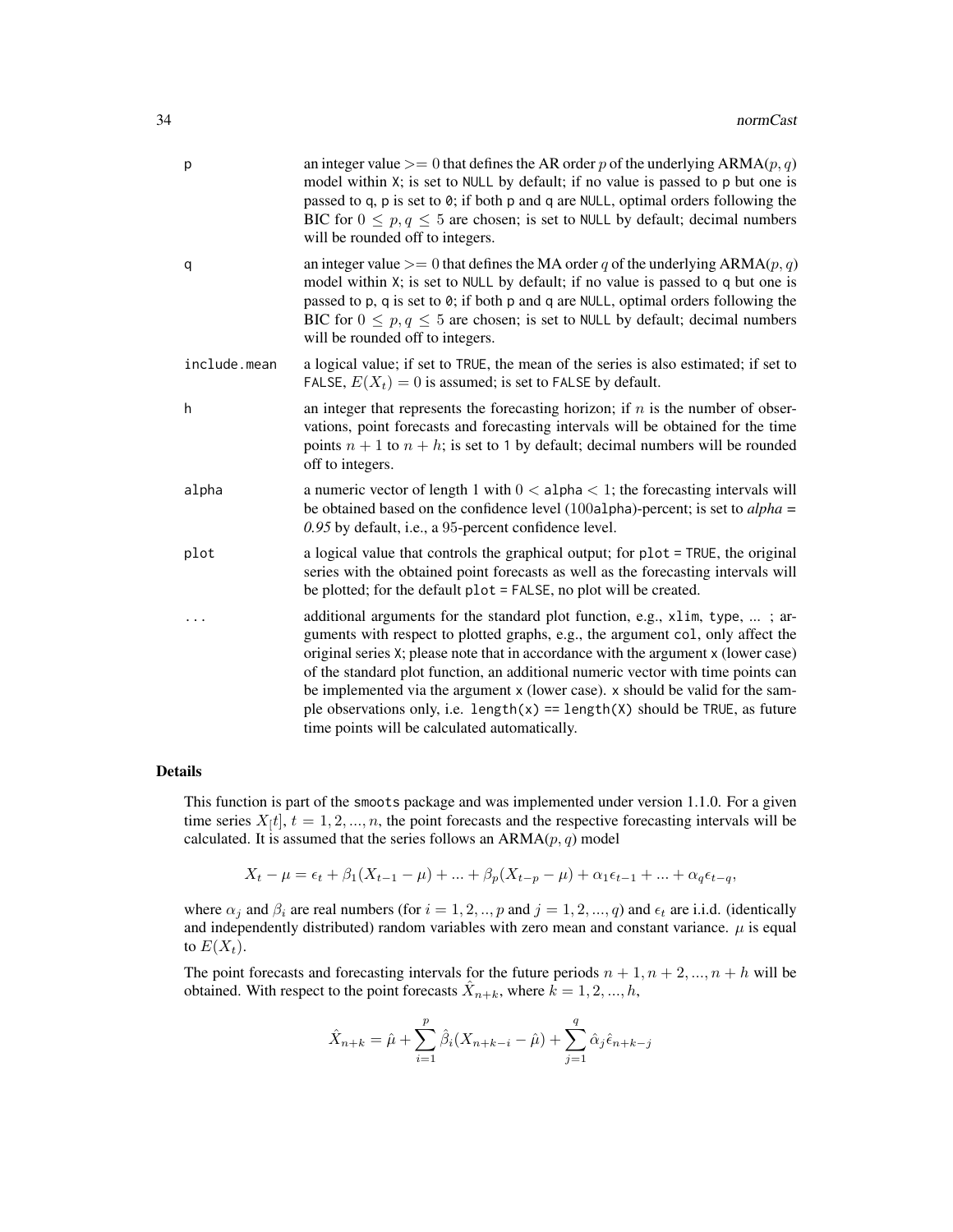| | |
|---|---|
| p | an integer value $>= 0$ that defines the AR order $p$ of the underlying ARMA$(p, q)$ model within X; is set to NULL by default; if no value is passed to p but one is passed to q, p is set to 0; if both p and q are NULL, optimal orders following the BIC for $0 \leq p, q \leq 5$ are chosen; is set to NULL by default; decimal numbers will be rounded off to integers. |
| q | an integer value $>= 0$ that defines the MA order $q$ of the underlying ARMA$(p, q)$ model within X; is set to NULL by default; if no value is passed to q but one is passed to p, q is set to 0; if both p and q are NULL, optimal orders following the BIC for $0 \leq p, q \leq 5$ are chosen; is set to NULL by default; decimal numbers will be rounded off to integers. |
| include.mean | a logical value; if set to TRUE, the mean of the series is also estimated; if set to FALSE, $E(X_t) = 0$ is assumed; is set to FALSE by default. |
| h | an integer that represents the forecasting horizon; if $n$ is the number of observations, point forecasts and forecasting intervals will be obtained for the time points $n + 1$ to $n + h$; is set to 1 by default; decimal numbers will be rounded off to integers. |
| alpha | a numeric vector of length 1 with $0 <$ alpha $< 1$; the forecasting intervals will be obtained based on the confidence level (100alpha)-percent; is set to *alpha = 0.95* by default, i.e., a 95-percent confidence level. |
| plot | a logical value that controls the graphical output; for plot = TRUE, the original series with the obtained point forecasts as well as the forecasting intervals will be plotted; for the default plot = FALSE, no plot will be created. |
| ... | additional arguments for the standard plot function, e.g., xlim, type, ... ; arguments with respect to plotted graphs, e.g., the argument col, only affect the original series X; please note that in accordance with the argument x (lower case) of the standard plot function, an additional numeric vector with time points can be implemented via the argument x (lower case). x should be valid for the sample observations only, i.e. length(x) == length(X) should be TRUE, as future time points will be calculated automatically. |

## Details

This function is part of the smoots package and was implemented under version 1.1.0. For a given time series $X_[t]$, $t = 1, 2, ..., n$, the point forecasts and the respective forecasting intervals will be calculated. It is assumed that the series follows an ARMA$(p, q)$ model

$$X_t - \mu = \epsilon_t + \beta_1(X_{t-1} - \mu) + ... + \beta_p(X_{t-p} - \mu) + \alpha_1\epsilon_{t-1} + ... + \alpha_q\epsilon_{t-q},$$

where $\alpha_j$ and $\beta_i$ are real numbers (for $i = 1, 2, .., p$ and $j = 1, 2, ..., q$) and $\epsilon_t$ are i.i.d. (identically and independently distributed) random variables with zero mean and constant variance. $\mu$ is equal to $E(X_t)$.

The point forecasts and forecasting intervals for the future periods $n + 1, n + 2, ..., n + h$ will be obtained. With respect to the point forecasts $\hat{X}_{n+k}$, where $k = 1, 2, ..., h$,

$$\hat{X}_{n+k} = \hat{\mu} + \sum_{i=1}^{p} \hat{\beta}_i(X_{n+k-i} - \hat{\mu}) + \sum_{j=1}^{q} \hat{\alpha}_j\hat{\epsilon}_{n+k-j}$$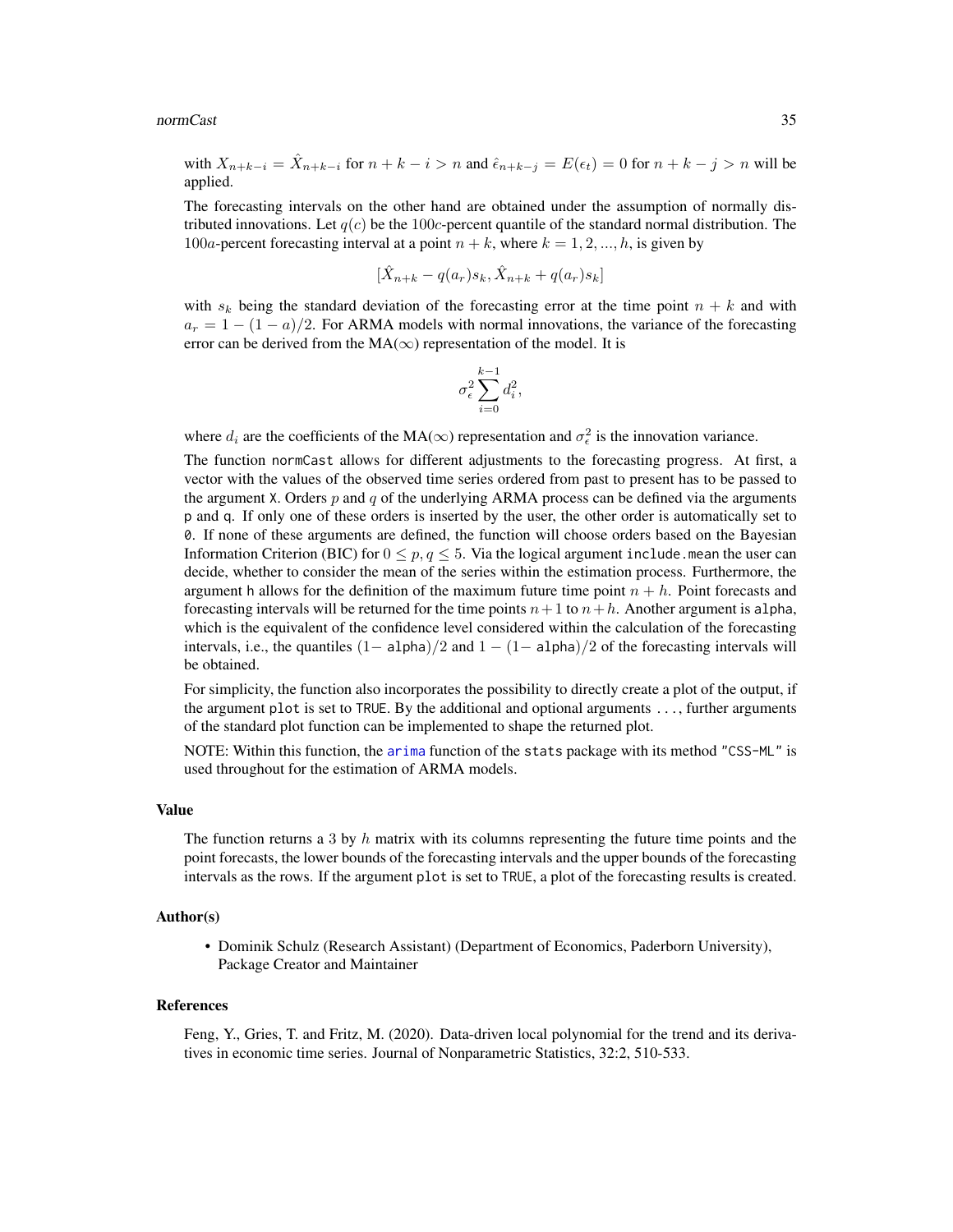with $X_{n+k-i} = \hat{X}_{n+k-i}$ for $n+k-i > n$ and $\hat{\epsilon}_{n+k-j} = E(\epsilon_t) = 0$ for $n+k-j > n$ will be applied.

The forecasting intervals on the other hand are obtained under the assumption of normally distributed innovations. Let $q(c)$ be the $100c$-percent quantile of the standard normal distribution. The $100a$-percent forecasting interval at a point $n+k$, where $k = 1, 2, ..., h$, is given by

$$[\hat{X}_{n+k} - q(a_r)s_k, \hat{X}_{n+k} + q(a_r)s_k]$$

with $s_k$ being the standard deviation of the forecasting error at the time point $n+k$ and with $a_r = 1 - (1-a)/2$. For ARMA models with normal innovations, the variance of the forecasting error can be derived from the MA($\infty$) representation of the model. It is

$$\sigma_\epsilon^2 \sum_{i=0}^{k-1} d_i^2,$$

where $d_i$ are the coefficients of the MA($\infty$) representation and $\sigma_\epsilon^2$ is the innovation variance.

The function `normCast` allows for different adjustments to the forecasting progress. At first, a vector with the values of the observed time series ordered from past to present has to be passed to the argument `X`. Orders $p$ and $q$ of the underlying ARMA process can be defined via the arguments `p` and `q`. If only one of these orders is inserted by the user, the other order is automatically set to `0`. If none of these arguments are defined, the function will choose orders based on the Bayesian Information Criterion (BIC) for $0 \leq p, q \leq 5$. Via the logical argument `include.mean` the user can decide, whether to consider the mean of the series within the estimation process. Furthermore, the argument `h` allows for the definition of the maximum future time point $n+h$. Point forecasts and forecasting intervals will be returned for the time points $n+1$ to $n+h$. Another argument is `alpha`, which is the equivalent of the confidence level considered within the calculation of the forecasting intervals, i.e., the quantiles $(1-$ `alpha`$)/2$ and $1-(1-$ `alpha`$)/2$ of the forecasting intervals will be obtained.

For simplicity, the function also incorporates the possibility to directly create a plot of the output, if the argument `plot` is set to `TRUE`. By the additional and optional arguments `...`, further arguments of the standard plot function can be implemented to shape the returned plot.

NOTE: Within this function, the `arima` function of the `stats` package with its method `"CSS-ML"` is used throughout for the estimation of ARMA models.

## Value

The function returns a 3 by $h$ matrix with its columns representing the future time points and the point forecasts, the lower bounds of the forecasting intervals and the upper bounds of the forecasting intervals as the rows. If the argument `plot` is set to `TRUE`, a plot of the forecasting results is created.

## Author(s)

- Dominik Schulz (Research Assistant) (Department of Economics, Paderborn University), Package Creator and Maintainer

## References

Feng, Y., Gries, T. and Fritz, M. (2020). Data-driven local polynomial for the trend and its derivatives in economic time series. Journal of Nonparametric Statistics, 32:2, 510-533.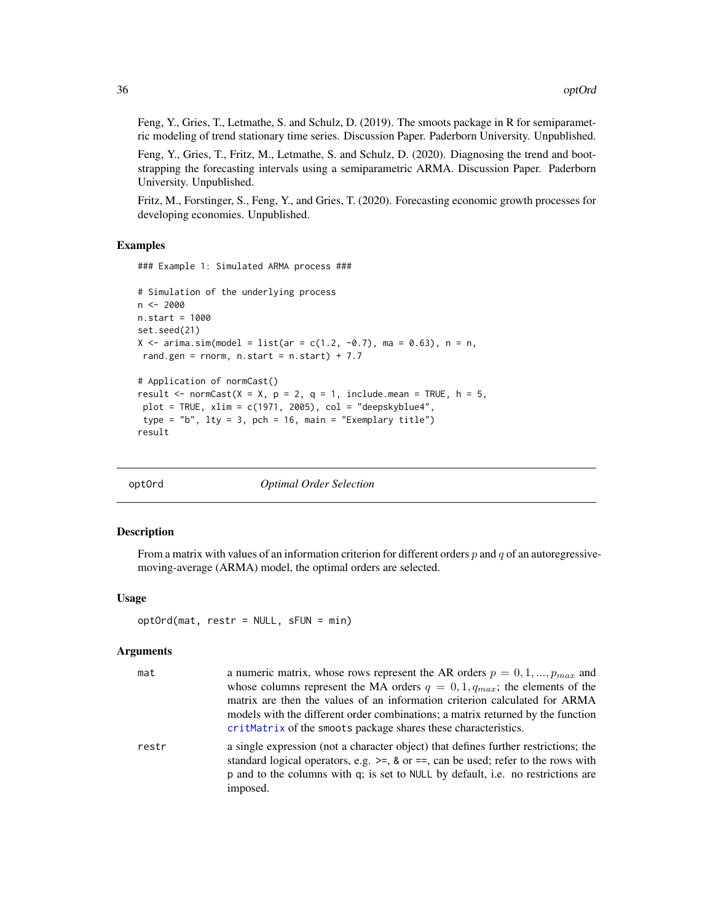Feng, Y., Gries, T., Letmathe, S. and Schulz, D. (2019). The smoots package in R for semiparametric modeling of trend stationary time series. Discussion Paper. Paderborn University. Unpublished.

Feng, Y., Gries, T., Fritz, M., Letmathe, S. and Schulz, D. (2020). Diagnosing the trend and bootstrapping the forecasting intervals using a semiparametric ARMA. Discussion Paper. Paderborn University. Unpublished.

Fritz, M., Forstinger, S., Feng, Y., and Gries, T. (2020). Forecasting economic growth processes for developing economies. Unpublished.

## Examples

```
### Example 1: Simulated ARMA process ###

# Simulation of the underlying process
n <- 2000
n.start = 1000
set.seed(21)
X <- arima.sim(model = list(ar = c(1.2, -0.7), ma = 0.63), n = n,
 rand.gen = rnorm, n.start = n.start) + 7.7

# Application of normCast()
result <- normCast(X = X, p = 2, q = 1, include.mean = TRUE, h = 5,
 plot = TRUE, xlim = c(1971, 2005), col = "deepskyblue4",
 type = "b", lty = 3, pch = 16, main = "Exemplary title")
result
```

---

# optOrd — *Optimal Order Selection*

## Description

From a matrix with values of an information criterion for different orders $p$ and $q$ of an autoregressive-moving-average (ARMA) model, the optimal orders are selected.

## Usage

```
optOrd(mat, restr = NULL, sFUN = min)
```

## Arguments

- `mat` — a numeric matrix, whose rows represent the AR orders $p = 0, 1, ..., p_{max}$ and whose columns represent the MA orders $q = 0, 1, q_{max}$; the elements of the matrix are then the values of an information criterion calculated for ARMA models with the different order combinations; a matrix returned by the function critMatrix of the smoots package shares these characteristics.
- `restr` — a single expression (not a character object) that defines further restrictions; the standard logical operators, e.g. >=, & or ==, can be used; refer to the rows with p and to the columns with q; is set to NULL by default, i.e. no restrictions are imposed.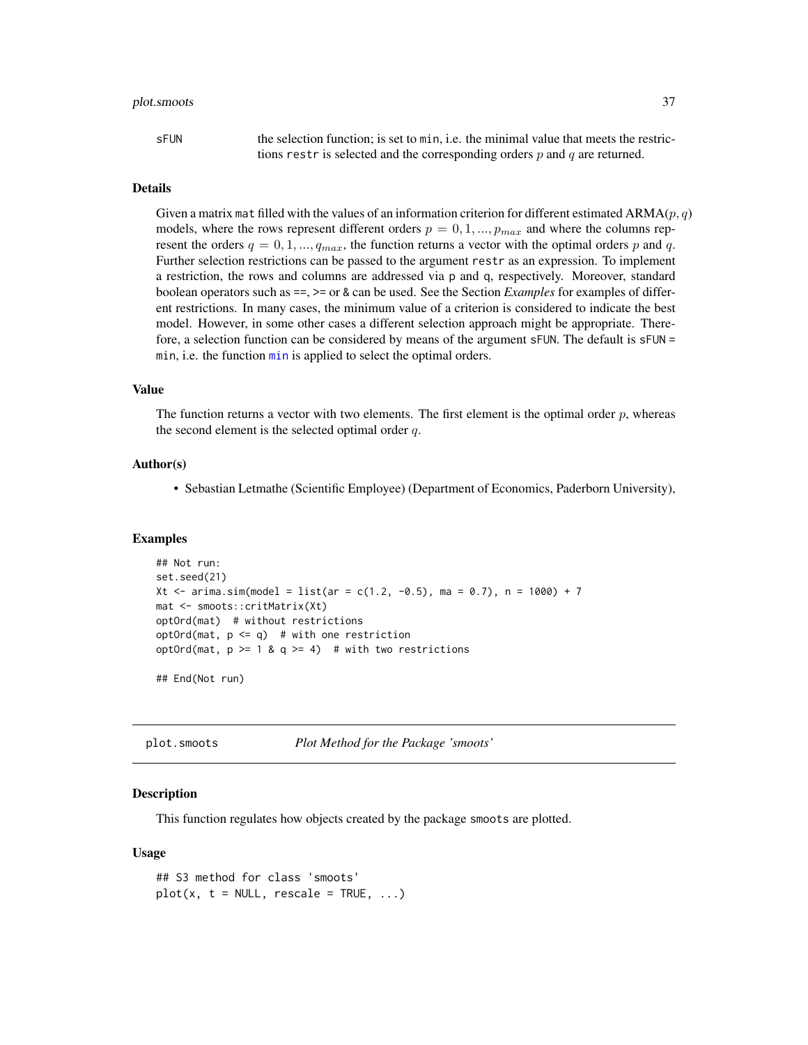| | |
|---|---|
| sFUN | the selection function; is set to min, i.e. the minimal value that meets the restrictions restr is selected and the corresponding orders $p$ and $q$ are returned. |

### Details

Given a matrix mat filled with the values of an information criterion for different estimated ARMA($p, q$) models, where the rows represent different orders $p = 0, 1, ..., p_{max}$ and where the columns represent the orders $q = 0, 1, ..., q_{max}$, the function returns a vector with the optimal orders $p$ and $q$. Further selection restrictions can be passed to the argument restr as an expression. To implement a restriction, the rows and columns are addressed via p and q, respectively. Moreover, standard boolean operators such as ==, >= or & can be used. See the Section *Examples* for examples of different restrictions. In many cases, the minimum value of a criterion is considered to indicate the best model. However, in some other cases a different selection approach might be appropriate. Therefore, a selection function can be considered by means of the argument sFUN. The default is sFUN = min, i.e. the function min is applied to select the optimal orders.

### Value

The function returns a vector with two elements. The first element is the optimal order $p$, whereas the second element is the selected optimal order $q$.

### Author(s)

- Sebastian Letmathe (Scientific Employee) (Department of Economics, Paderborn University),

### Examples

```
## Not run:
set.seed(21)
Xt <- arima.sim(model = list(ar = c(1.2, -0.5), ma = 0.7), n = 1000) + 7
mat <- smoots::critMatrix(Xt)
optOrd(mat)  # without restrictions
optOrd(mat, p <= q)  # with one restriction
optOrd(mat, p >= 1 & q >= 4)  # with two restrictions

## End(Not run)
```

## plot.smoots *Plot Method for the Package 'smoots'*

### Description

This function regulates how objects created by the package smoots are plotted.

### Usage

```
## S3 method for class 'smoots'
plot(x, t = NULL, rescale = TRUE, ...)
```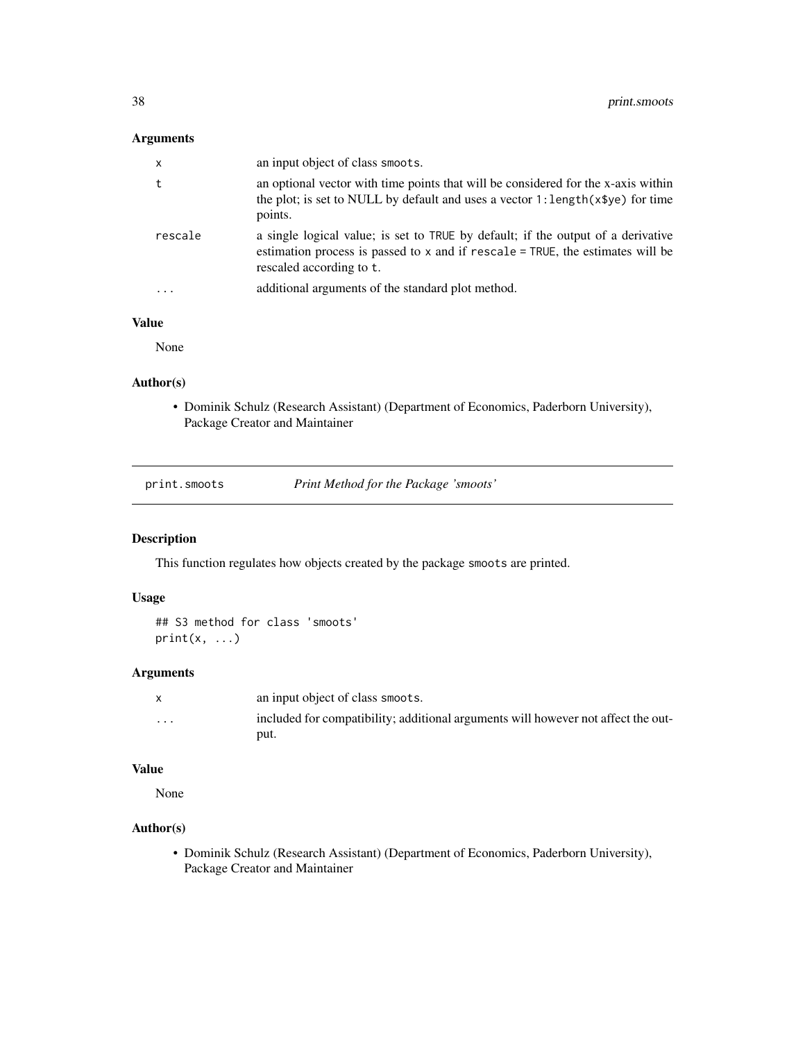### Arguments

| | |
|---|---|
| `x` | an input object of class `smoots`. |
| `t` | an optional vector with time points that will be considered for the x-axis within the plot; is set to NULL by default and uses a vector `1:length(x$ye)` for time points. |
| `rescale` | a single logical value; is set to `TRUE` by default; if the output of a derivative estimation process is passed to `x` and if `rescale = TRUE`, the estimates will be rescaled according to `t`. |
| `...` | additional arguments of the standard plot method. |

### Value

None

### Author(s)

- Dominik Schulz (Research Assistant) (Department of Economics, Paderborn University), Package Creator and Maintainer

---

## print.smoots — *Print Method for the Package 'smoots'*

### Description

This function regulates how objects created by the package `smoots` are printed.

### Usage

```
## S3 method for class 'smoots'
print(x, ...)
```

### Arguments

| | |
|---|---|
| `x` | an input object of class `smoots`. |
| `...` | included for compatibility; additional arguments will however not affect the output. |

### Value

None

### Author(s)

- Dominik Schulz (Research Assistant) (Department of Economics, Paderborn University), Package Creator and Maintainer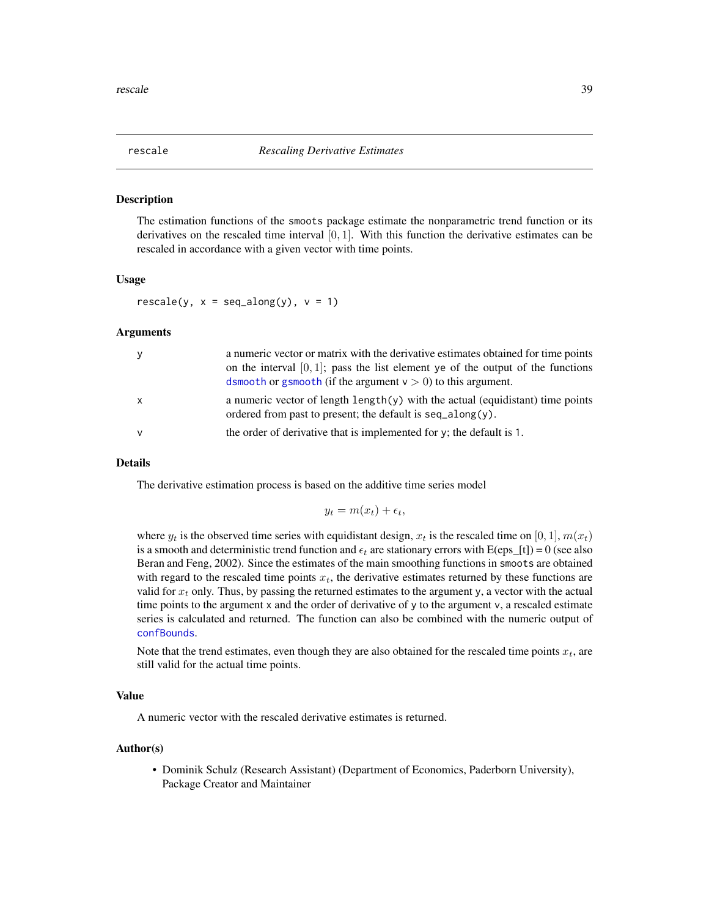## rescale — *Rescaling Derivative Estimates*

### Description

The estimation functions of the `smoots` package estimate the nonparametric trend function or its derivatives on the rescaled time interval $[0, 1]$. With this function the derivative estimates can be rescaled in accordance with a given vector with time points.

### Usage

```
rescale(y, x = seq_along(y), v = 1)
```

### Arguments

| | |
|---|---|
| `y` | a numeric vector or matrix with the derivative estimates obtained for time points on the interval $[0, 1]$; pass the list element `ye` of the output of the functions `dsmooth` or `gsmooth` (if the argument $\text{v} > 0$) to this argument. |
| `x` | a numeric vector of length `length(y)` with the actual (equidistant) time points ordered from past to present; the default is `seq_along(y)`. |
| `v` | the order of derivative that is implemented for `y`; the default is `1`. |

### Details

The derivative estimation process is based on the additive time series model

$$y_t = m(x_t) + \epsilon_t,$$

where $y_t$ is the observed time series with equidistant design, $x_t$ is the rescaled time on $[0, 1]$, $m(x_t)$ is a smooth and deterministic trend function and $\epsilon_t$ are stationary errors with E(eps_[t]) = 0 (see also Beran and Feng, 2002). Since the estimates of the main smoothing functions in `smoots` are obtained with regard to the rescaled time points $x_t$, the derivative estimates returned by these functions are valid for $x_t$ only. Thus, by passing the returned estimates to the argument `y`, a vector with the actual time points to the argument `x` and the order of derivative of `y` to the argument `v`, a rescaled estimate series is calculated and returned. The function can also be combined with the numeric output of `confBounds`.

Note that the trend estimates, even though they are also obtained for the rescaled time points $x_t$, are still valid for the actual time points.

### Value

A numeric vector with the rescaled derivative estimates is returned.

### Author(s)

- Dominik Schulz (Research Assistant) (Department of Economics, Paderborn University), Package Creator and Maintainer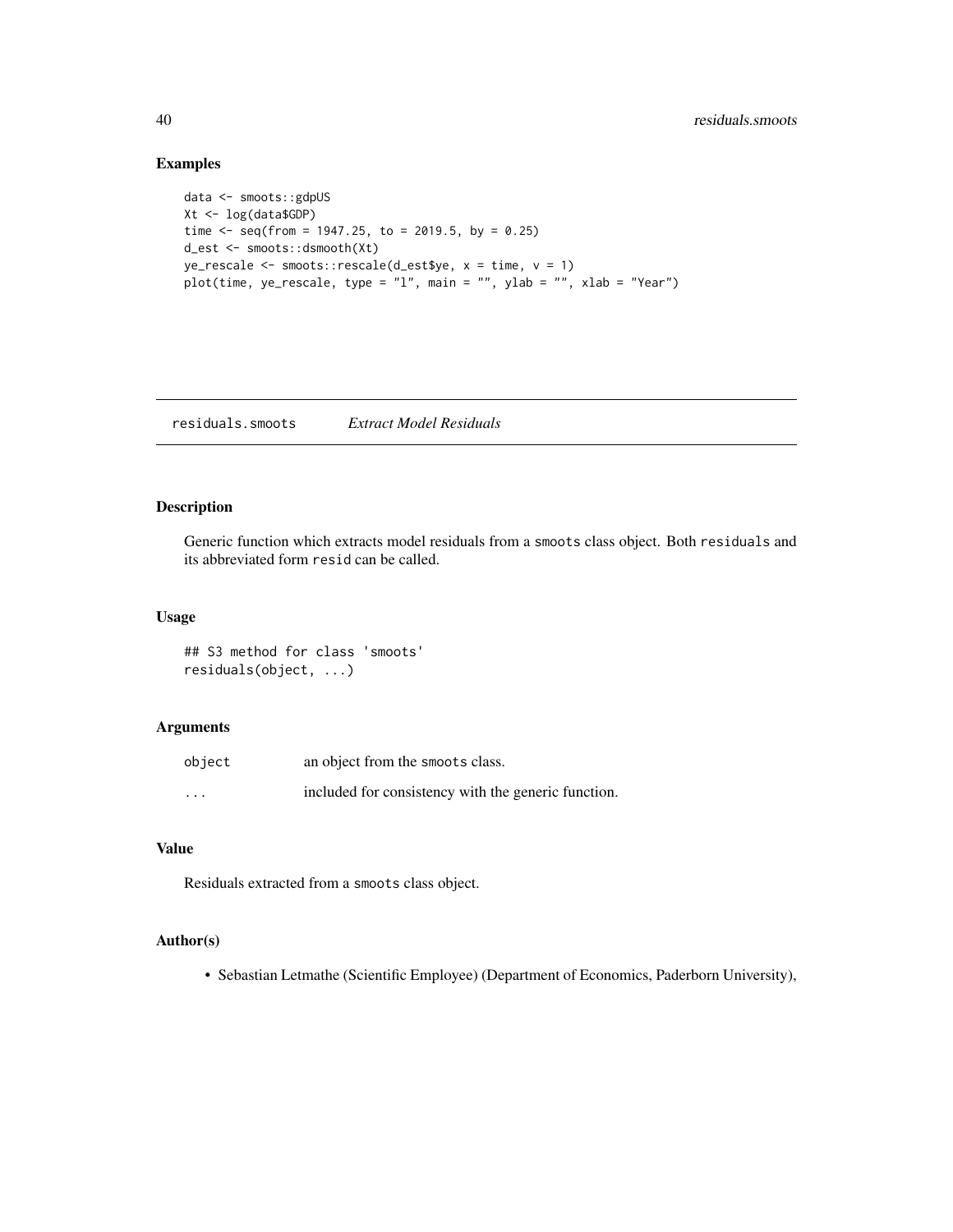## Examples

```
data <- smoots::gdpUS
Xt <- log(data$GDP)
time <- seq(from = 1947.25, to = 2019.5, by = 0.25)
d_est <- smoots::dsmooth(Xt)
ye_rescale <- smoots::rescale(d_est$ye, x = time, v = 1)
plot(time, ye_rescale, type = "l", main = "", ylab = "", xlab = "Year")
```

---

# residuals.smoots — *Extract Model Residuals*

---

## Description

Generic function which extracts model residuals from a smoots class object. Both residuals and its abbreviated form resid can be called.

## Usage

```
## S3 method for class 'smoots'
residuals(object, ...)
```

## Arguments

| | |
|---|---|
| object | an object from the smoots class. |
| ... | included for consistency with the generic function. |

## Value

Residuals extracted from a smoots class object.

## Author(s)

- Sebastian Letmathe (Scientific Employee) (Department of Economics, Paderborn University),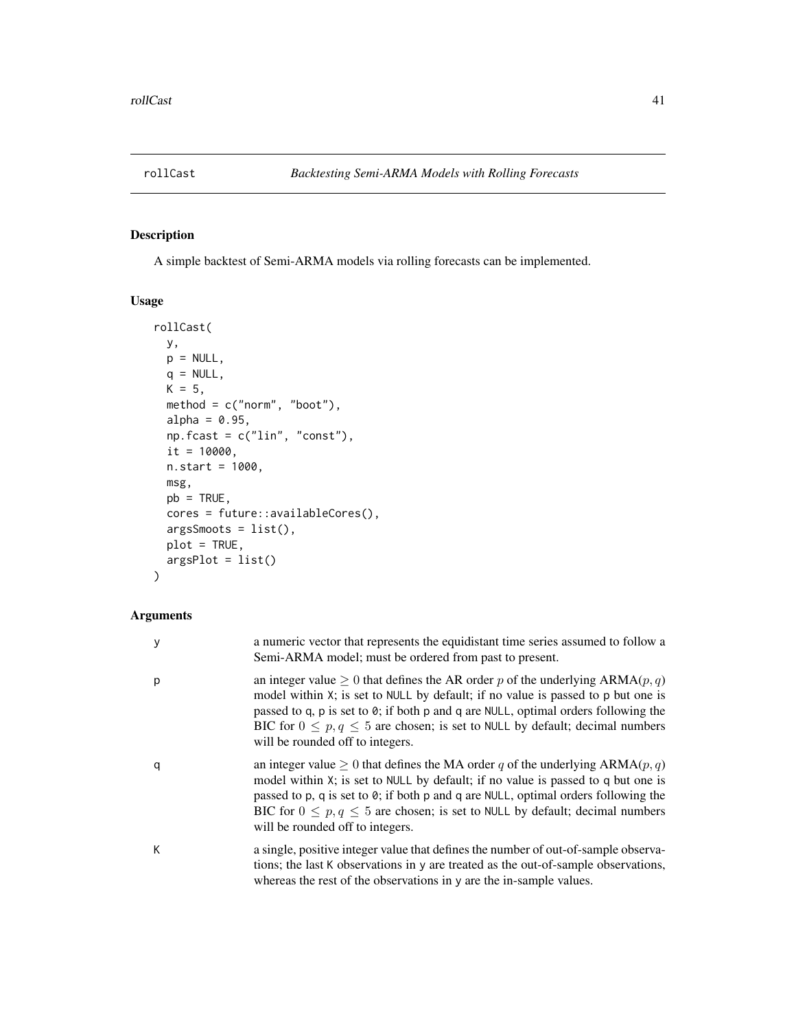# rollCast — *Backtesting Semi-ARMA Models with Rolling Forecasts*

## Description

A simple backtest of Semi-ARMA models via rolling forecasts can be implemented.

## Usage

```
rollCast(
  y,
  p = NULL,
  q = NULL,
  K = 5,
  method = c("norm", "boot"),
  alpha = 0.95,
  np.fcast = c("lin", "const"),
  it = 10000,
  n.start = 1000,
  msg,
  pb = TRUE,
  cores = future::availableCores(),
  argsSmoots = list(),
  plot = TRUE,
  argsPlot = list()
)
```

## Arguments

| | |
|---|---|
| y | a numeric vector that represents the equidistant time series assumed to follow a Semi-ARMA model; must be ordered from past to present. |
| p | an integer value $\geq 0$ that defines the AR order $p$ of the underlying ARMA$(p, q)$ model within X; is set to NULL by default; if no value is passed to p but one is passed to q, p is set to 0; if both p and q are NULL, optimal orders following the BIC for $0 \leq p, q \leq 5$ are chosen; is set to NULL by default; decimal numbers will be rounded off to integers. |
| q | an integer value $\geq 0$ that defines the MA order $q$ of the underlying ARMA$(p, q)$ model within X; is set to NULL by default; if no value is passed to q but one is passed to p, q is set to 0; if both p and q are NULL, optimal orders following the BIC for $0 \leq p, q \leq 5$ are chosen; is set to NULL by default; decimal numbers will be rounded off to integers. |
| K | a single, positive integer value that defines the number of out-of-sample observations; the last K observations in y are treated as the out-of-sample observations, whereas the rest of the observations in y are the in-sample values. |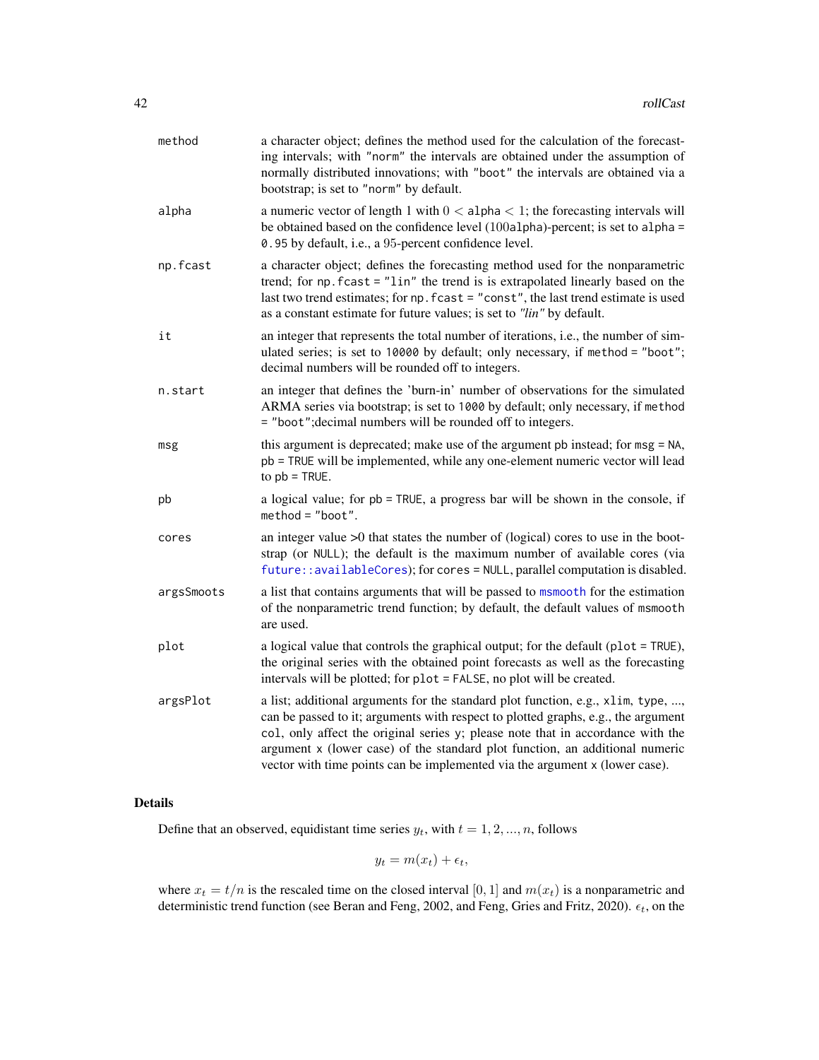| | |
|---|---|
| method | a character object; defines the method used for the calculation of the forecasting intervals; with "norm" the intervals are obtained under the assumption of normally distributed innovations; with "boot" the intervals are obtained via a bootstrap; is set to "norm" by default. |
| alpha | a numeric vector of length 1 with $0 <$ alpha $< 1$; the forecasting intervals will be obtained based on the confidence level (100alpha)-percent; is set to alpha = 0.95 by default, i.e., a 95-percent confidence level. |
| np.fcast | a character object; defines the forecasting method used for the nonparametric trend; for np.fcast = "lin" the trend is is extrapolated linearly based on the last two trend estimates; for np.fcast = "const", the last trend estimate is used as a constant estimate for future values; is set to *"lin"* by default. |
| it | an integer that represents the total number of iterations, i.e., the number of simulated series; is set to 10000 by default; only necessary, if method = "boot"; decimal numbers will be rounded off to integers. |
| n.start | an integer that defines the 'burn-in' number of observations for the simulated ARMA series via bootstrap; is set to 1000 by default; only necessary, if method = "boot";decimal numbers will be rounded off to integers. |
| msg | this argument is deprecated; make use of the argument pb instead; for msg = NA, pb = TRUE will be implemented, while any one-element numeric vector will lead to pb = TRUE. |
| pb | a logical value; for pb = TRUE, a progress bar will be shown in the console, if method = "boot". |
| cores | an integer value >0 that states the number of (logical) cores to use in the bootstrap (or NULL); the default is the maximum number of available cores (via future::availableCores); for cores = NULL, parallel computation is disabled. |
| argsSmoots | a list that contains arguments that will be passed to msmooth for the estimation of the nonparametric trend function; by default, the default values of msmooth are used. |
| plot | a logical value that controls the graphical output; for the default (plot = TRUE), the original series with the obtained point forecasts as well as the forecasting intervals will be plotted; for plot = FALSE, no plot will be created. |
| argsPlot | a list; additional arguments for the standard plot function, e.g., xlim, type, ..., can be passed to it; arguments with respect to plotted graphs, e.g., the argument col, only affect the original series y; please note that in accordance with the argument x (lower case) of the standard plot function, an additional numeric vector with time points can be implemented via the argument x (lower case). |

## Details

Define that an observed, equidistant time series $y_t$, with $t = 1, 2, ..., n$, follows

$$y_t = m(x_t) + \epsilon_t,$$

where $x_t = t/n$ is the rescaled time on the closed interval $[0, 1]$ and $m(x_t)$ is a nonparametric and deterministic trend function (see Beran and Feng, 2002, and Feng, Gries and Fritz, 2020). $\epsilon_t$, on the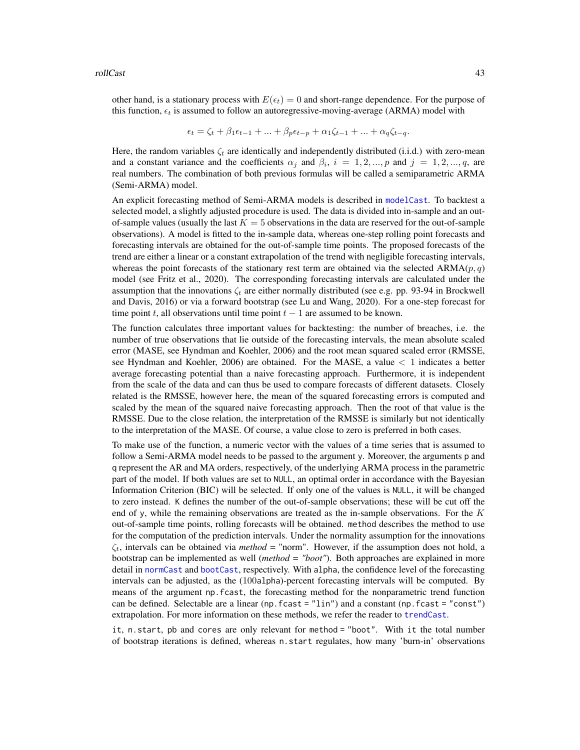other hand, is a stationary process with $E(\epsilon_t) = 0$ and short-range dependence. For the purpose of this function, $\epsilon_t$ is assumed to follow an autoregressive-moving-average (ARMA) model with

$$\epsilon_t = \zeta_t + \beta_1 \epsilon_{t-1} + ... + \beta_p \epsilon_{t-p} + \alpha_1 \zeta_{t-1} + ... + \alpha_q \zeta_{t-q}.$$

Here, the random variables $\zeta_t$ are identically and independently distributed (i.i.d.) with zero-mean and a constant variance and the coefficients $\alpha_j$ and $\beta_i$, $i = 1, 2, ..., p$ and $j = 1, 2, ..., q$, are real numbers. The combination of both previous formulas will be called a semiparametric ARMA (Semi-ARMA) model.

An explicit forecasting method of Semi-ARMA models is described in `modelCast`. To backtest a selected model, a slightly adjusted procedure is used. The data is divided into in-sample and an out-of-sample values (usually the last $K = 5$ observations in the data are reserved for the out-of-sample observations). A model is fitted to the in-sample data, whereas one-step rolling point forecasts and forecasting intervals are obtained for the out-of-sample time points. The proposed forecasts of the trend are either a linear or a constant extrapolation of the trend with negligible forecasting intervals, whereas the point forecasts of the stationary rest term are obtained via the selected ARMA$(p, q)$ model (see Fritz et al., 2020). The corresponding forecasting intervals are calculated under the assumption that the innovations $\zeta_t$ are either normally distributed (see e.g. pp. 93-94 in Brockwell and Davis, 2016) or via a forward bootstrap (see Lu and Wang, 2020). For a one-step forecast for time point $t$, all observations until time point $t - 1$ are assumed to be known.

The function calculates three important values for backtesting: the number of breaches, i.e. the number of true observations that lie outside of the forecasting intervals, the mean absolute scaled error (MASE, see Hyndman and Koehler, 2006) and the root mean squared scaled error (RMSSE, see Hyndman and Koehler, 2006) are obtained. For the MASE, a value $< 1$ indicates a better average forecasting potential than a naive forecasting approach. Furthermore, it is independent from the scale of the data and can thus be used to compare forecasts of different datasets. Closely related is the RMSSE, however here, the mean of the squared forecasting errors is computed and scaled by the mean of the squared naive forecasting approach. Then the root of that value is the RMSSE. Due to the close relation, the interpretation of the RMSSE is similarly but not identically to the interpretation of the MASE. Of course, a value close to zero is preferred in both cases.

To make use of the function, a numeric vector with the values of a time series that is assumed to follow a Semi-ARMA model needs to be passed to the argument `y`. Moreover, the arguments `p` and `q` represent the AR and MA orders, respectively, of the underlying ARMA process in the parametric part of the model. If both values are set to `NULL`, an optimal order in accordance with the Bayesian Information Criterion (BIC) will be selected. If only one of the values is `NULL`, it will be changed to zero instead. `K` defines the number of the out-of-sample observations; these will be cut off the end of `y`, while the remaining observations are treated as the in-sample observations. For the $K$ out-of-sample time points, rolling forecasts will be obtained. `method` describes the method to use for the computation of the prediction intervals. Under the normality assumption for the innovations $\zeta_t$, intervals can be obtained via *method* = "norm". However, if the assumption does not hold, a bootstrap can be implemented as well (*method = "boot"*). Both approaches are explained in more detail in `normCast` and `bootCast`, respectively. With `alpha`, the confidence level of the forecasting intervals can be adjusted, as the (100`alpha`)-percent forecasting intervals will be computed. By means of the argument `np.fcast`, the forecasting method for the nonparametric trend function can be defined. Selectable are a linear (`np.fcast = "lin"`) and a constant (`np.fcast = "const"`) extrapolation. For more information on these methods, we refer the reader to `trendCast`.

`it`, `n.start`, `pb` and `cores` are only relevant for `method = "boot"`. With `it` the total number of bootstrap iterations is defined, whereas `n.start` regulates, how many 'burn-in' observations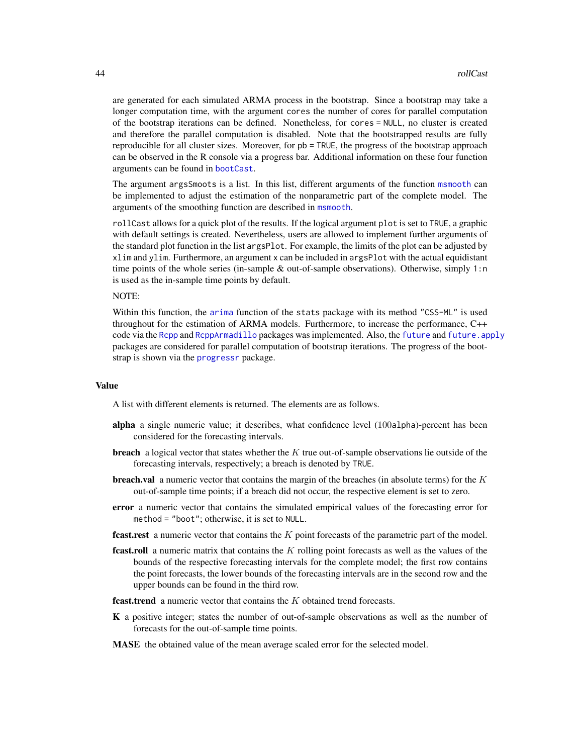are generated for each simulated ARMA process in the bootstrap. Since a bootstrap may take a longer computation time, with the argument `cores` the number of cores for parallel computation of the bootstrap iterations can be defined. Nonetheless, for `cores = NULL`, no cluster is created and therefore the parallel computation is disabled. Note that the bootstrapped results are fully reproducible for all cluster sizes. Moreover, for `pb = TRUE`, the progress of the bootstrap approach can be observed in the R console via a progress bar. Additional information on these four function arguments can be found in `bootCast`.

The argument `argsSmoots` is a list. In this list, different arguments of the function `msmooth` can be implemented to adjust the estimation of the nonparametric part of the complete model. The arguments of the smoothing function are described in `msmooth`.

`rollCast` allows for a quick plot of the results. If the logical argument `plot` is set to `TRUE`, a graphic with default settings is created. Nevertheless, users are allowed to implement further arguments of the standard plot function in the list `argsPlot`. For example, the limits of the plot can be adjusted by `xlim` and `ylim`. Furthermore, an argument `x` can be included in `argsPlot` with the actual equidistant time points of the whole series (in-sample & out-of-sample observations). Otherwise, simply `1:n` is used as the in-sample time points by default.

NOTE:

Within this function, the `arima` function of the `stats` package with its method `"CSS-ML"` is used throughout for the estimation of ARMA models. Furthermore, to increase the performance, C++ code via the `Rcpp` and `RcppArmadillo` packages was implemented. Also, the `future` and `future.apply` packages are considered for parallel computation of bootstrap iterations. The progress of the bootstrap is shown via the `progressr` package.

## Value

A list with different elements is returned. The elements are as follows.

**alpha** a single numeric value; it describes, what confidence level (100`alpha`)-percent has been considered for the forecasting intervals.

**breach** a logical vector that states whether the $K$ true out-of-sample observations lie outside of the forecasting intervals, respectively; a breach is denoted by `TRUE`.

**breach.val** a numeric vector that contains the margin of the breaches (in absolute terms) for the $K$ out-of-sample time points; if a breach did not occur, the respective element is set to zero.

**error** a numeric vector that contains the simulated empirical values of the forecasting error for `method = "boot"`; otherwise, it is set to `NULL`.

**fcast.rest** a numeric vector that contains the $K$ point forecasts of the parametric part of the model.

**fcast.roll** a numeric matrix that contains the $K$ rolling point forecasts as well as the values of the bounds of the respective forecasting intervals for the complete model; the first row contains the point forecasts, the lower bounds of the forecasting intervals are in the second row and the upper bounds can be found in the third row.

**fcast.trend** a numeric vector that contains the $K$ obtained trend forecasts.

**K** a positive integer; states the number of out-of-sample observations as well as the number of forecasts for the out-of-sample time points.

**MASE** the obtained value of the mean average scaled error for the selected model.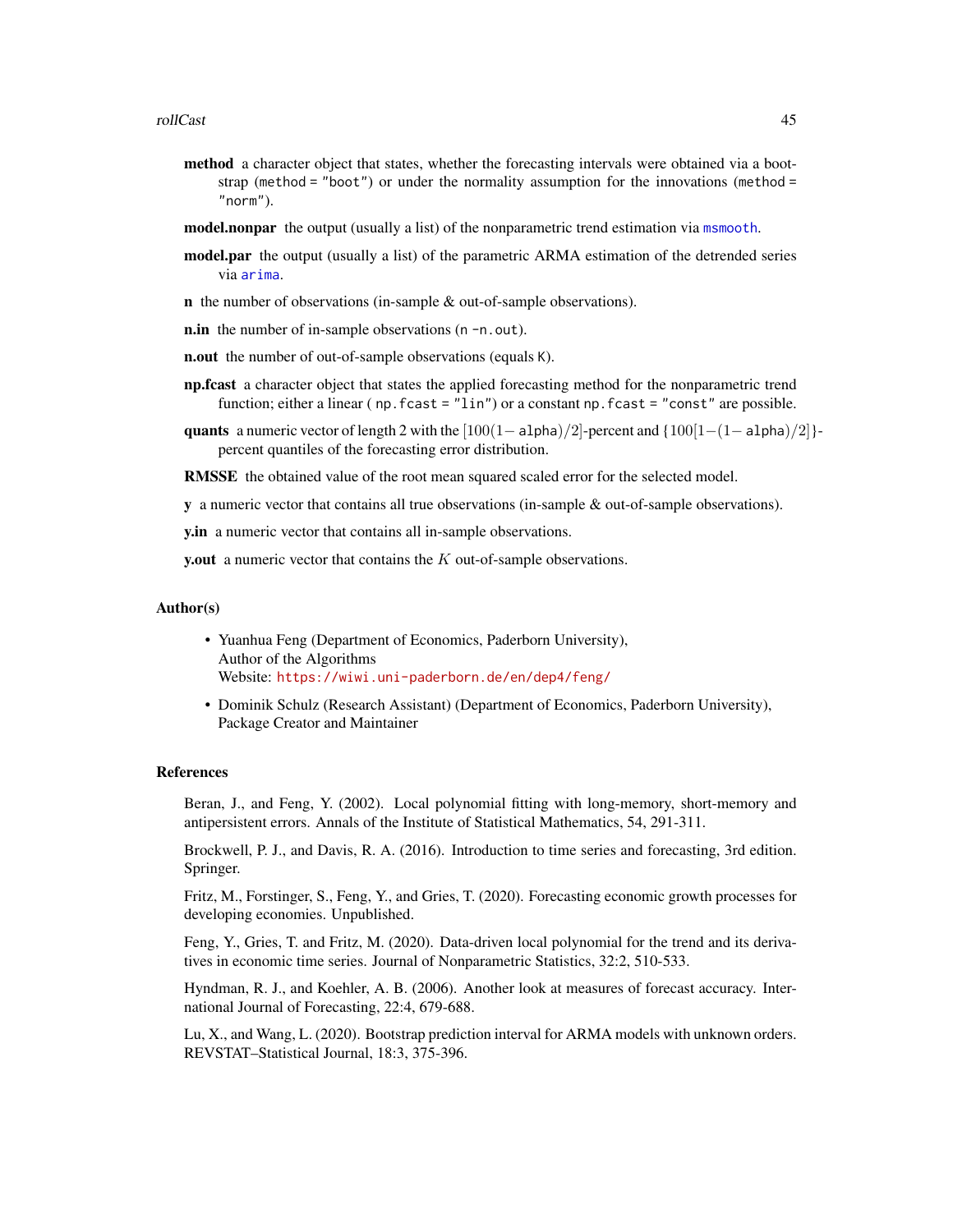**method** a character object that states, whether the forecasting intervals were obtained via a bootstrap (`method = "boot"`) or under the normality assumption for the innovations (`method = "norm"`).

**model.nonpar** the output (usually a list) of the nonparametric trend estimation via `msmooth`.

**model.par** the output (usually a list) of the parametric ARMA estimation of the detrended series via `arima`.

**n** the number of observations (in-sample & out-of-sample observations).

**n.in** the number of in-sample observations (`n -n.out`).

**n.out** the number of out-of-sample observations (equals `K`).

**np.fcast** a character object that states the applied forecasting method for the nonparametric trend function; either a linear ( `np.fcast = "lin"`) or a constant `np.fcast = "const"` are possible.

**quants** a numeric vector of length 2 with the $[100(1-$ alpha$)/2]$-percent and $\{100[1-(1-$ alpha$)/2]\}$-percent quantiles of the forecasting error distribution.

**RMSSE** the obtained value of the root mean squared scaled error for the selected model.

**y** a numeric vector that contains all true observations (in-sample & out-of-sample observations).

**y.in** a numeric vector that contains all in-sample observations.

**y.out** a numeric vector that contains the $K$ out-of-sample observations.

## Author(s)

- Yuanhua Feng (Department of Economics, Paderborn University),
  Author of the Algorithms
  Website: https://wiwi.uni-paderborn.de/en/dep4/feng/
- Dominik Schulz (Research Assistant) (Department of Economics, Paderborn University),
  Package Creator and Maintainer

## References

Beran, J., and Feng, Y. (2002). Local polynomial fitting with long-memory, short-memory and antipersistent errors. Annals of the Institute of Statistical Mathematics, 54, 291-311.

Brockwell, P. J., and Davis, R. A. (2016). Introduction to time series and forecasting, 3rd edition. Springer.

Fritz, M., Forstinger, S., Feng, Y., and Gries, T. (2020). Forecasting economic growth processes for developing economies. Unpublished.

Feng, Y., Gries, T. and Fritz, M. (2020). Data-driven local polynomial for the trend and its derivatives in economic time series. Journal of Nonparametric Statistics, 32:2, 510-533.

Hyndman, R. J., and Koehler, A. B. (2006). Another look at measures of forecast accuracy. International Journal of Forecasting, 22:4, 679-688.

Lu, X., and Wang, L. (2020). Bootstrap prediction interval for ARMA models with unknown orders. REVSTAT–Statistical Journal, 18:3, 375-396.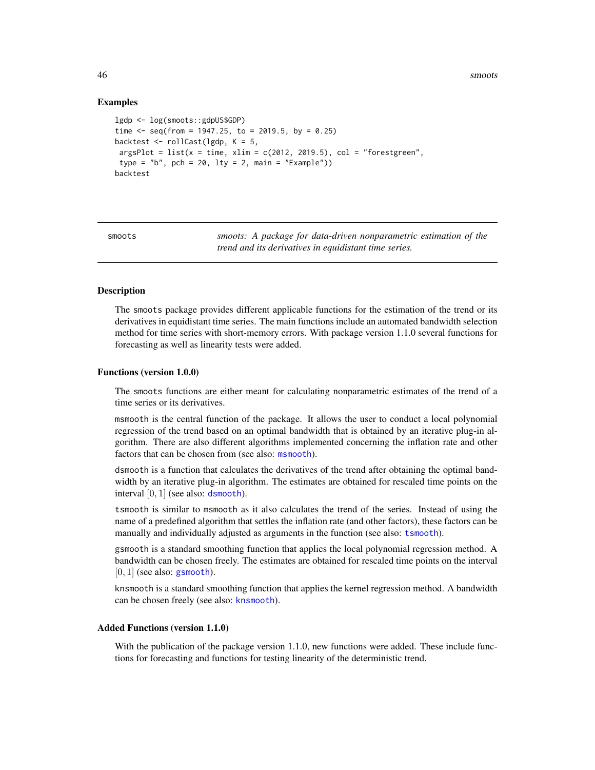### Examples

```
lgdp <- log(smoots::gdpUS$GDP)
time <- seq(from = 1947.25, to = 2019.5, by = 0.25)
backtest <- rollCast(lgdp, K = 5,
 argsPlot = list(x = time, xlim = c(2012, 2019.5), col = "forestgreen",
 type = "b", pch = 20, lty = 2, main = "Example"))
backtest
```

---

## smoots — *smoots: A package for data-driven nonparametric estimation of the trend and its derivatives in equidistant time series.*

---

### Description

The smoots package provides different applicable functions for the estimation of the trend or its derivatives in equidistant time series. The main functions include an automated bandwidth selection method for time series with short-memory errors. With package version 1.1.0 several functions for forecasting as well as linearity tests were added.

### Functions (version 1.0.0)

The smoots functions are either meant for calculating nonparametric estimates of the trend of a time series or its derivatives.

msmooth is the central function of the package. It allows the user to conduct a local polynomial regression of the trend based on an optimal bandwidth that is obtained by an iterative plug-in algorithm. There are also different algorithms implemented concerning the inflation rate and other factors that can be chosen from (see also: msmooth).

dsmooth is a function that calculates the derivatives of the trend after obtaining the optimal bandwidth by an iterative plug-in algorithm. The estimates are obtained for rescaled time points on the interval $[0, 1]$ (see also: dsmooth).

tsmooth is similar to msmooth as it also calculates the trend of the series. Instead of using the name of a predefined algorithm that settles the inflation rate (and other factors), these factors can be manually and individually adjusted as arguments in the function (see also: tsmooth).

gsmooth is a standard smoothing function that applies the local polynomial regression method. A bandwidth can be chosen freely. The estimates are obtained for rescaled time points on the interval $[0, 1]$ (see also: gsmooth).

knsmooth is a standard smoothing function that applies the kernel regression method. A bandwidth can be chosen freely (see also: knsmooth).

### Added Functions (version 1.1.0)

With the publication of the package version 1.1.0, new functions were added. These include functions for forecasting and functions for testing linearity of the deterministic trend.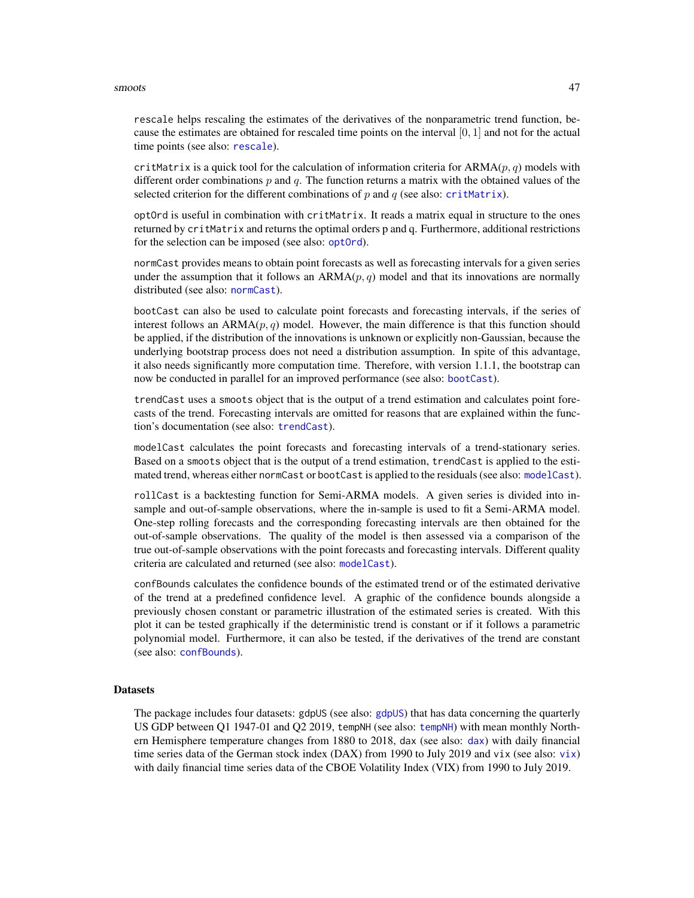rescale helps rescaling the estimates of the derivatives of the nonparametric trend function, because the estimates are obtained for rescaled time points on the interval $[0, 1]$ and not for the actual time points (see also: rescale).

critMatrix is a quick tool for the calculation of information criteria for ARMA($p, q$) models with different order combinations $p$ and $q$. The function returns a matrix with the obtained values of the selected criterion for the different combinations of $p$ and $q$ (see also: critMatrix).

optOrd is useful in combination with critMatrix. It reads a matrix equal in structure to the ones returned by critMatrix and returns the optimal orders p and q. Furthermore, additional restrictions for the selection can be imposed (see also: optOrd).

normCast provides means to obtain point forecasts as well as forecasting intervals for a given series under the assumption that it follows an ARMA($p, q$) model and that its innovations are normally distributed (see also: normCast).

bootCast can also be used to calculate point forecasts and forecasting intervals, if the series of interest follows an ARMA($p, q$) model. However, the main difference is that this function should be applied, if the distribution of the innovations is unknown or explicitly non-Gaussian, because the underlying bootstrap process does not need a distribution assumption. In spite of this advantage, it also needs significantly more computation time. Therefore, with version 1.1.1, the bootstrap can now be conducted in parallel for an improved performance (see also: bootCast).

trendCast uses a smoots object that is the output of a trend estimation and calculates point forecasts of the trend. Forecasting intervals are omitted for reasons that are explained within the function's documentation (see also: trendCast).

modelCast calculates the point forecasts and forecasting intervals of a trend-stationary series. Based on a smoots object that is the output of a trend estimation, trendCast is applied to the estimated trend, whereas either normCast or bootCast is applied to the residuals (see also: modelCast).

rollCast is a backtesting function for Semi-ARMA models. A given series is divided into in-sample and out-of-sample observations, where the in-sample is used to fit a Semi-ARMA model. One-step rolling forecasts and the corresponding forecasting intervals are then obtained for the out-of-sample observations. The quality of the model is then assessed via a comparison of the true out-of-sample observations with the point forecasts and forecasting intervals. Different quality criteria are calculated and returned (see also: modelCast).

confBounds calculates the confidence bounds of the estimated trend or of the estimated derivative of the trend at a predefined confidence level. A graphic of the confidence bounds alongside a previously chosen constant or parametric illustration of the estimated series is created. With this plot it can be tested graphically if the deterministic trend is constant or if it follows a parametric polynomial model. Furthermore, it can also be tested, if the derivatives of the trend are constant (see also: confBounds).

### Datasets

The package includes four datasets: gdpUS (see also: gdpUS) that has data concerning the quarterly US GDP between Q1 1947-01 and Q2 2019, tempNH (see also: tempNH) with mean monthly Northern Hemisphere temperature changes from 1880 to 2018, dax (see also: dax) with daily financial time series data of the German stock index (DAX) from 1990 to July 2019 and vix (see also: vix) with daily financial time series data of the CBOE Volatility Index (VIX) from 1990 to July 2019.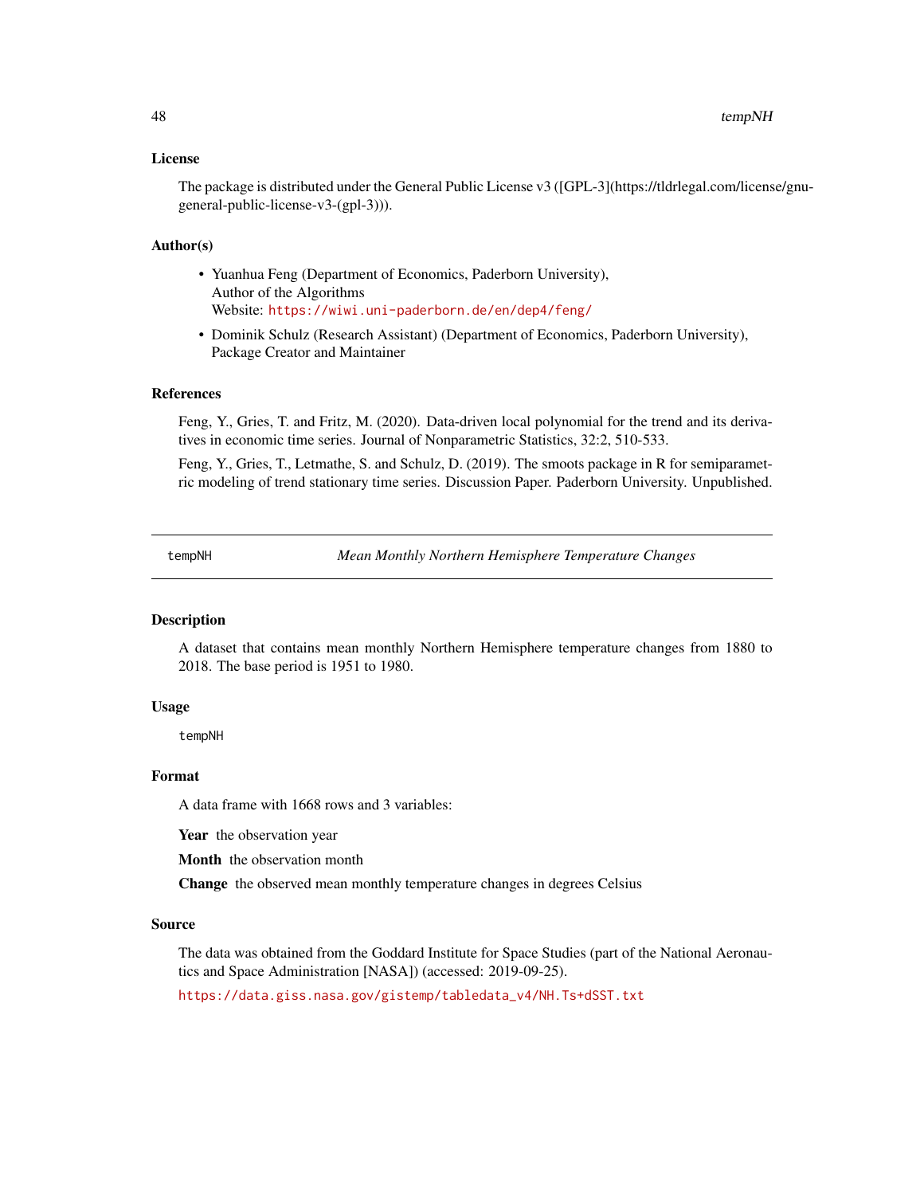### License

The package is distributed under the General Public License v3 ([GPL-3](https://tldrlegal.com/license/gnu-general-public-license-v3-(gpl-3))).

### Author(s)

- Yuanhua Feng (Department of Economics, Paderborn University),
  Author of the Algorithms
  Website: https://wiwi.uni-paderborn.de/en/dep4/feng/
- Dominik Schulz (Research Assistant) (Department of Economics, Paderborn University),
  Package Creator and Maintainer

### References

Feng, Y., Gries, T. and Fritz, M. (2020). Data-driven local polynomial for the trend and its derivatives in economic time series. Journal of Nonparametric Statistics, 32:2, 510-533.

Feng, Y., Gries, T., Letmathe, S. and Schulz, D. (2019). The smoots package in R for semiparametric modeling of trend stationary time series. Discussion Paper. Paderborn University. Unpublished.

---

## tempNH — *Mean Monthly Northern Hemisphere Temperature Changes*

---

### Description

A dataset that contains mean monthly Northern Hemisphere temperature changes from 1880 to 2018. The base period is 1951 to 1980.

### Usage

```
tempNH
```

### Format

A data frame with 1668 rows and 3 variables:

**Year** the observation year

**Month** the observation month

**Change** the observed mean monthly temperature changes in degrees Celsius

### Source

The data was obtained from the Goddard Institute for Space Studies (part of the National Aeronautics and Space Administration [NASA]) (accessed: 2019-09-25).

https://data.giss.nasa.gov/gistemp/tabledata_v4/NH.Ts+dSST.txt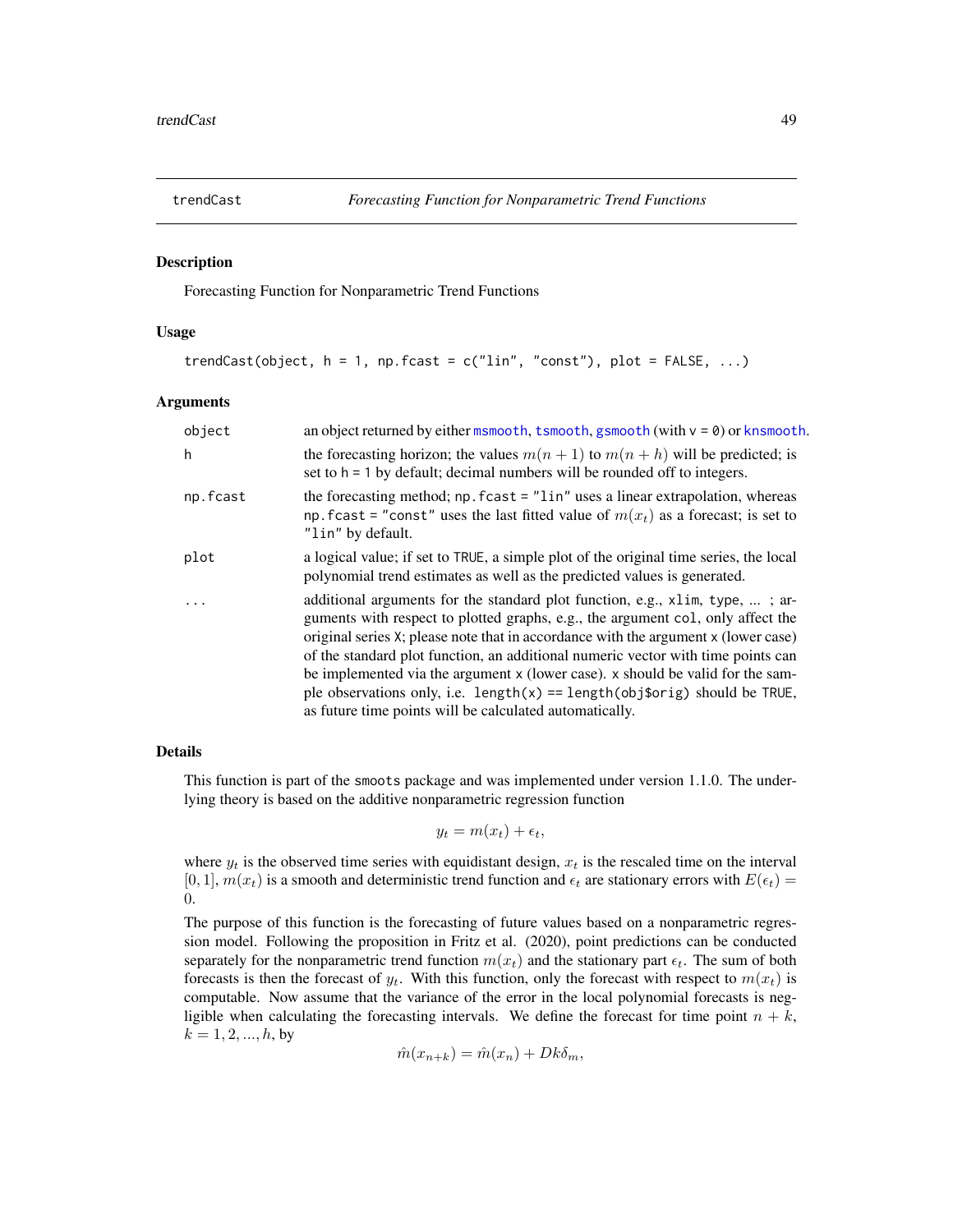## trendCast — *Forecasting Function for Nonparametric Trend Functions*

### Description

Forecasting Function for Nonparametric Trend Functions

### Usage

```
trendCast(object, h = 1, np.fcast = c("lin", "const"), plot = FALSE, ...)
```

### Arguments

| | |
|---|---|
| `object` | an object returned by either `msmooth`, `tsmooth`, `gsmooth` (with `v = 0`) or `knsmooth`. |
| `h` | the forecasting horizon; the values $m(n+1)$ to $m(n+h)$ will be predicted; is set to `h = 1` by default; decimal numbers will be rounded off to integers. |
| `np.fcast` | the forecasting method; `np.fcast = "lin"` uses a linear extrapolation, whereas `np.fcast = "const"` uses the last fitted value of $m(x_t)$ as a forecast; is set to `"lin"` by default. |
| `plot` | a logical value; if set to `TRUE`, a simple plot of the original time series, the local polynomial trend estimates as well as the predicted values is generated. |
| `...` | additional arguments for the standard plot function, e.g., `xlim`, `type`, ... ; arguments with respect to plotted graphs, e.g., the argument `col`, only affect the original series `X`; please note that in accordance with the argument `x` (lower case) of the standard plot function, an additional numeric vector with time points can be implemented via the argument `x` (lower case). `x` should be valid for the sample observations only, i.e. `length(x) == length(obj$orig)` should be `TRUE`, as future time points will be calculated automatically. |

### Details

This function is part of the `smoots` package and was implemented under version 1.1.0. The underlying theory is based on the additive nonparametric regression function

$$y_t = m(x_t) + \epsilon_t,$$

where $y_t$ is the observed time series with equidistant design, $x_t$ is the rescaled time on the interval $[0, 1]$, $m(x_t)$ is a smooth and deterministic trend function and $\epsilon_t$ are stationary errors with $E(\epsilon_t) = 0$.

The purpose of this function is the forecasting of future values based on a nonparametric regression model. Following the proposition in Fritz et al. (2020), point predictions can be conducted separately for the nonparametric trend function $m(x_t)$ and the stationary part $\epsilon_t$. The sum of both forecasts is then the forecast of $y_t$. With this function, only the forecast with respect to $m(x_t)$ is computable. Now assume that the variance of the error in the local polynomial forecasts is negligible when calculating the forecasting intervals. We define the forecast for time point $n+k$, $k = 1, 2, ..., h$, by

$$\hat{m}(x_{n+k}) = \hat{m}(x_n) + Dk\delta_m,$$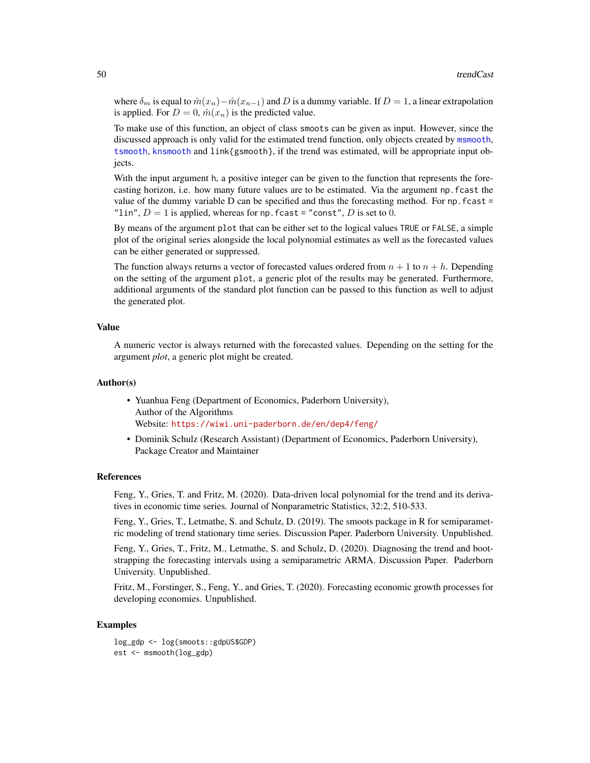where $\delta_m$ is equal to $\hat{m}(x_n) - \hat{m}(x_{n-1})$ and $D$ is a dummy variable. If $D = 1$, a linear extrapolation is applied. For $D = 0$, $\hat{m}(x_n)$ is the predicted value.

To make use of this function, an object of class `smoots` can be given as input. However, since the discussed approach is only valid for the estimated trend function, only objects created by `msmooth`, `tsmooth`, `knsmooth` and `link{gsmooth}`, if the trend was estimated, will be appropriate input objects.

With the input argument `h`, a positive integer can be given to the function that represents the forecasting horizon, i.e. how many future values are to be estimated. Via the argument `np.fcast` the value of the dummy variable D can be specified and thus the forecasting method. For `np.fcast = "lin"`, $D = 1$ is applied, whereas for `np.fcast = "const"`, $D$ is set to $0$.

By means of the argument `plot` that can be either set to the logical values `TRUE` or `FALSE`, a simple plot of the original series alongside the local polynomial estimates as well as the forecasted values can be either generated or suppressed.

The function always returns a vector of forecasted values ordered from $n + 1$ to $n + h$. Depending on the setting of the argument `plot`, a generic plot of the results may be generated. Furthermore, additional arguments of the standard plot function can be passed to this function as well to adjust the generated plot.

## Value

A numeric vector is always returned with the forecasted values. Depending on the setting for the argument *plot*, a generic plot might be created.

## Author(s)

- Yuanhua Feng (Department of Economics, Paderborn University),
  Author of the Algorithms
  Website: https://wiwi.uni-paderborn.de/en/dep4/feng/
- Dominik Schulz (Research Assistant) (Department of Economics, Paderborn University),
  Package Creator and Maintainer

## References

Feng, Y., Gries, T. and Fritz, M. (2020). Data-driven local polynomial for the trend and its derivatives in economic time series. Journal of Nonparametric Statistics, 32:2, 510-533.

Feng, Y., Gries, T., Letmathe, S. and Schulz, D. (2019). The smoots package in R for semiparametric modeling of trend stationary time series. Discussion Paper. Paderborn University. Unpublished.

Feng, Y., Gries, T., Fritz, M., Letmathe, S. and Schulz, D. (2020). Diagnosing the trend and bootstrapping the forecasting intervals using a semiparametric ARMA. Discussion Paper. Paderborn University. Unpublished.

Fritz, M., Forstinger, S., Feng, Y., and Gries, T. (2020). Forecasting economic growth processes for developing economies. Unpublished.

## Examples

```
log_gdp <- log(smoots::gdpUS$GDP)
est <- msmooth(log_gdp)
```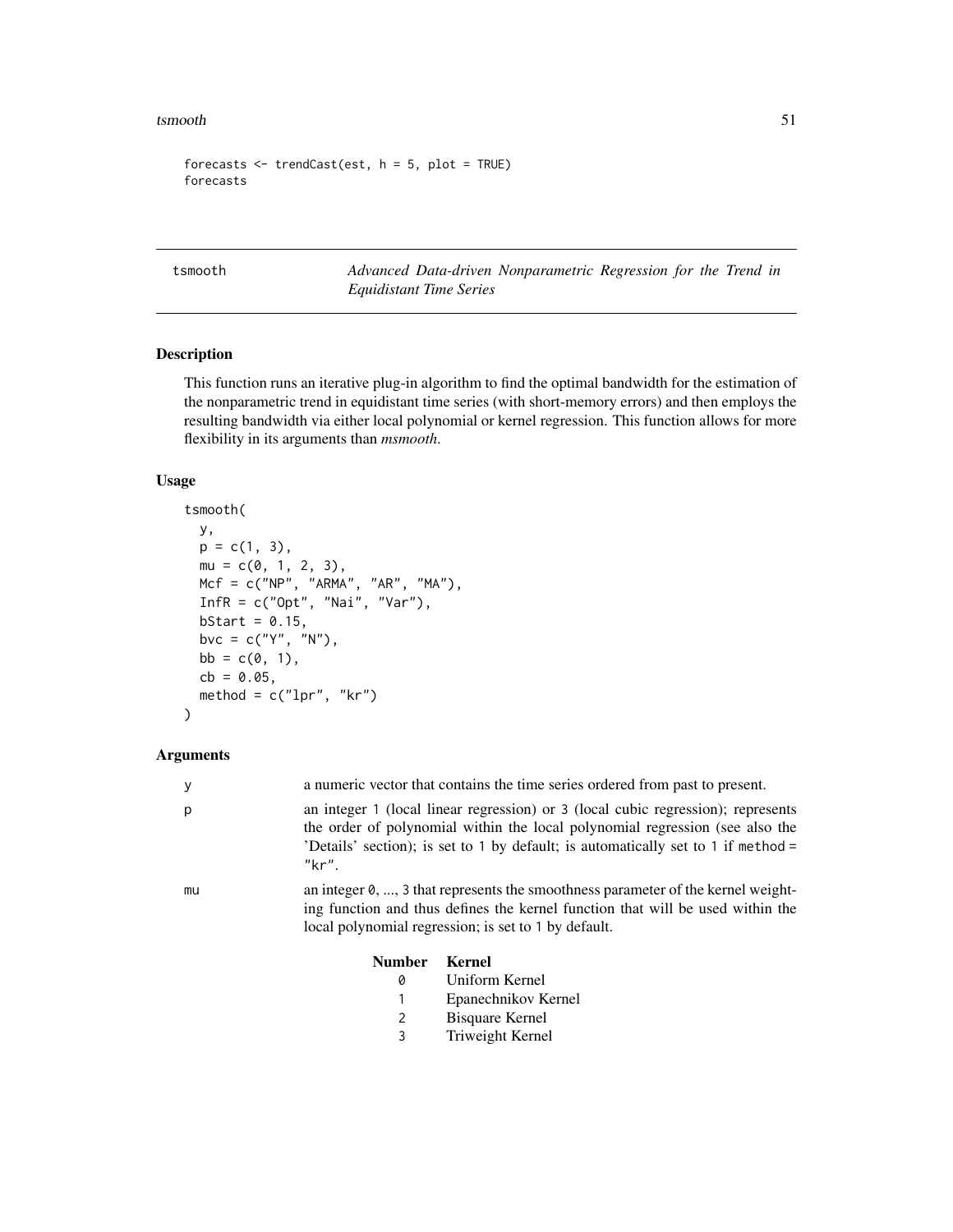```
forecasts <- trendCast(est, h = 5, plot = TRUE)
forecasts
```

## tsmooth — *Advanced Data-driven Nonparametric Regression for the Trend in Equidistant Time Series*

### Description

This function runs an iterative plug-in algorithm to find the optimal bandwidth for the estimation of the nonparametric trend in equidistant time series (with short-memory errors) and then employs the resulting bandwidth via either local polynomial or kernel regression. This function allows for more flexibility in its arguments than *msmooth*.

### Usage

```
tsmooth(
  y,
  p = c(1, 3),
  mu = c(0, 1, 2, 3),
  Mcf = c("NP", "ARMA", "AR", "MA"),
  InfR = c("Opt", "Nai", "Var"),
  bStart = 0.15,
  bvc = c("Y", "N"),
  bb = c(0, 1),
  cb = 0.05,
  method = c("lpr", "kr")
)
```

### Arguments

**y** a numeric vector that contains the time series ordered from past to present.

**p** an integer `1` (local linear regression) or `3` (local cubic regression); represents the order of polynomial within the local polynomial regression (see also the 'Details' section); is set to `1` by default; is automatically set to `1` if `method = "kr"`.

**mu** an integer `0`, ..., `3` that represents the smoothness parameter of the kernel weighting function and thus defines the kernel function that will be used within the local polynomial regression; is set to `1` by default.

| Number | Kernel |
|---|---|
| 0 | Uniform Kernel |
| 1 | Epanechnikov Kernel |
| 2 | Bisquare Kernel |
| 3 | Triweight Kernel |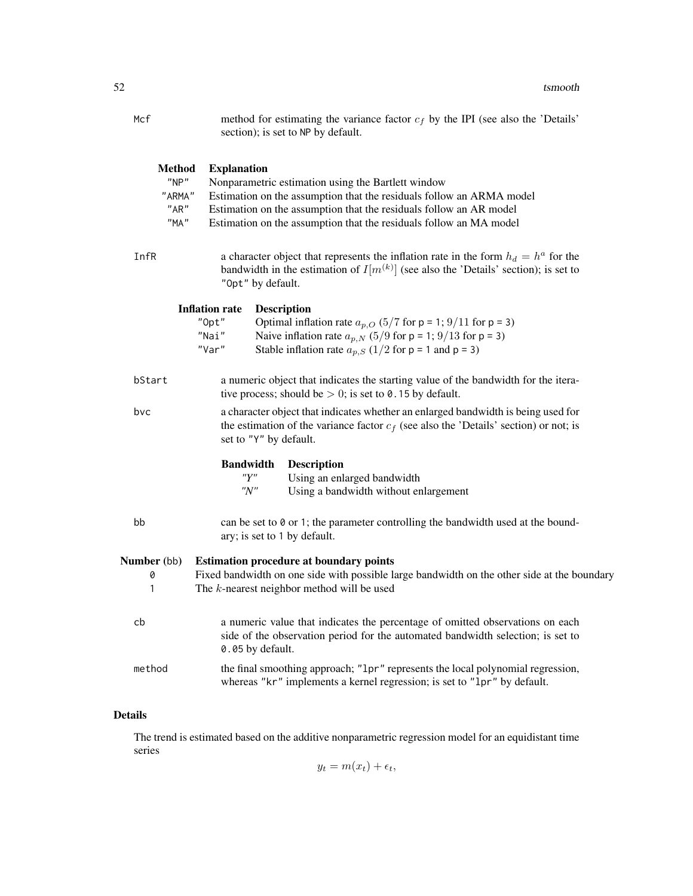Mcf
: method for estimating the variance factor $c_f$ by the IPI (see also the 'Details' section); is set to `NP` by default.

| Method | Explanation |
|---|---|
| `"NP"` | Nonparametric estimation using the Bartlett window |
| `"ARMA"` | Estimation on the assumption that the residuals follow an ARMA model |
| `"AR"` | Estimation on the assumption that the residuals follow an AR model |
| `"MA"` | Estimation on the assumption that the residuals follow an MA model |

InfR
: a character object that represents the inflation rate in the form $h_d = h^a$ for the bandwidth in the estimation of $I[m^{(k)}]$ (see also the 'Details' section); is set to `"Opt"` by default.

| Inflation rate | Description |
|---|---|
| `"Opt"` | Optimal inflation rate $a_{p,O}$ ($5/7$ for `p = 1`; $9/11$ for `p = 3`) |
| `"Nai"` | Naive inflation rate $a_{p,N}$ ($5/9$ for `p = 1`; $9/13$ for `p = 3`) |
| `"Var"` | Stable inflation rate $a_{p,S}$ ($1/2$ for `p = 1` and `p = 3`) |

bStart
: a numeric object that indicates the starting value of the bandwidth for the iterative process; should be $> 0$; is set to `0.15` by default.

bvc
: a character object that indicates whether an enlarged bandwidth is being used for the estimation of the variance factor $c_f$ (see also the 'Details' section) or not; is set to `"Y"` by default.

| Bandwidth | Description |
|---|---|
| *"Y"* | Using an enlarged bandwidth |
| *"N"* | Using a bandwidth without enlargement |

bb
: can be set to `0` or `1`; the parameter controlling the bandwidth used at the boundary; is set to `1` by default.

| Number (`bb`) | Estimation procedure at boundary points |
|---|---|
| `0` | Fixed bandwidth on one side with possible large bandwidth on the other side at the boundary |
| `1` | The $k$-nearest neighbor method will be used |

cb
: a numeric value that indicates the percentage of omitted observations on each side of the observation period for the automated bandwidth selection; is set to `0.05` by default.

method
: the final smoothing approach; `"lpr"` represents the local polynomial regression, whereas `"kr"` implements a kernel regression; is set to `"lpr"` by default.

## Details

The trend is estimated based on the additive nonparametric regression model for an equidistant time series

$$y_t = m(x_t) + \epsilon_t,$$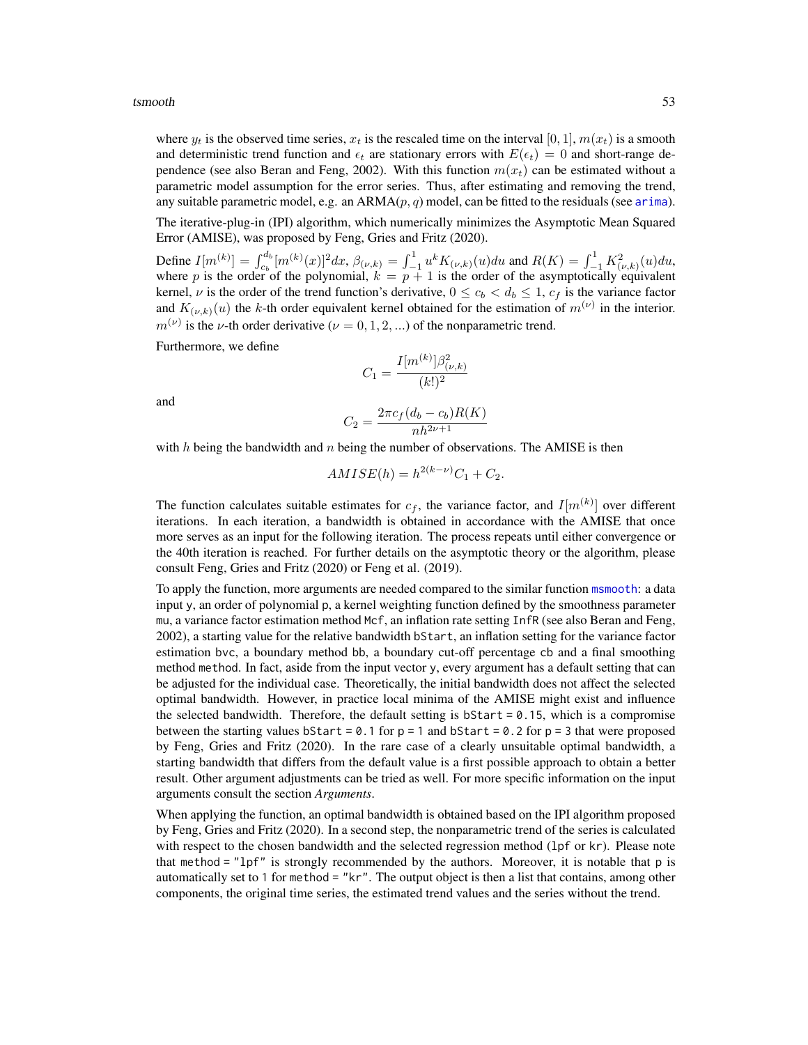where $y_t$ is the observed time series, $x_t$ is the rescaled time on the interval $[0, 1]$, $m(x_t)$ is a smooth and deterministic trend function and $\epsilon_t$ are stationary errors with $E(\epsilon_t) = 0$ and short-range dependence (see also Beran and Feng, 2002). With this function $m(x_t)$ can be estimated without a parametric model assumption for the error series. Thus, after estimating and removing the trend, any suitable parametric model, e.g. an ARMA($p, q$) model, can be fitted to the residuals (see `arima`).

The iterative-plug-in (IPI) algorithm, which numerically minimizes the Asymptotic Mean Squared Error (AMISE), was proposed by Feng, Gries and Fritz (2020).

Define $I[m^{(k)}] = \int_{c_b}^{d_b} [m^{(k)}(x)]^2 dx$, $\beta_{(\nu,k)} = \int_{-1}^{1} u^k K_{(\nu,k)}(u) du$ and $R(K) = \int_{-1}^{1} K_{(\nu,k)}^2(u) du$, where $p$ is the order of the polynomial, $k = p + 1$ is the order of the asymptotically equivalent kernel, $\nu$ is the order of the trend function's derivative, $0 \leq c_b < d_b \leq 1$, $c_f$ is the variance factor and $K_{(\nu,k)}(u)$ the $k$-th order equivalent kernel obtained for the estimation of $m^{(\nu)}$ in the interior. $m^{(\nu)}$ is the $\nu$-th order derivative ($\nu = 0, 1, 2, ...$) of the nonparametric trend.

Furthermore, we define

$$C_1 = \frac{I[m^{(k)}]\beta_{(\nu,k)}^2}{(k!)^2}$$

and

$$C_2 = \frac{2\pi c_f (d_b - c_b) R(K)}{nh^{2\nu+1}}$$

with $h$ being the bandwidth and $n$ being the number of observations. The AMISE is then

$$AMISE(h) = h^{2(k-\nu)} C_1 + C_2.$$

The function calculates suitable estimates for $c_f$, the variance factor, and $I[m^{(k)}]$ over different iterations. In each iteration, a bandwidth is obtained in accordance with the AMISE that once more serves as an input for the following iteration. The process repeats until either convergence or the 40th iteration is reached. For further details on the asymptotic theory or the algorithm, please consult Feng, Gries and Fritz (2020) or Feng et al. (2019).

To apply the function, more arguments are needed compared to the similar function `msmooth`: a data input `y`, an order of polynomial `p`, a kernel weighting function defined by the smoothness parameter `mu`, a variance factor estimation method `Mcf`, an inflation rate setting `InfR` (see also Beran and Feng, 2002), a starting value for the relative bandwidth `bStart`, an inflation setting for the variance factor estimation `bvc`, a boundary method `bb`, a boundary cut-off percentage `cb` and a final smoothing method `method`. In fact, aside from the input vector `y`, every argument has a default setting that can be adjusted for the individual case. Theoretically, the initial bandwidth does not affect the selected optimal bandwidth. However, in practice local minima of the AMISE might exist and influence the selected bandwidth. Therefore, the default setting is `bStart = 0.15`, which is a compromise between the starting values `bStart = 0.1` for `p = 1` and `bStart = 0.2` for `p = 3` that were proposed by Feng, Gries and Fritz (2020). In the rare case of a clearly unsuitable optimal bandwidth, a starting bandwidth that differs from the default value is a first possible approach to obtain a better result. Other argument adjustments can be tried as well. For more specific information on the input arguments consult the section *Arguments*.

When applying the function, an optimal bandwidth is obtained based on the IPI algorithm proposed by Feng, Gries and Fritz (2020). In a second step, the nonparametric trend of the series is calculated with respect to the chosen bandwidth and the selected regression method (`lpf` or `kr`). Please note that `method = "lpf"` is strongly recommended by the authors. Moreover, it is notable that `p` is automatically set to 1 for `method = "kr"`. The output object is then a list that contains, among other components, the original time series, the estimated trend values and the series without the trend.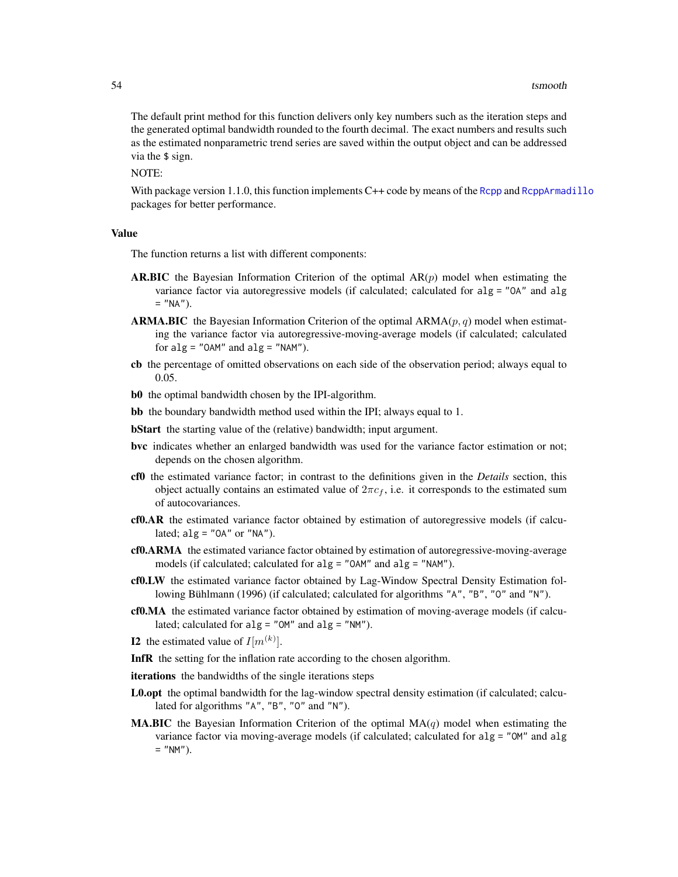The default print method for this function delivers only key numbers such as the iteration steps and the generated optimal bandwidth rounded to the fourth decimal. The exact numbers and results such as the estimated nonparametric trend series are saved within the output object and can be addressed via the $ sign.

NOTE:

With package version 1.1.0, this function implements C++ code by means of the Rcpp and RcppArmadillo packages for better performance.

## Value

The function returns a list with different components:

**AR.BIC** the Bayesian Information Criterion of the optimal AR($p$) model when estimating the variance factor via autoregressive models (if calculated; calculated for `alg = "OA"` and `alg = "NA"`).

**ARMA.BIC** the Bayesian Information Criterion of the optimal ARMA($p, q$) model when estimating the variance factor via autoregressive-moving-average models (if calculated; calculated for `alg = "OAM"` and `alg = "NAM"`).

**cb** the percentage of omitted observations on each side of the observation period; always equal to 0.05.

**b0** the optimal bandwidth chosen by the IPI-algorithm.

**bb** the boundary bandwidth method used within the IPI; always equal to 1.

**bStart** the starting value of the (relative) bandwidth; input argument.

**bvc** indicates whether an enlarged bandwidth was used for the variance factor estimation or not; depends on the chosen algorithm.

**cf0** the estimated variance factor; in contrast to the definitions given in the *Details* section, this object actually contains an estimated value of $2\pi c_f$, i.e. it corresponds to the estimated sum of autocovariances.

**cf0.AR** the estimated variance factor obtained by estimation of autoregressive models (if calculated; `alg = "OA"` or `"NA"`).

**cf0.ARMA** the estimated variance factor obtained by estimation of autoregressive-moving-average models (if calculated; calculated for `alg = "OAM"` and `alg = "NAM"`).

**cf0.LW** the estimated variance factor obtained by Lag-Window Spectral Density Estimation following Bühlmann (1996) (if calculated; calculated for algorithms `"A"`, `"B"`, `"O"` and `"N"`).

**cf0.MA** the estimated variance factor obtained by estimation of moving-average models (if calculated; calculated for `alg = "OM"` and `alg = "NM"`).

**I2** the estimated value of $I[m^{(k)}]$.

**InfR** the setting for the inflation rate according to the chosen algorithm.

**iterations** the bandwidths of the single iterations steps

**L0.opt** the optimal bandwidth for the lag-window spectral density estimation (if calculated; calculated for algorithms `"A"`, `"B"`, `"O"` and `"N"`).

**MA.BIC** the Bayesian Information Criterion of the optimal MA($q$) model when estimating the variance factor via moving-average models (if calculated; calculated for `alg = "OM"` and `alg = "NM"`).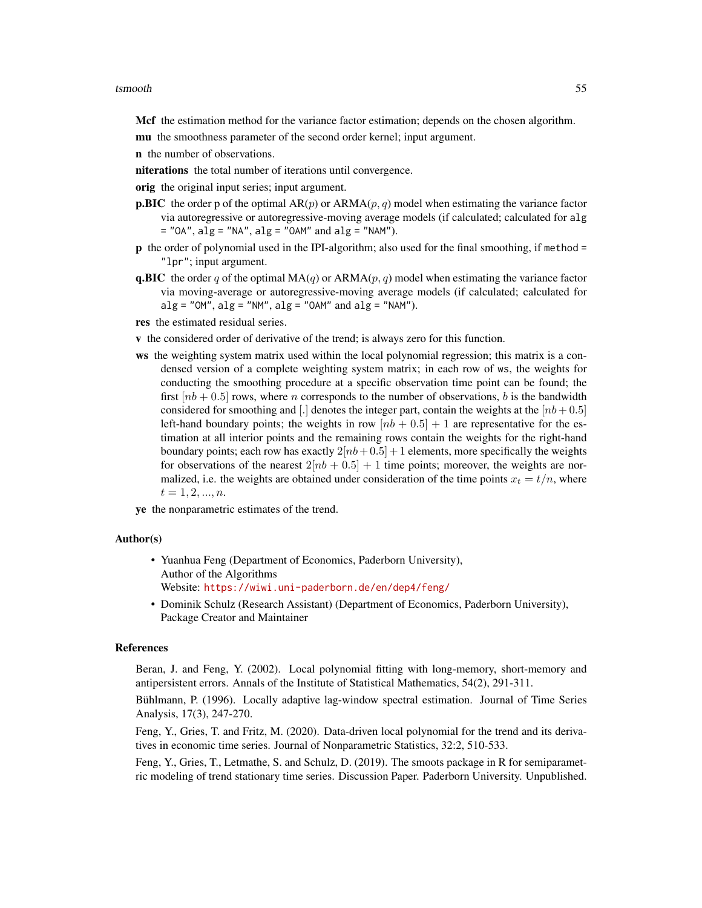**Mcf** the estimation method for the variance factor estimation; depends on the chosen algorithm.

**mu** the smoothness parameter of the second order kernel; input argument.

**n** the number of observations.

**niterations** the total number of iterations until convergence.

**orig** the original input series; input argument.

**p.BIC** the order p of the optimal AR($p$) or ARMA($p, q$) model when estimating the variance factor via autoregressive or autoregressive-moving average models (if calculated; calculated for `alg = "OA"`, `alg = "NA"`, `alg = "OAM"` and `alg = "NAM"`).

**p** the order of polynomial used in the IPI-algorithm; also used for the final smoothing, if `method = "lpr"`; input argument.

**q.BIC** the order $q$ of the optimal MA($q$) or ARMA($p, q$) model when estimating the variance factor via moving-average or autoregressive-moving average models (if calculated; calculated for `alg = "OM"`, `alg = "NM"`, `alg = "OAM"` and `alg = "NAM"`).

**res** the estimated residual series.

**v** the considered order of derivative of the trend; is always zero for this function.

**ws** the weighting system matrix used within the local polynomial regression; this matrix is a condensed version of a complete weighting system matrix; in each row of `ws`, the weights for conducting the smoothing procedure at a specific observation time point can be found; the first $[nb + 0.5]$ rows, where $n$ corresponds to the number of observations, $b$ is the bandwidth considered for smoothing and $[.]$ denotes the integer part, contain the weights at the $[nb + 0.5]$ left-hand boundary points; the weights in row $[nb + 0.5] + 1$ are representative for the estimation at all interior points and the remaining rows contain the weights for the right-hand boundary points; each row has exactly $2[nb + 0.5] + 1$ elements, more specifically the weights for observations of the nearest $2[nb + 0.5] + 1$ time points; moreover, the weights are normalized, i.e. the weights are obtained under consideration of the time points $x_t = t/n$, where $t = 1, 2, ..., n$.

**ye** the nonparametric estimates of the trend.

## Author(s)

- Yuanhua Feng (Department of Economics, Paderborn University),
  Author of the Algorithms
  Website: https://wiwi.uni-paderborn.de/en/dep4/feng/
- Dominik Schulz (Research Assistant) (Department of Economics, Paderborn University),
  Package Creator and Maintainer

## References

Beran, J. and Feng, Y. (2002). Local polynomial fitting with long-memory, short-memory and antipersistent errors. Annals of the Institute of Statistical Mathematics, 54(2), 291-311.

Bühlmann, P. (1996). Locally adaptive lag-window spectral estimation. Journal of Time Series Analysis, 17(3), 247-270.

Feng, Y., Gries, T. and Fritz, M. (2020). Data-driven local polynomial for the trend and its derivatives in economic time series. Journal of Nonparametric Statistics, 32:2, 510-533.

Feng, Y., Gries, T., Letmathe, S. and Schulz, D. (2019). The smoots package in R for semiparametric modeling of trend stationary time series. Discussion Paper. Paderborn University. Unpublished.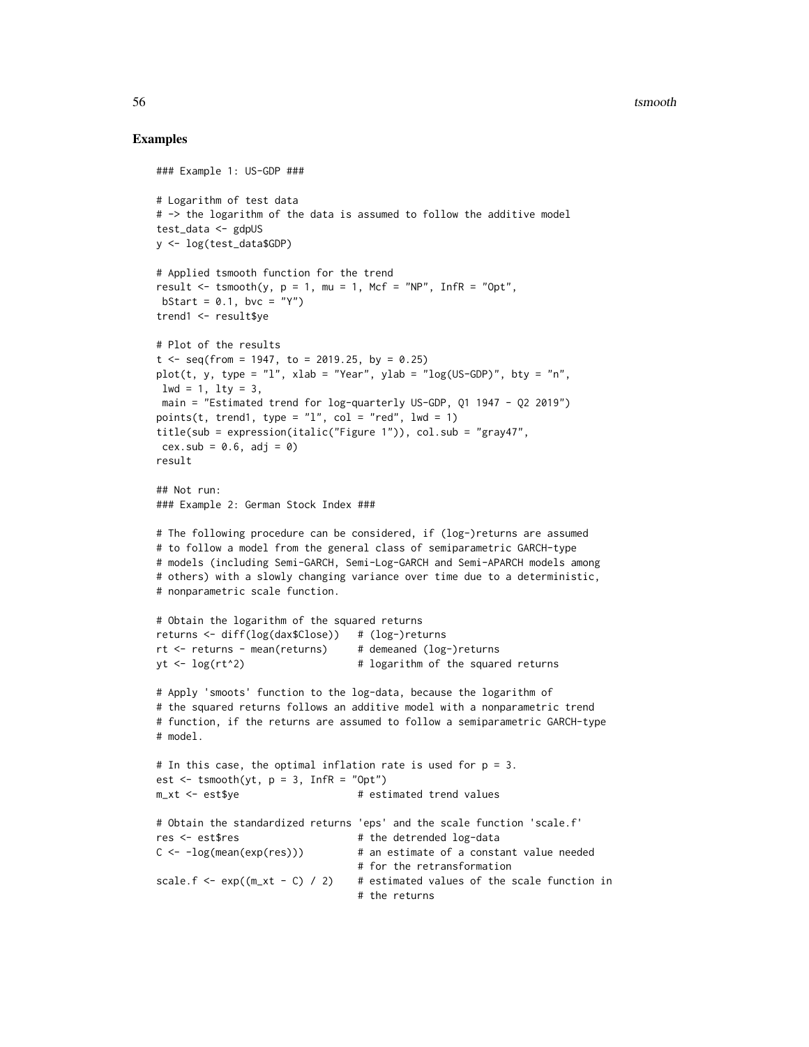## Examples

```
### Example 1: US-GDP ###

# Logarithm of test data
# -> the logarithm of the data is assumed to follow the additive model
test_data <- gdpUS
y <- log(test_data$GDP)

# Applied tsmooth function for the trend
result <- tsmooth(y, p = 1, mu = 1, Mcf = "NP", InfR = "Opt",
 bStart = 0.1, bvc = "Y")
trend1 <- result$ye

# Plot of the results
t <- seq(from = 1947, to = 2019.25, by = 0.25)
plot(t, y, type = "l", xlab = "Year", ylab = "log(US-GDP)", bty = "n",
 lwd = 1, lty = 3,
 main = "Estimated trend for log-quarterly US-GDP, Q1 1947 - Q2 2019")
points(t, trend1, type = "l", col = "red", lwd = 1)
title(sub = expression(italic("Figure 1")), col.sub = "gray47",
 cex.sub = 0.6, adj = 0)
result

## Not run:
### Example 2: German Stock Index ###

# The following procedure can be considered, if (log-)returns are assumed
# to follow a model from the general class of semiparametric GARCH-type
# models (including Semi-GARCH, Semi-Log-GARCH and Semi-APARCH models among
# others) with a slowly changing variance over time due to a deterministic,
# nonparametric scale function.

# Obtain the logarithm of the squared returns
returns <- diff(log(dax$Close))   # (log-)returns
rt <- returns - mean(returns)     # demeaned (log-)returns
yt <- log(rt^2)                   # logarithm of the squared returns

# Apply 'smoots' function to the log-data, because the logarithm of
# the squared returns follows an additive model with a nonparametric trend
# function, if the returns are assumed to follow a semiparametric GARCH-type
# model.

# In this case, the optimal inflation rate is used for p = 3.
est <- tsmooth(yt, p = 3, InfR = "Opt")
m_xt <- est$ye                    # estimated trend values

# Obtain the standardized returns 'eps' and the scale function 'scale.f'
res <- est$res                    # the detrended log-data
C <- -log(mean(exp(res)))         # an estimate of a constant value needed
                                  # for the retransformation
scale.f <- exp((m_xt - C) / 2)    # estimated values of the scale function in
                                  # the returns
```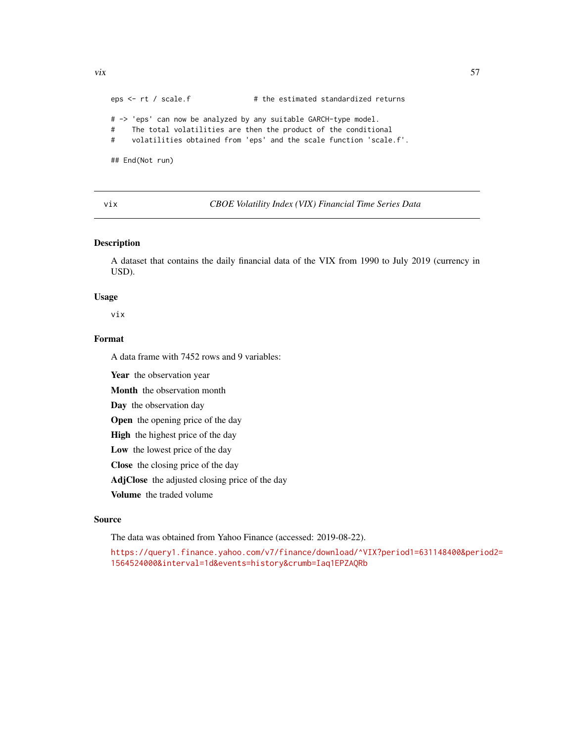```
eps <- rt / scale.f              # the estimated standardized returns

# -> 'eps' can now be analyzed by any suitable GARCH-type model.
#    The total volatilities are then the product of the conditional
#    volatilities obtained from 'eps' and the scale function 'scale.f'.

## End(Not run)
```

---

vix *CBOE Volatility Index (VIX) Financial Time Series Data*

---

## Description

A dataset that contains the daily financial data of the VIX from 1990 to July 2019 (currency in USD).

## Usage

```
vix
```

## Format

A data frame with 7452 rows and 9 variables:

**Year** the observation year

**Month** the observation month

**Day** the observation day

**Open** the opening price of the day

**High** the highest price of the day

**Low** the lowest price of the day

**Close** the closing price of the day

**AdjClose** the adjusted closing price of the day

**Volume** the traded volume

## Source

The data was obtained from Yahoo Finance (accessed: 2019-08-22).

https://query1.finance.yahoo.com/v7/finance/download/^VIX?period1=631148400&period2=1564524000&interval=1d&events=history&crumb=Iaq1EPZAQRb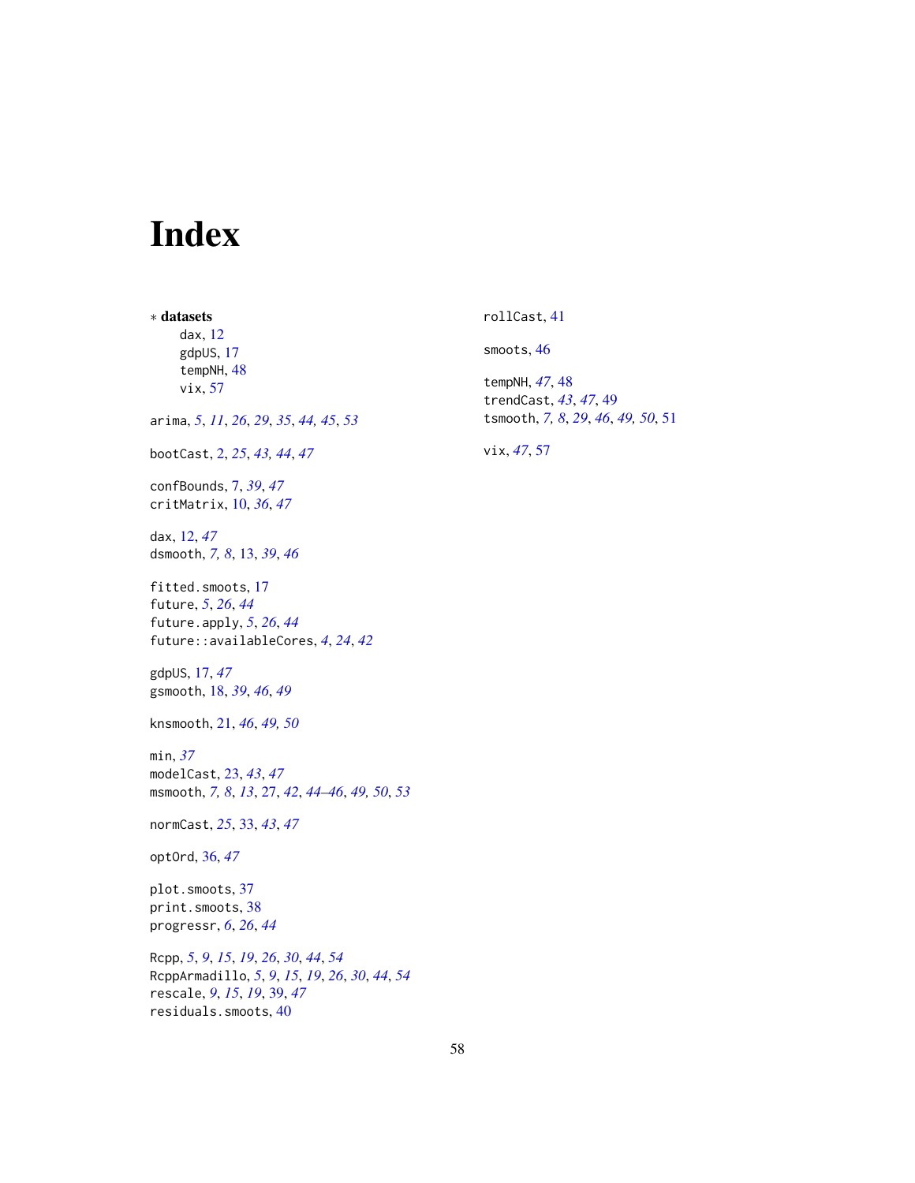# Index

∗ **datasets**
  dax, 12
  gdpUS, 17
  tempNH, 48
  vix, 57

arima, *5*, *11*, *26*, *29*, *35*, *44, 45*, *53*

bootCast, 2, *25*, *43, 44*, *47*

confBounds, 7, *39*, *47*
critMatrix, 10, *36*, *47*

dax, 12, *47*
dsmooth, *7, 8*, 13, *39*, *46*

fitted.smoots, 17
future, *5*, *26*, *44*
future.apply, *5*, *26*, *44*
future::availableCores, *4*, *24*, *42*

gdpUS, 17, *47*
gsmooth, 18, *39*, *46*, *49*

knsmooth, 21, *46*, *49, 50*

min, *37*
modelCast, 23, *43*, *47*
msmooth, *7, 8*, *13*, 27, *42*, *44–46*, *49, 50*, *53*

normCast, *25*, 33, *43*, *47*

optOrd, 36, *47*

plot.smoots, 37
print.smoots, 38
progressr, *6*, *26*, *44*

Rcpp, *5*, *9*, *15*, *19*, *26*, *30*, *44*, *54*
RcppArmadillo, *5*, *9*, *15*, *19*, *26*, *30*, *44*, *54*
rescale, *9*, *15*, *19*, 39, *47*
residuals.smoots, 40

rollCast, 41

smoots, 46

tempNH, *47*, 48
trendCast, *43*, *47*, 49
tsmooth, *7, 8*, *29*, *46*, *49, 50*, 51

vix, *47*, 57